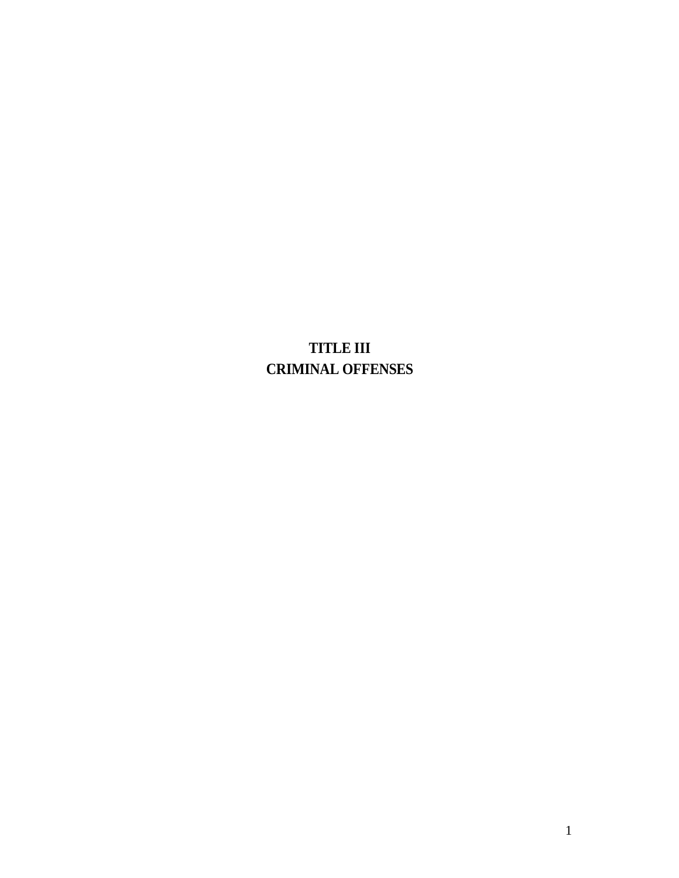# TITLE III
# CRIMINAL OFFENSES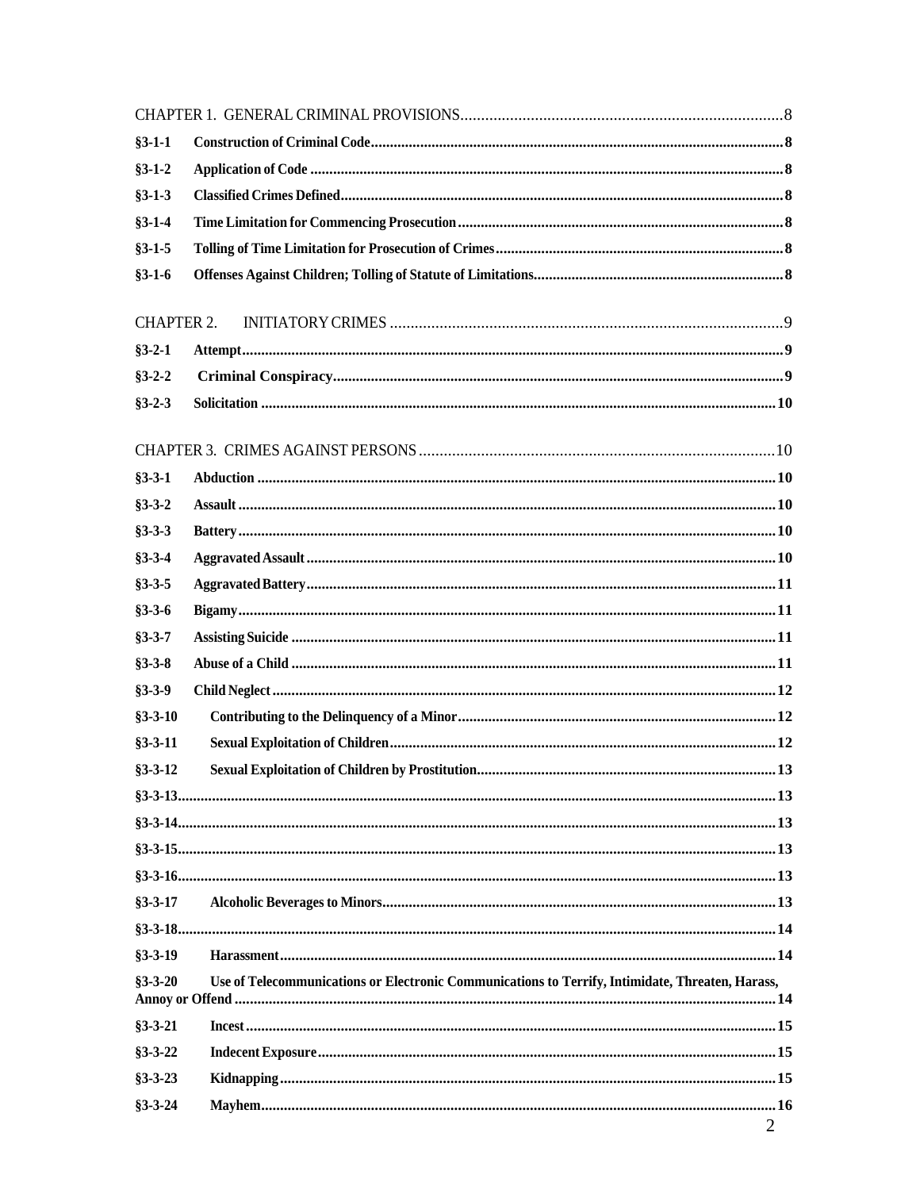CHAPTER 1. GENERAL CRIMINAL PROVISIONS 8

**§3-1-1 Construction of Criminal Code 8**

**§3-1-2 Application of Code 8**

**§3-1-3 Classified Crimes Defined 8**

**§3-1-4 Time Limitation for Commencing Prosecution 8**

**§3-1-5 Tolling of Time Limitation for Prosecution of Crimes 8**

**§3-1-6 Offenses Against Children; Tolling of Statute of Limitations 8**

CHAPTER 2. INITIATORY CRIMES 9

**§3-2-1 Attempt 9**

**§3-2-2 Criminal Conspiracy 9**

**§3-2-3 Solicitation 10**

CHAPTER 3. CRIMES AGAINST PERSONS 10

**§3-3-1 Abduction 10**

**§3-3-2 Assault 10**

**§3-3-3 Battery 10**

**§3-3-4 Aggravated Assault 10**

**§3-3-5 Aggravated Battery 11**

**§3-3-6 Bigamy 11**

**§3-3-7 Assisting Suicide 11**

**§3-3-8 Abuse of a Child 11**

**§3-3-9 Child Neglect 12**

**§3-3-10 Contributing to the Delinquency of a Minor 12**

**§3-3-11 Sexual Exploitation of Children 12**

**§3-3-12 Sexual Exploitation of Children by Prostitution 13**

**§3-3-13 13**

**§3-3-14 13**

**§3-3-15 13**

**§3-3-16 13**

**§3-3-17 Alcoholic Beverages to Minors 13**

**§3-3-18 14**

**§3-3-19 Harassment 14**

**§3-3-20 Use of Telecommunications or Electronic Communications to Terrify, Intimidate, Threaten, Harass, Annoy or Offend 14**

**§3-3-21 Incest 15**

**§3-3-22 Indecent Exposure 15**

**§3-3-23 Kidnapping 15**

**§3-3-24 Mayhem 16**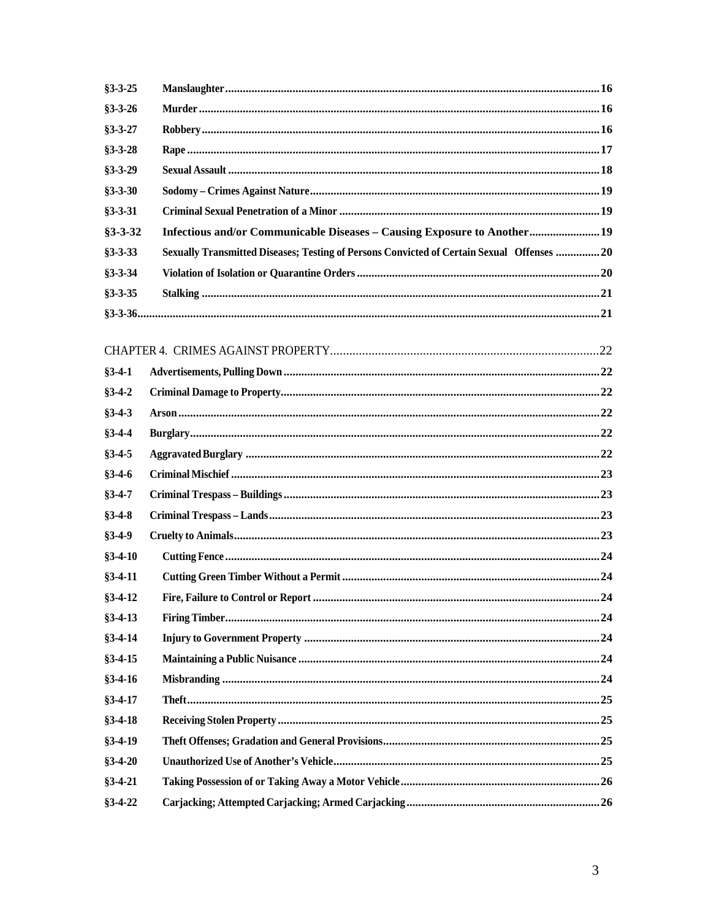| | | |
|---|---|---|
| §3-3-25 | **Manslaughter** | 16 |
| §3-3-26 | **Murder** | 16 |
| §3-3-27 | **Robbery** | 16 |
| §3-3-28 | **Rape** | 17 |
| §3-3-29 | **Sexual Assault** | 18 |
| §3-3-30 | **Sodomy – Crimes Against Nature** | 19 |
| §3-3-31 | **Criminal Sexual Penetration of a Minor** | 19 |
| §3-3-32 | **Infectious and/or Communicable Diseases – Causing Exposure to Another** | 19 |
| §3-3-33 | **Sexually Transmitted Diseases; Testing of Persons Convicted of Certain Sexual Offenses** | 20 |
| §3-3-34 | **Violation of Isolation or Quarantine Orders** | 20 |
| §3-3-35 | **Stalking** | 21 |
| §3-3-36 | | 21 |

CHAPTER 4. CRIMES AGAINST PROPERTY ........ 22

| | | |
|---|---|---|
| §3-4-1 | **Advertisements, Pulling Down** | 22 |
| §3-4-2 | **Criminal Damage to Property** | 22 |
| §3-4-3 | **Arson** | 22 |
| §3-4-4 | **Burglary** | 22 |
| §3-4-5 | **Aggravated Burglary** | 22 |
| §3-4-6 | **Criminal Mischief** | 23 |
| §3-4-7 | **Criminal Trespass – Buildings** | 23 |
| §3-4-8 | **Criminal Trespass – Lands** | 23 |
| §3-4-9 | **Cruelty to Animals** | 23 |
| §3-4-10 | **Cutting Fence** | 24 |
| §3-4-11 | **Cutting Green Timber Without a Permit** | 24 |
| §3-4-12 | **Fire, Failure to Control or Report** | 24 |
| §3-4-13 | **Firing Timber** | 24 |
| §3-4-14 | **Injury to Government Property** | 24 |
| §3-4-15 | **Maintaining a Public Nuisance** | 24 |
| §3-4-16 | **Misbranding** | 24 |
| §3-4-17 | **Theft** | 25 |
| §3-4-18 | **Receiving Stolen Property** | 25 |
| §3-4-19 | **Theft Offenses; Gradation and General Provisions** | 25 |
| §3-4-20 | **Unauthorized Use of Another's Vehicle** | 25 |
| §3-4-21 | **Taking Possession of or Taking Away a Motor Vehicle** | 26 |
| §3-4-22 | **Carjacking; Attempted Carjacking; Armed Carjacking** | 26 |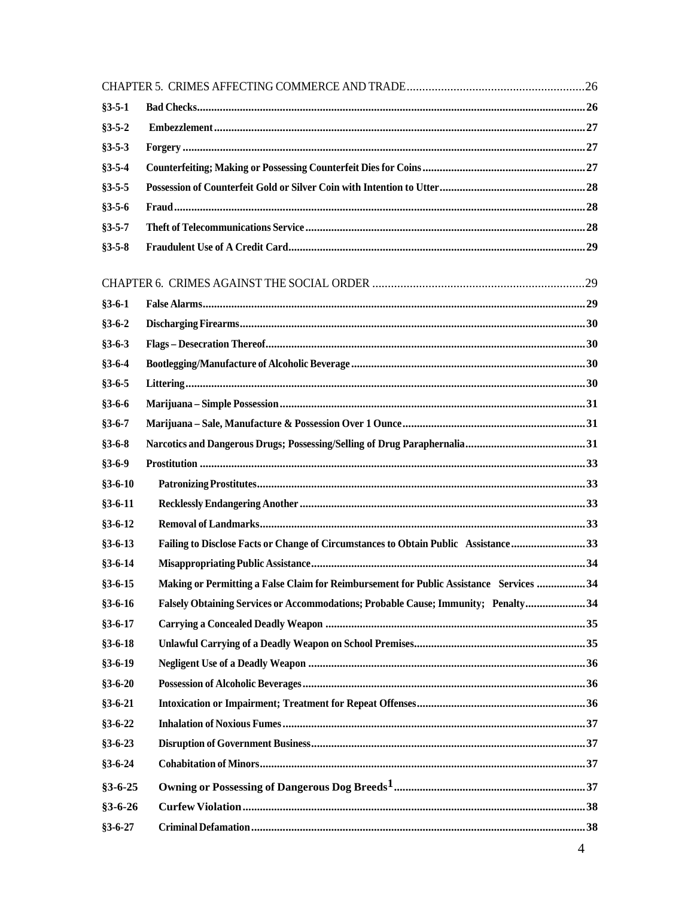CHAPTER 5. CRIMES AFFECTING COMMERCE AND TRADE ........................................................ 26

| | | |
|---|---|---|
| **§3-5-1** | **Bad Checks** | **26** |
| **§3-5-2** | **Embezzlement** | **27** |
| **§3-5-3** | **Forgery** | **27** |
| **§3-5-4** | **Counterfeiting; Making or Possessing Counterfeit Dies for Coins** | **27** |
| **§3-5-5** | **Possession of Counterfeit Gold or Silver Coin with Intention to Utter** | **28** |
| **§3-5-6** | **Fraud** | **28** |
| **§3-5-7** | **Theft of Telecommunications Service** | **28** |
| **§3-5-8** | **Fraudulent Use of A Credit Card** | **29** |

CHAPTER 6. CRIMES AGAINST THE SOCIAL ORDER ................................................................ 29

| | | |
|---|---|---|
| **§3-6-1** | **False Alarms** | **29** |
| **§3-6-2** | **Discharging Firearms** | **30** |
| **§3-6-3** | **Flags – Desecration Thereof** | **30** |
| **§3-6-4** | **Bootlegging/Manufacture of Alcoholic Beverage** | **30** |
| **§3-6-5** | **Littering** | **30** |
| **§3-6-6** | **Marijuana – Simple Possession** | **31** |
| **§3-6-7** | **Marijuana – Sale, Manufacture & Possession Over 1 Ounce** | **31** |
| **§3-6-8** | **Narcotics and Dangerous Drugs; Possessing/Selling of Drug Paraphernalia** | **31** |
| **§3-6-9** | **Prostitution** | **33** |
| **§3-6-10** | **Patronizing Prostitutes** | **33** |
| **§3-6-11** | **Recklessly Endangering Another** | **33** |
| **§3-6-12** | **Removal of Landmarks** | **33** |
| **§3-6-13** | **Failing to Disclose Facts or Change of Circumstances to Obtain Public Assistance** | **33** |
| **§3-6-14** | **Misappropriating Public Assistance** | **34** |
| **§3-6-15** | **Making or Permitting a False Claim for Reimbursement for Public Assistance Services** | **34** |
| **§3-6-16** | **Falsely Obtaining Services or Accommodations; Probable Cause; Immunity; Penalty** | **34** |
| **§3-6-17** | **Carrying a Concealed Deadly Weapon** | **35** |
| **§3-6-18** | **Unlawful Carrying of a Deadly Weapon on School Premises** | **35** |
| **§3-6-19** | **Negligent Use of a Deadly Weapon** | **36** |
| **§3-6-20** | **Possession of Alcoholic Beverages** | **36** |
| **§3-6-21** | **Intoxication or Impairment; Treatment for Repeat Offenses** | **36** |
| **§3-6-22** | **Inhalation of Noxious Fumes** | **37** |
| **§3-6-23** | **Disruption of Government Business** | **37** |
| **§3-6-24** | **Cohabitation of Minors** | **37** |
| **§3-6-25** | **Owning or Possessing of Dangerous Dog Breeds[1]** | **37** |
| **§3-6-26** | **Curfew Violation** | **38** |
| **§3-6-27** | **Criminal Defamation** | **38** |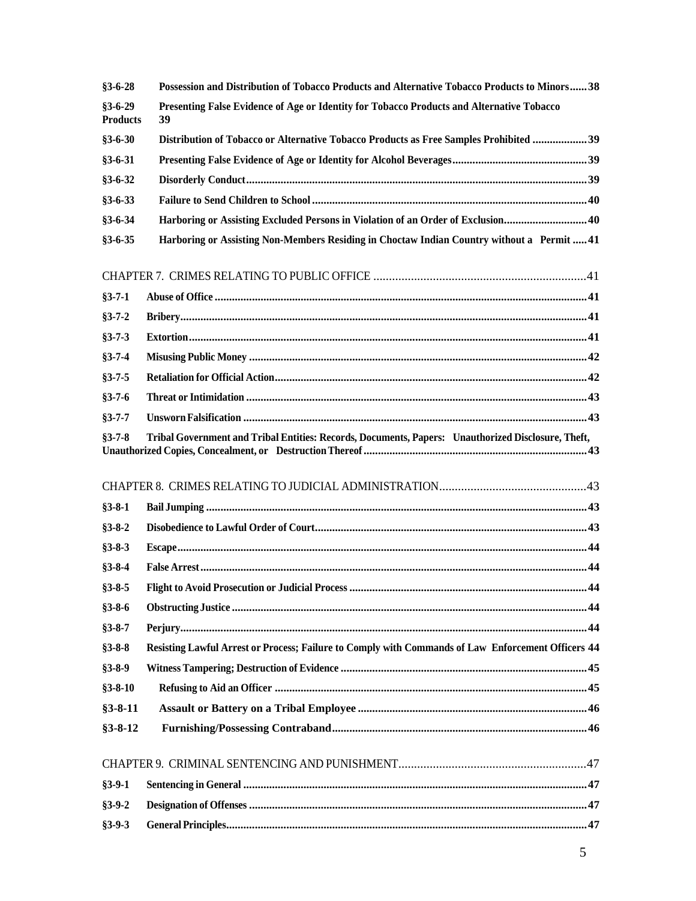**§3-6-28 Possession and Distribution of Tobacco Products and Alternative Tobacco Products to Minors......38**

**§3-6-29 Presenting False Evidence of Age or Identity for Tobacco Products and Alternative Tobacco Products 39**

**§3-6-30 Distribution of Tobacco or Alternative Tobacco Products as Free Samples Prohibited ...................39**

**§3-6-31 Presenting False Evidence of Age or Identity for Alcohol Beverages...............................................39**

**§3-6-32 Disorderly Conduct......................................................................................................................39**

**§3-6-33 Failure to Send Children to School ...............................................................................................40**

**§3-6-34 Harboring or Assisting Excluded Persons in Violation of an Order of Exclusion.............................40**

**§3-6-35 Harboring or Assisting Non-Members Residing in Choctaw Indian Country without a Permit .....41**

CHAPTER 7. CRIMES RELATING TO PUBLIC OFFICE ..................................................................41

**§3-7-1 Abuse of Office ...............................................................................................................................41**

**§3-7-2 Bribery...........................................................................................................................................41**

**§3-7-3 Extortion........................................................................................................................................41**

**§3-7-4 Misusing Public Money ...................................................................................................................42**

**§3-7-5 Retaliation for Official Action..........................................................................................................42**

**§3-7-6 Threat or Intimidation ....................................................................................................................43**

**§3-7-7 Unsworn Falsification .....................................................................................................................43**

**§3-7-8 Tribal Government and Tribal Entities: Records, Documents, Papers: Unauthorized Disclosure, Theft, Unauthorized Copies, Concealment, or Destruction Thereof ............................................................................43**

CHAPTER 8. CRIMES RELATING TO JUDICIAL ADMINISTRATION..............................................43

**§3-8-1 Bail Jumping ..................................................................................................................................43**

**§3-8-2 Disobedience to Lawful Order of Court.............................................................................................43**

**§3-8-3 Escape...........................................................................................................................................44**

**§3-8-4 False Arrest....................................................................................................................................44**

**§3-8-5 Flight to Avoid Prosecution or Judicial Process .................................................................................44**

**§3-8-6 Obstructing Justice .........................................................................................................................44**

**§3-8-7 Perjury...........................................................................................................................................44**

**§3-8-8 Resisting Lawful Arrest or Process; Failure to Comply with Commands of Law Enforcement Officers 44**

**§3-8-9 Witness Tampering; Destruction of Evidence ....................................................................................45**

**§3-8-10 Refusing to Aid an Officer ..........................................................................................................45**

**§3-8-11 Assault or Battery on a Tribal Employee ...............................................................................46**

**§3-8-12 Furnishing/Possessing Contraband.........................................................................................46**

CHAPTER 9. CRIMINAL SENTENCING AND PUNISHMENT...........................................................47

**§3-9-1 Sentencing in General .....................................................................................................................47**

**§3-9-2 Designation of Offenses ...................................................................................................................47**

**§3-9-3 General Principles...........................................................................................................................47**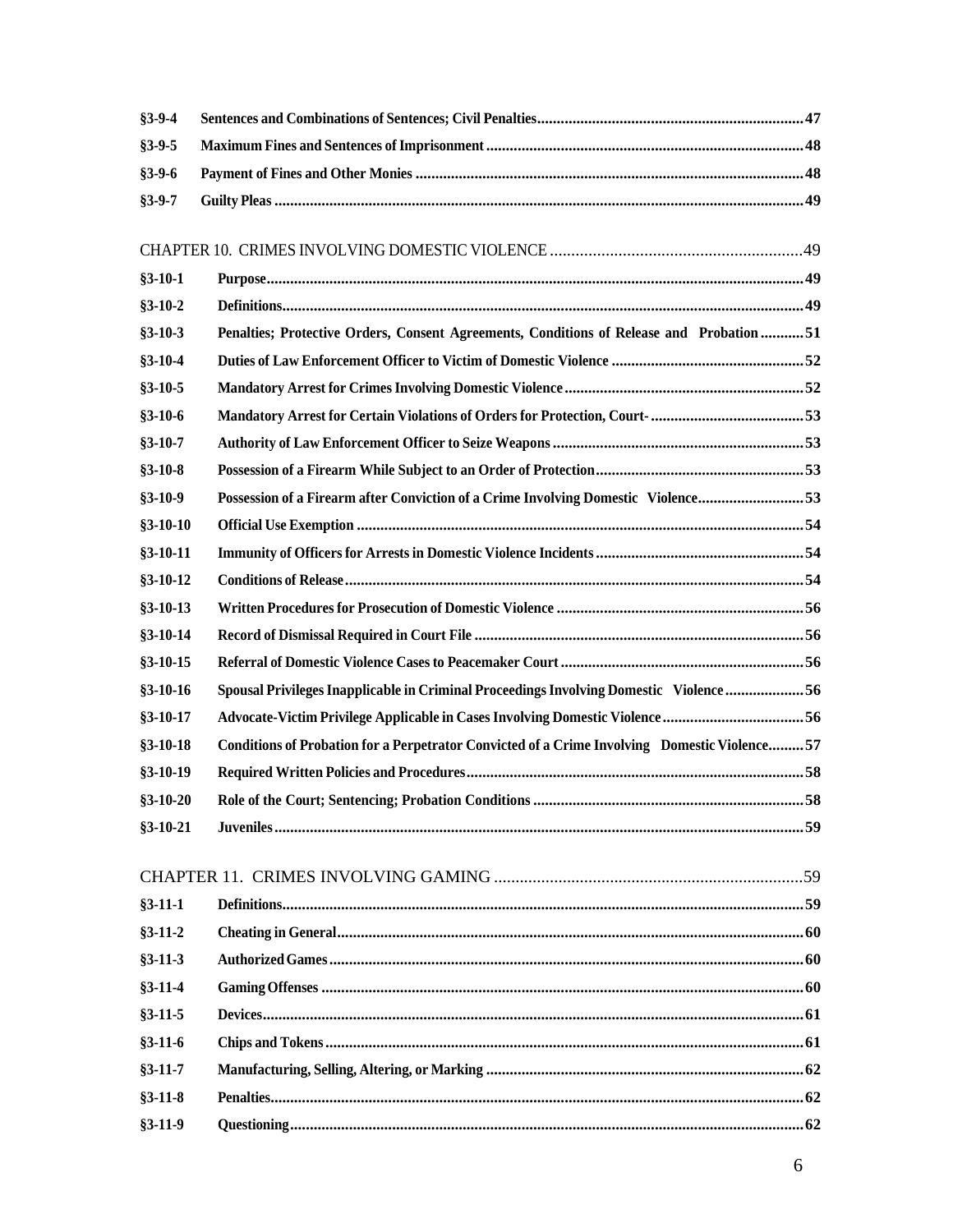| | | |
|---|---|---|
| §3-9-4 | **Sentences and Combinations of Sentences; Civil Penalties** | **47** |
| §3-9-5 | **Maximum Fines and Sentences of Imprisonment** | **48** |
| §3-9-6 | **Payment of Fines and Other Monies** | **48** |
| §3-9-7 | **Guilty Pleas** | **49** |

CHAPTER 10. CRIMES INVOLVING DOMESTIC VIOLENCE .......... 49

| | | |
|---|---|---|
| §3-10-1 | **Purpose** | **49** |
| §3-10-2 | **Definitions** | **49** |
| §3-10-3 | **Penalties; Protective Orders, Consent Agreements, Conditions of Release and Probation** | **51** |
| §3-10-4 | **Duties of Law Enforcement Officer to Victim of Domestic Violence** | **52** |
| §3-10-5 | **Mandatory Arrest for Crimes Involving Domestic Violence** | **52** |
| §3-10-6 | **Mandatory Arrest for Certain Violations of Orders for Protection, Court-** | **53** |
| §3-10-7 | **Authority of Law Enforcement Officer to Seize Weapons** | **53** |
| §3-10-8 | **Possession of a Firearm While Subject to an Order of Protection** | **53** |
| §3-10-9 | **Possession of a Firearm after Conviction of a Crime Involving Domestic Violence** | **53** |
| §3-10-10 | **Official Use Exemption** | **54** |
| §3-10-11 | **Immunity of Officers for Arrests in Domestic Violence Incidents** | **54** |
| §3-10-12 | **Conditions of Release** | **54** |
| §3-10-13 | **Written Procedures for Prosecution of Domestic Violence** | **56** |
| §3-10-14 | **Record of Dismissal Required in Court File** | **56** |
| §3-10-15 | **Referral of Domestic Violence Cases to Peacemaker Court** | **56** |
| §3-10-16 | **Spousal Privileges Inapplicable in Criminal Proceedings Involving Domestic Violence** | **56** |
| §3-10-17 | **Advocate-Victim Privilege Applicable in Cases Involving Domestic Violence** | **56** |
| §3-10-18 | **Conditions of Probation for a Perpetrator Convicted of a Crime Involving Domestic Violence** | **57** |
| §3-10-19 | **Required Written Policies and Procedures** | **58** |
| §3-10-20 | **Role of the Court; Sentencing; Probation Conditions** | **58** |
| §3-10-21 | **Juveniles** | **59** |

CHAPTER 11. CRIMES INVOLVING GAMING .......... 59

| | | |
|---|---|---|
| §3-11-1 | **Definitions** | **59** |
| §3-11-2 | **Cheating in General** | **60** |
| §3-11-3 | **Authorized Games** | **60** |
| §3-11-4 | **Gaming Offenses** | **60** |
| §3-11-5 | **Devices** | **61** |
| §3-11-6 | **Chips and Tokens** | **61** |
| §3-11-7 | **Manufacturing, Selling, Altering, or Marking** | **62** |
| §3-11-8 | **Penalties** | **62** |
| §3-11-9 | **Questioning** | **62** |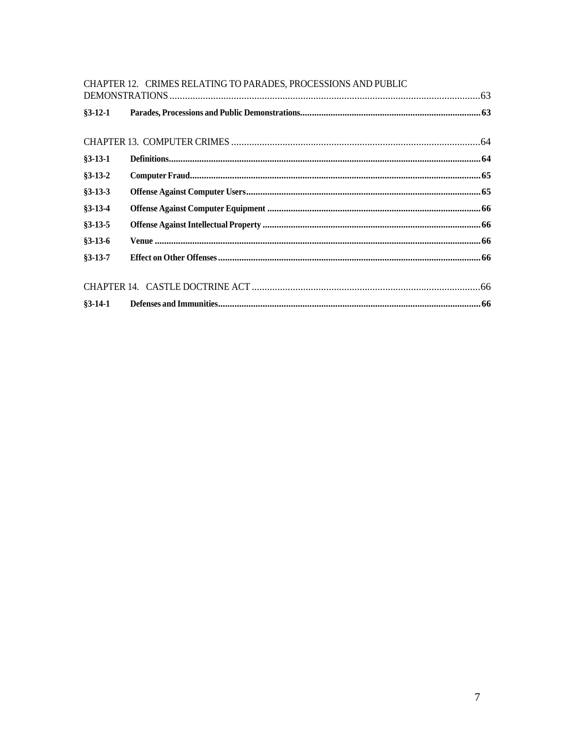CHAPTER 12. CRIMES RELATING TO PARADES, PROCESSIONS AND PUBLIC DEMONSTRATIONS ........ 63

**§3-12-1 Parades, Processions and Public Demonstrations** ........ **63**

CHAPTER 13. COMPUTER CRIMES ........ 64

**§3-13-1 Definitions** ........ **64**

**§3-13-2 Computer Fraud** ........ **65**

**§3-13-3 Offense Against Computer Users** ........ **65**

**§3-13-4 Offense Against Computer Equipment** ........ **66**

**§3-13-5 Offense Against Intellectual Property** ........ **66**

**§3-13-6 Venue** ........ **66**

**§3-13-7 Effect on Other Offenses** ........ **66**

CHAPTER 14. CASTLE DOCTRINE ACT ........ 66

**§3-14-1 Defenses and Immunities** ........ **66**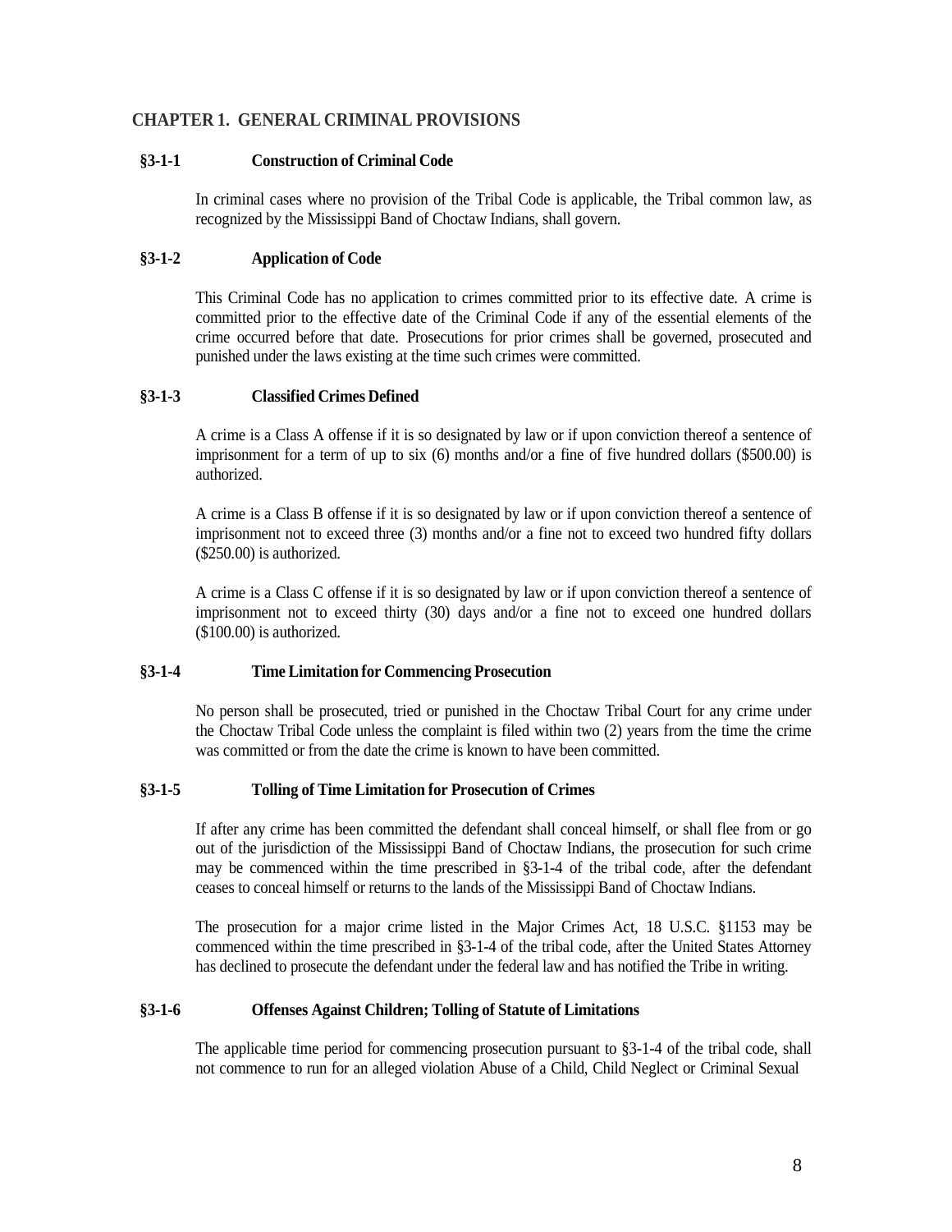## CHAPTER 1. GENERAL CRIMINAL PROVISIONS

### §3-1-1 Construction of Criminal Code

In criminal cases where no provision of the Tribal Code is applicable, the Tribal common law, as recognized by the Mississippi Band of Choctaw Indians, shall govern.

### §3-1-2 Application of Code

This Criminal Code has no application to crimes committed prior to its effective date. A crime is committed prior to the effective date of the Criminal Code if any of the essential elements of the crime occurred before that date. Prosecutions for prior crimes shall be governed, prosecuted and punished under the laws existing at the time such crimes were committed.

### §3-1-3 Classified Crimes Defined

A crime is a Class A offense if it is so designated by law or if upon conviction thereof a sentence of imprisonment for a term of up to six (6) months and/or a fine of five hundred dollars ($500.00) is authorized.

A crime is a Class B offense if it is so designated by law or if upon conviction thereof a sentence of imprisonment not to exceed three (3) months and/or a fine not to exceed two hundred fifty dollars ($250.00) is authorized.

A crime is a Class C offense if it is so designated by law or if upon conviction thereof a sentence of imprisonment not to exceed thirty (30) days and/or a fine not to exceed one hundred dollars ($100.00) is authorized.

### §3-1-4 Time Limitation for Commencing Prosecution

No person shall be prosecuted, tried or punished in the Choctaw Tribal Court for any crime under the Choctaw Tribal Code unless the complaint is filed within two (2) years from the time the crime was committed or from the date the crime is known to have been committed.

### §3-1-5 Tolling of Time Limitation for Prosecution of Crimes

If after any crime has been committed the defendant shall conceal himself, or shall flee from or go out of the jurisdiction of the Mississippi Band of Choctaw Indians, the prosecution for such crime may be commenced within the time prescribed in §3-1-4 of the tribal code, after the defendant ceases to conceal himself or returns to the lands of the Mississippi Band of Choctaw Indians.

The prosecution for a major crime listed in the Major Crimes Act, 18 U.S.C. §1153 may be commenced within the time prescribed in §3-1-4 of the tribal code, after the United States Attorney has declined to prosecute the defendant under the federal law and has notified the Tribe in writing.

### §3-1-6 Offenses Against Children; Tolling of Statute of Limitations

The applicable time period for commencing prosecution pursuant to §3-1-4 of the tribal code, shall not commence to run for an alleged violation Abuse of a Child, Child Neglect or Criminal Sexual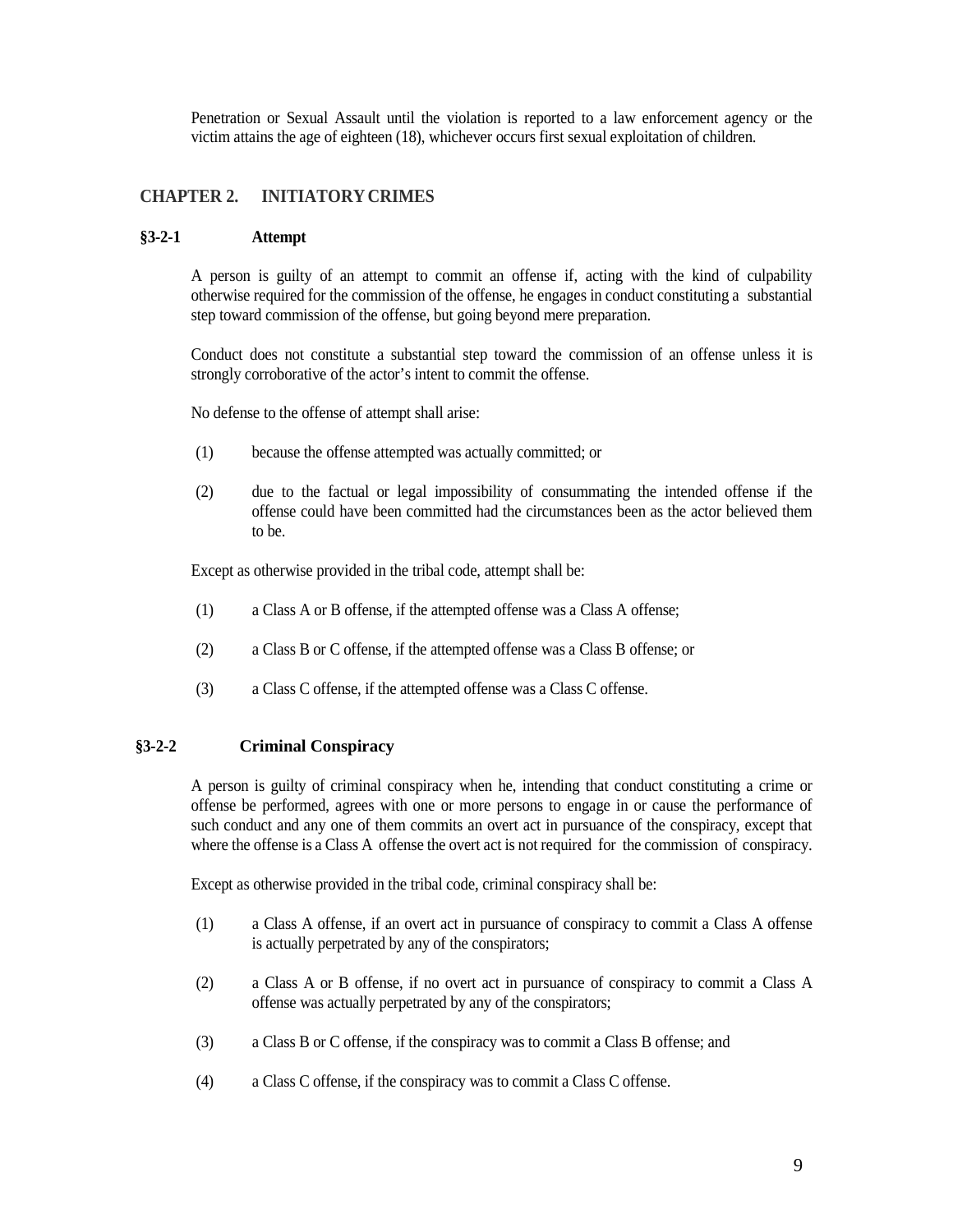Penetration or Sexual Assault until the violation is reported to a law enforcement agency or the victim attains the age of eighteen (18), whichever occurs first sexual exploitation of children.

## CHAPTER 2. INITIATORY CRIMES

### §3-2-1 Attempt

A person is guilty of an attempt to commit an offense if, acting with the kind of culpability otherwise required for the commission of the offense, he engages in conduct constituting a substantial step toward commission of the offense, but going beyond mere preparation.

Conduct does not constitute a substantial step toward the commission of an offense unless it is strongly corroborative of the actor's intent to commit the offense.

No defense to the offense of attempt shall arise:

(1) because the offense attempted was actually committed; or

(2) due to the factual or legal impossibility of consummating the intended offense if the offense could have been committed had the circumstances been as the actor believed them to be.

Except as otherwise provided in the tribal code, attempt shall be:

(1) a Class A or B offense, if the attempted offense was a Class A offense;

(2) a Class B or C offense, if the attempted offense was a Class B offense; or

(3) a Class C offense, if the attempted offense was a Class C offense.

### §3-2-2 Criminal Conspiracy

A person is guilty of criminal conspiracy when he, intending that conduct constituting a crime or offense be performed, agrees with one or more persons to engage in or cause the performance of such conduct and any one of them commits an overt act in pursuance of the conspiracy, except that where the offense is a Class A offense the overt act is not required for the commission of conspiracy.

Except as otherwise provided in the tribal code, criminal conspiracy shall be:

(1) a Class A offense, if an overt act in pursuance of conspiracy to commit a Class A offense is actually perpetrated by any of the conspirators;

(2) a Class A or B offense, if no overt act in pursuance of conspiracy to commit a Class A offense was actually perpetrated by any of the conspirators;

(3) a Class B or C offense, if the conspiracy was to commit a Class B offense; and

(4) a Class C offense, if the conspiracy was to commit a Class C offense.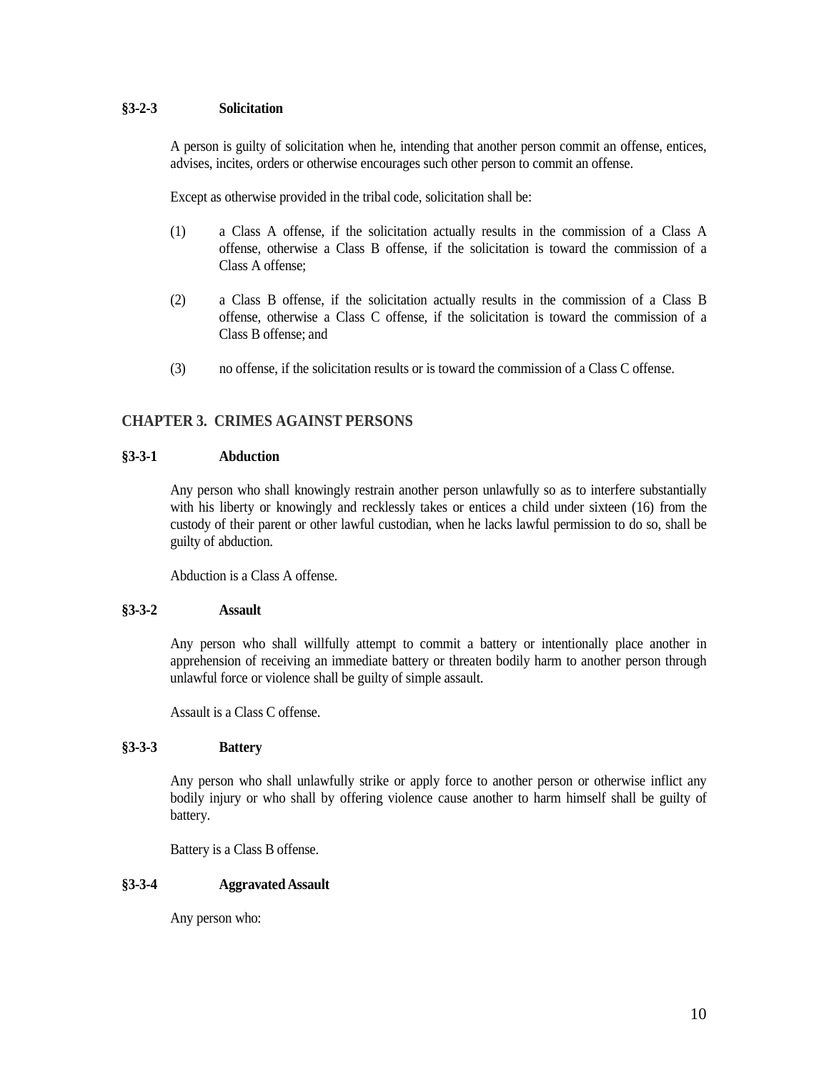### §3-2-3 Solicitation

A person is guilty of solicitation when he, intending that another person commit an offense, entices, advises, incites, orders or otherwise encourages such other person to commit an offense.

Except as otherwise provided in the tribal code, solicitation shall be:

(1) a Class A offense, if the solicitation actually results in the commission of a Class A offense, otherwise a Class B offense, if the solicitation is toward the commission of a Class A offense;

(2) a Class B offense, if the solicitation actually results in the commission of a Class B offense, otherwise a Class C offense, if the solicitation is toward the commission of a Class B offense; and

(3) no offense, if the solicitation results or is toward the commission of a Class C offense.

## CHAPTER 3. CRIMES AGAINST PERSONS

### §3-3-1 Abduction

Any person who shall knowingly restrain another person unlawfully so as to interfere substantially with his liberty or knowingly and recklessly takes or entices a child under sixteen (16) from the custody of their parent or other lawful custodian, when he lacks lawful permission to do so, shall be guilty of abduction.

Abduction is a Class A offense.

### §3-3-2 Assault

Any person who shall willfully attempt to commit a battery or intentionally place another in apprehension of receiving an immediate battery or threaten bodily harm to another person through unlawful force or violence shall be guilty of simple assault.

Assault is a Class C offense.

### §3-3-3 Battery

Any person who shall unlawfully strike or apply force to another person or otherwise inflict any bodily injury or who shall by offering violence cause another to harm himself shall be guilty of battery.

Battery is a Class B offense.

### §3-3-4 Aggravated Assault

Any person who: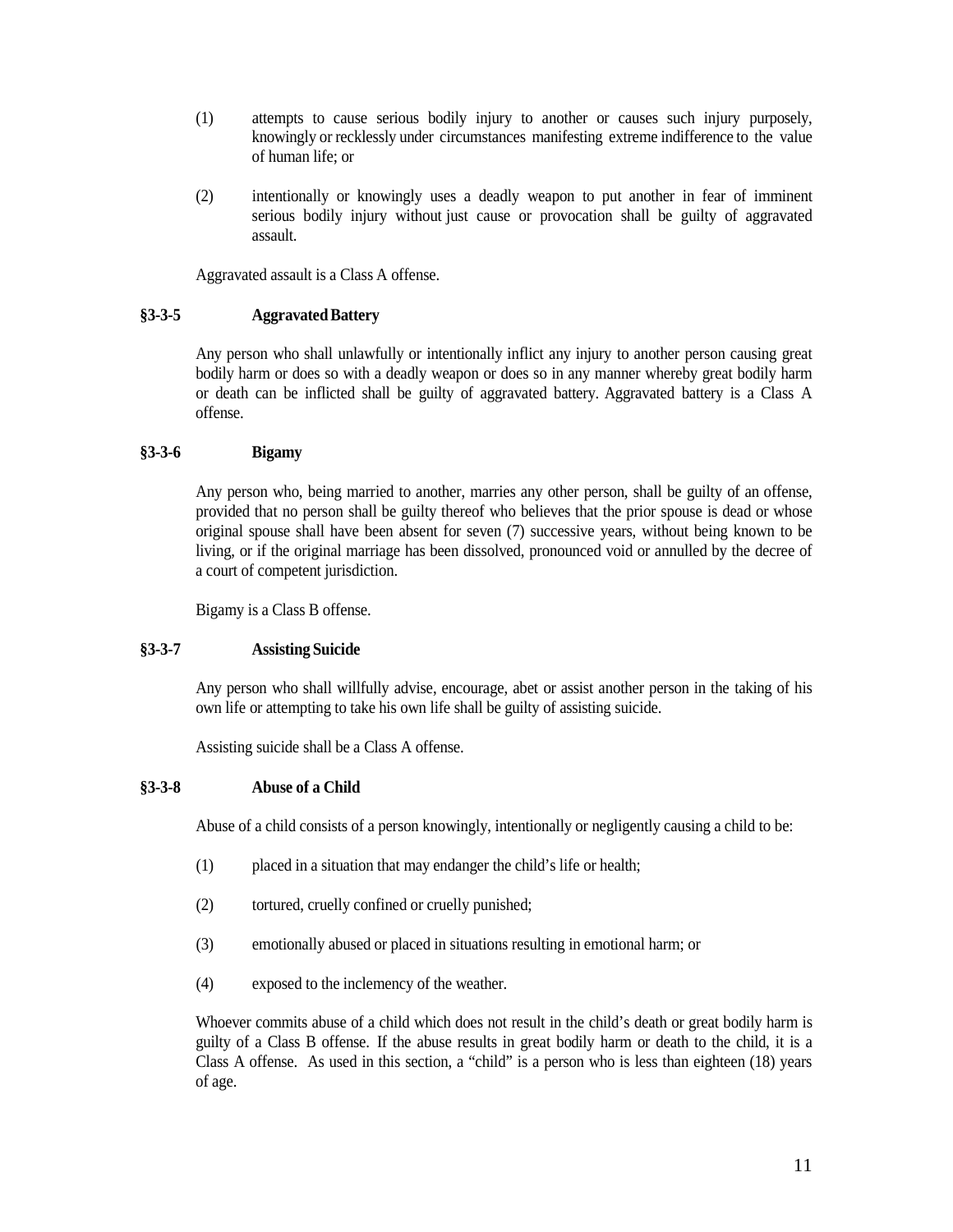(1) attempts to cause serious bodily injury to another or causes such injury purposely, knowingly or recklessly under circumstances manifesting extreme indifference to the value of human life; or

(2) intentionally or knowingly uses a deadly weapon to put another in fear of imminent serious bodily injury without just cause or provocation shall be guilty of aggravated assault.

Aggravated assault is a Class A offense.

### §3-3-5 Aggravated Battery

Any person who shall unlawfully or intentionally inflict any injury to another person causing great bodily harm or does so with a deadly weapon or does so in any manner whereby great bodily harm or death can be inflicted shall be guilty of aggravated battery. Aggravated battery is a Class A offense.

### §3-3-6 Bigamy

Any person who, being married to another, marries any other person, shall be guilty of an offense, provided that no person shall be guilty thereof who believes that the prior spouse is dead or whose original spouse shall have been absent for seven (7) successive years, without being known to be living, or if the original marriage has been dissolved, pronounced void or annulled by the decree of a court of competent jurisdiction.

Bigamy is a Class B offense.

### §3-3-7 Assisting Suicide

Any person who shall willfully advise, encourage, abet or assist another person in the taking of his own life or attempting to take his own life shall be guilty of assisting suicide.

Assisting suicide shall be a Class A offense.

### §3-3-8 Abuse of a Child

Abuse of a child consists of a person knowingly, intentionally or negligently causing a child to be:

(1) placed in a situation that may endanger the child's life or health;

(2) tortured, cruelly confined or cruelly punished;

(3) emotionally abused or placed in situations resulting in emotional harm; or

(4) exposed to the inclemency of the weather.

Whoever commits abuse of a child which does not result in the child's death or great bodily harm is guilty of a Class B offense. If the abuse results in great bodily harm or death to the child, it is a Class A offense. As used in this section, a "child" is a person who is less than eighteen (18) years of age.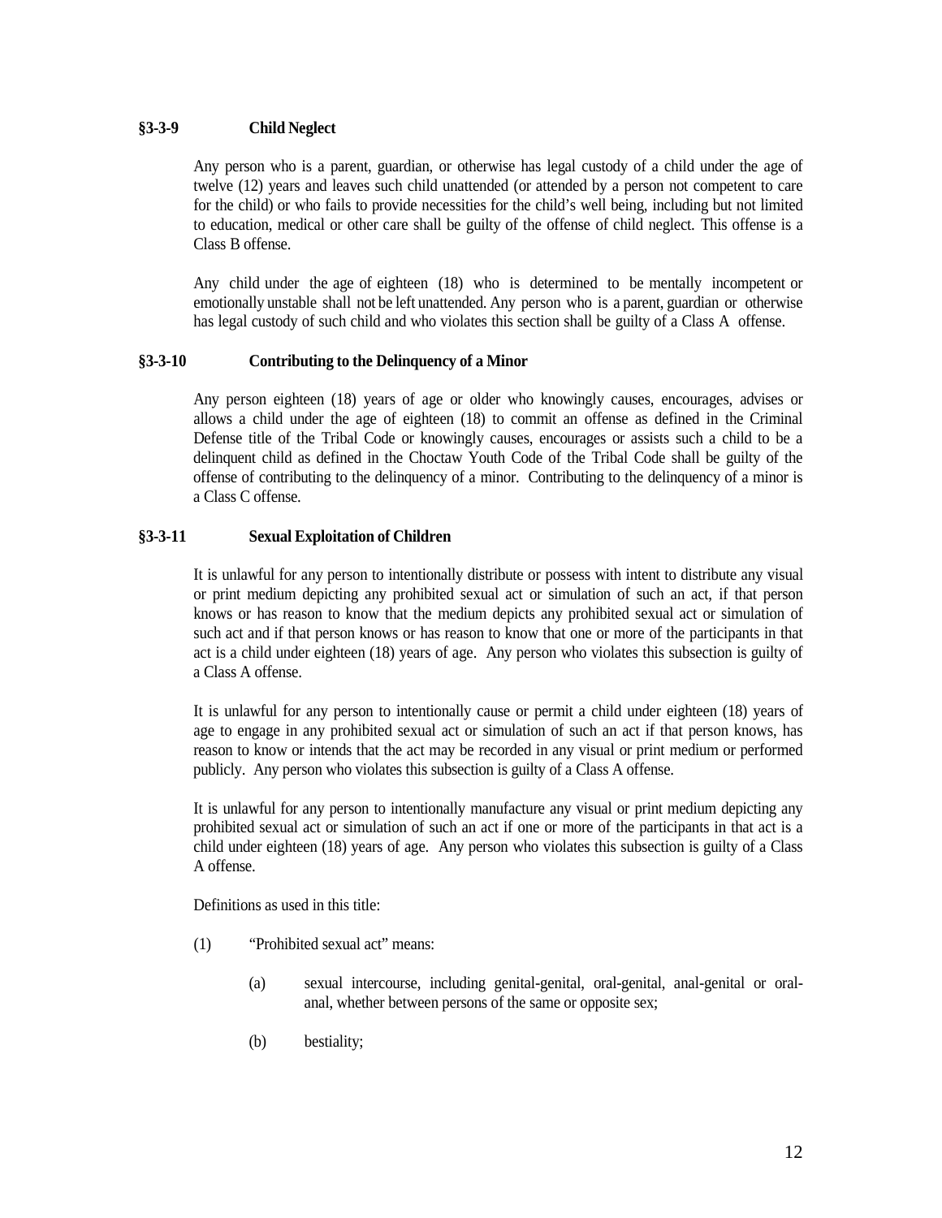### §3-3-9 Child Neglect

Any person who is a parent, guardian, or otherwise has legal custody of a child under the age of twelve (12) years and leaves such child unattended (or attended by a person not competent to care for the child) or who fails to provide necessities for the child's well being, including but not limited to education, medical or other care shall be guilty of the offense of child neglect. This offense is a Class B offense.

Any child under the age of eighteen (18) who is determined to be mentally incompetent or emotionally unstable shall not be left unattended. Any person who is a parent, guardian or otherwise has legal custody of such child and who violates this section shall be guilty of a Class A offense.

### §3-3-10 Contributing to the Delinquency of a Minor

Any person eighteen (18) years of age or older who knowingly causes, encourages, advises or allows a child under the age of eighteen (18) to commit an offense as defined in the Criminal Defense title of the Tribal Code or knowingly causes, encourages or assists such a child to be a delinquent child as defined in the Choctaw Youth Code of the Tribal Code shall be guilty of the offense of contributing to the delinquency of a minor. Contributing to the delinquency of a minor is a Class C offense.

### §3-3-11 Sexual Exploitation of Children

It is unlawful for any person to intentionally distribute or possess with intent to distribute any visual or print medium depicting any prohibited sexual act or simulation of such an act, if that person knows or has reason to know that the medium depicts any prohibited sexual act or simulation of such act and if that person knows or has reason to know that one or more of the participants in that act is a child under eighteen (18) years of age. Any person who violates this subsection is guilty of a Class A offense.

It is unlawful for any person to intentionally cause or permit a child under eighteen (18) years of age to engage in any prohibited sexual act or simulation of such an act if that person knows, has reason to know or intends that the act may be recorded in any visual or print medium or performed publicly. Any person who violates this subsection is guilty of a Class A offense.

It is unlawful for any person to intentionally manufacture any visual or print medium depicting any prohibited sexual act or simulation of such an act if one or more of the participants in that act is a child under eighteen (18) years of age. Any person who violates this subsection is guilty of a Class A offense.

Definitions as used in this title:

(1) "Prohibited sexual act" means:

(a) sexual intercourse, including genital-genital, oral-genital, anal-genital or oral-anal, whether between persons of the same or opposite sex;

(b) bestiality;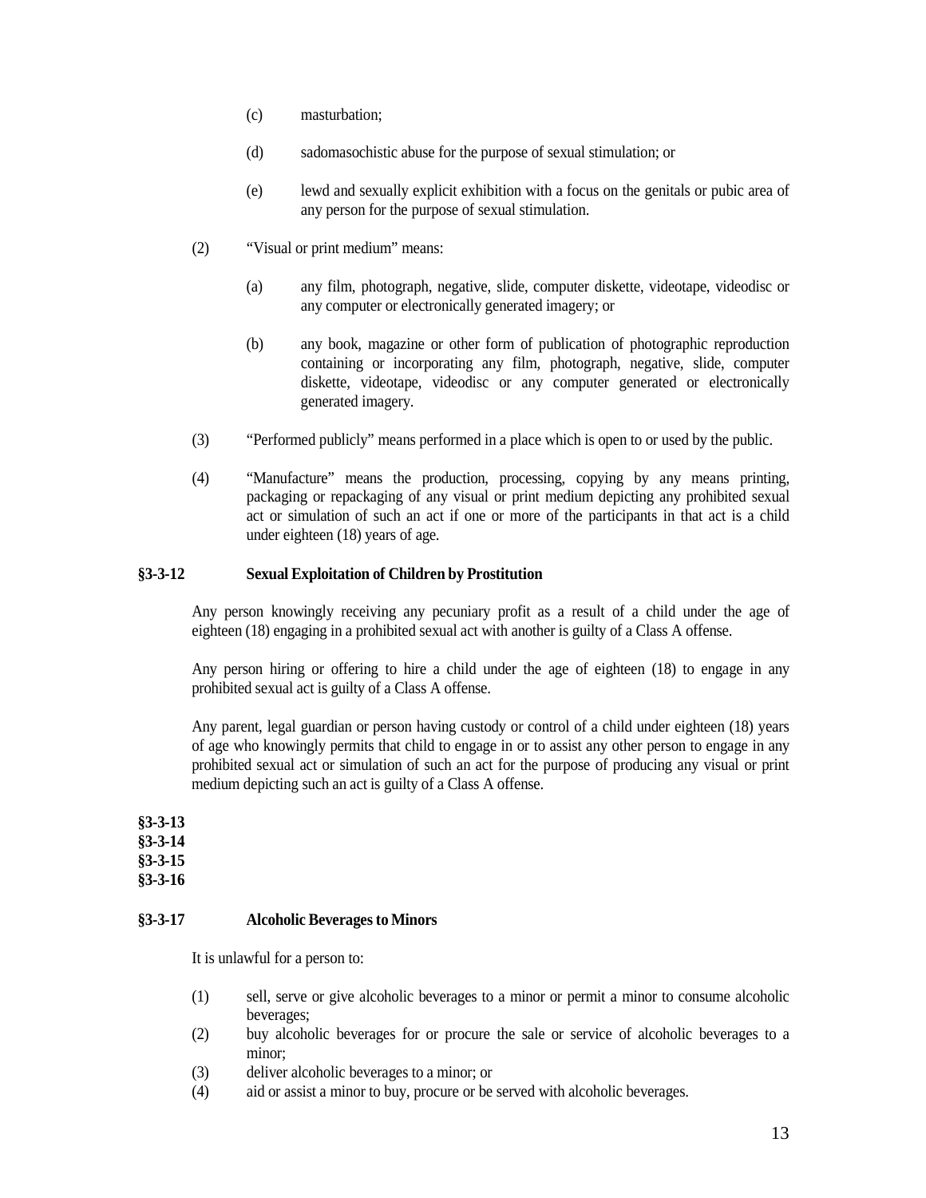(c) masturbation;

(d) sadomasochistic abuse for the purpose of sexual stimulation; or

(e) lewd and sexually explicit exhibition with a focus on the genitals or pubic area of any person for the purpose of sexual stimulation.

(2) "Visual or print medium" means:

(a) any film, photograph, negative, slide, computer diskette, videotape, videodisc or any computer or electronically generated imagery; or

(b) any book, magazine or other form of publication of photographic reproduction containing or incorporating any film, photograph, negative, slide, computer diskette, videotape, videodisc or any computer generated or electronically generated imagery.

(3) "Performed publicly" means performed in a place which is open to or used by the public.

(4) "Manufacture" means the production, processing, copying by any means printing, packaging or repackaging of any visual or print medium depicting any prohibited sexual act or simulation of such an act if one or more of the participants in that act is a child under eighteen (18) years of age.

**§3-3-12 Sexual Exploitation of Children by Prostitution**

Any person knowingly receiving any pecuniary profit as a result of a child under the age of eighteen (18) engaging in a prohibited sexual act with another is guilty of a Class A offense.

Any person hiring or offering to hire a child under the age of eighteen (18) to engage in any prohibited sexual act is guilty of a Class A offense.

Any parent, legal guardian or person having custody or control of a child under eighteen (18) years of age who knowingly permits that child to engage in or to assist any other person to engage in any prohibited sexual act or simulation of such an act for the purpose of producing any visual or print medium depicting such an act is guilty of a Class A offense.

**§3-3-13**
**§3-3-14**
**§3-3-15**
**§3-3-16**

**§3-3-17 Alcoholic Beverages to Minors**

It is unlawful for a person to:

(1) sell, serve or give alcoholic beverages to a minor or permit a minor to consume alcoholic beverages;
(2) buy alcoholic beverages for or procure the sale or service of alcoholic beverages to a minor;
(3) deliver alcoholic beverages to a minor; or
(4) aid or assist a minor to buy, procure or be served with alcoholic beverages.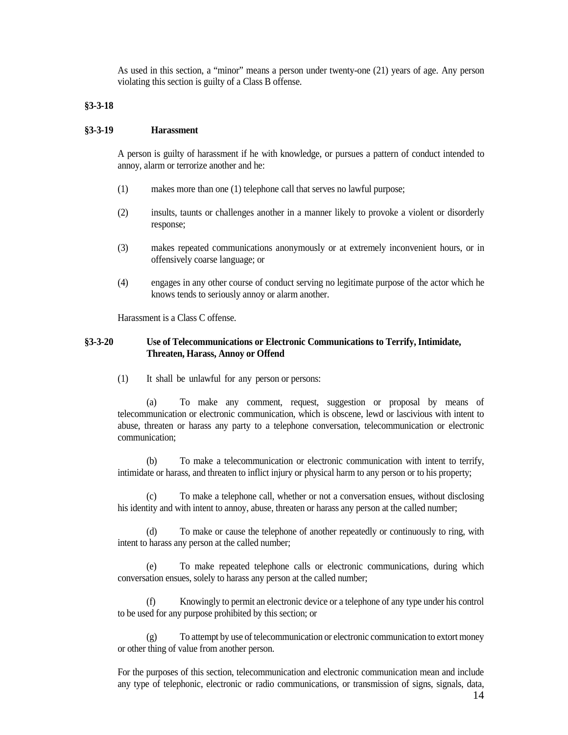As used in this section, a "minor" means a person under twenty-one (21) years of age. Any person violating this section is guilty of a Class B offense.

**§3-3-18**

**§3-3-19 Harassment**

A person is guilty of harassment if he with knowledge, or pursues a pattern of conduct intended to annoy, alarm or terrorize another and he:

(1) makes more than one (1) telephone call that serves no lawful purpose;

(2) insults, taunts or challenges another in a manner likely to provoke a violent or disorderly response;

(3) makes repeated communications anonymously or at extremely inconvenient hours, or in offensively coarse language; or

(4) engages in any other course of conduct serving no legitimate purpose of the actor which he knows tends to seriously annoy or alarm another.

Harassment is a Class C offense.

**§3-3-20 Use of Telecommunications or Electronic Communications to Terrify, Intimidate, Threaten, Harass, Annoy or Offend**

(1) It shall be unlawful for any person or persons:

(a) To make any comment, request, suggestion or proposal by means of telecommunication or electronic communication, which is obscene, lewd or lascivious with intent to abuse, threaten or harass any party to a telephone conversation, telecommunication or electronic communication;

(b) To make a telecommunication or electronic communication with intent to terrify, intimidate or harass, and threaten to inflict injury or physical harm to any person or to his property;

(c) To make a telephone call, whether or not a conversation ensues, without disclosing his identity and with intent to annoy, abuse, threaten or harass any person at the called number;

(d) To make or cause the telephone of another repeatedly or continuously to ring, with intent to harass any person at the called number;

(e) To make repeated telephone calls or electronic communications, during which conversation ensues, solely to harass any person at the called number;

(f) Knowingly to permit an electronic device or a telephone of any type under his control to be used for any purpose prohibited by this section; or

(g) To attempt by use of telecommunication or electronic communication to extort money or other thing of value from another person.

For the purposes of this section, telecommunication and electronic communication mean and include any type of telephonic, electronic or radio communications, or transmission of signs, signals, data,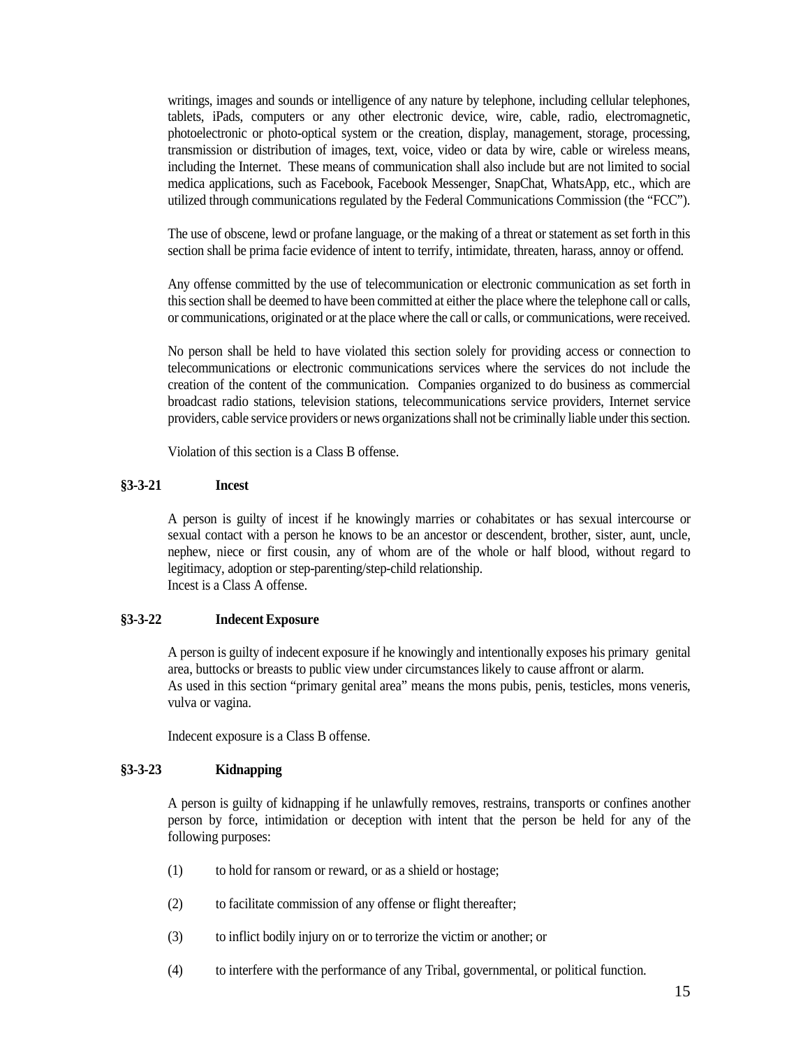writings, images and sounds or intelligence of any nature by telephone, including cellular telephones, tablets, iPads, computers or any other electronic device, wire, cable, radio, electromagnetic, photoelectronic or photo-optical system or the creation, display, management, storage, processing, transmission or distribution of images, text, voice, video or data by wire, cable or wireless means, including the Internet. These means of communication shall also include but are not limited to social medica applications, such as Facebook, Facebook Messenger, SnapChat, WhatsApp, etc., which are utilized through communications regulated by the Federal Communications Commission (the "FCC").

The use of obscene, lewd or profane language, or the making of a threat or statement as set forth in this section shall be prima facie evidence of intent to terrify, intimidate, threaten, harass, annoy or offend.

Any offense committed by the use of telecommunication or electronic communication as set forth in this section shall be deemed to have been committed at either the place where the telephone call or calls, or communications, originated or at the place where the call or calls, or communications, were received.

No person shall be held to have violated this section solely for providing access or connection to telecommunications or electronic communications services where the services do not include the creation of the content of the communication. Companies organized to do business as commercial broadcast radio stations, television stations, telecommunications service providers, Internet service providers, cable service providers or news organizations shall not be criminally liable under this section.

Violation of this section is a Class B offense.

**§3-3-21 Incest**

A person is guilty of incest if he knowingly marries or cohabitates or has sexual intercourse or sexual contact with a person he knows to be an ancestor or descendent, brother, sister, aunt, uncle, nephew, niece or first cousin, any of whom are of the whole or half blood, without regard to legitimacy, adoption or step-parenting/step-child relationship.
Incest is a Class A offense.

**§3-3-22 Indecent Exposure**

A person is guilty of indecent exposure if he knowingly and intentionally exposes his primary genital area, buttocks or breasts to public view under circumstances likely to cause affront or alarm.
As used in this section "primary genital area" means the mons pubis, penis, testicles, mons veneris, vulva or vagina.

Indecent exposure is a Class B offense.

**§3-3-23 Kidnapping**

A person is guilty of kidnapping if he unlawfully removes, restrains, transports or confines another person by force, intimidation or deception with intent that the person be held for any of the following purposes:

(1) to hold for ransom or reward, or as a shield or hostage;

(2) to facilitate commission of any offense or flight thereafter;

(3) to inflict bodily injury on or to terrorize the victim or another; or

(4) to interfere with the performance of any Tribal, governmental, or political function.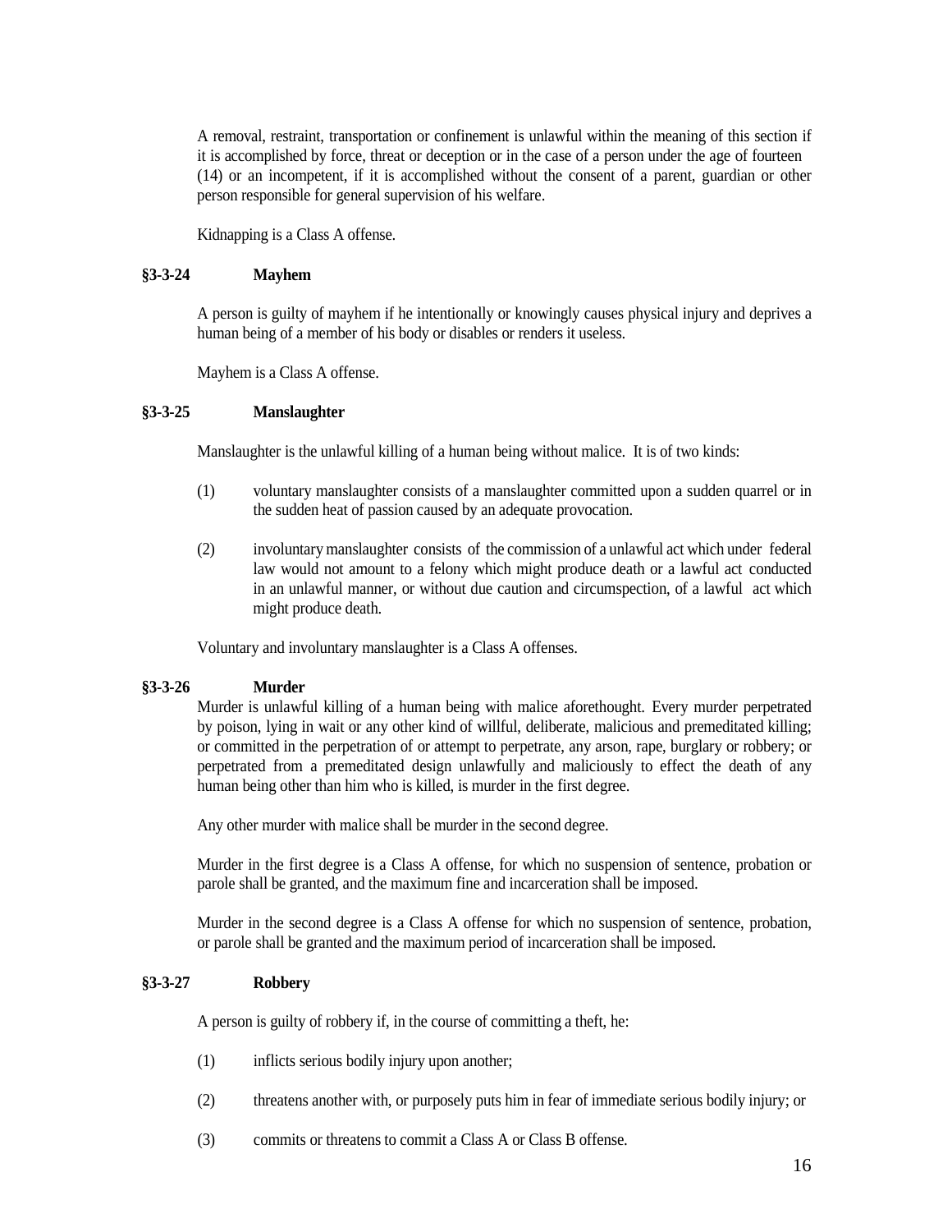A removal, restraint, transportation or confinement is unlawful within the meaning of this section if it is accomplished by force, threat or deception or in the case of a person under the age of fourteen (14) or an incompetent, if it is accomplished without the consent of a parent, guardian or other person responsible for general supervision of his welfare.

Kidnapping is a Class A offense.

### §3-3-24 Mayhem

A person is guilty of mayhem if he intentionally or knowingly causes physical injury and deprives a human being of a member of his body or disables or renders it useless.

Mayhem is a Class A offense.

### §3-3-25 Manslaughter

Manslaughter is the unlawful killing of a human being without malice. It is of two kinds:

(1) voluntary manslaughter consists of a manslaughter committed upon a sudden quarrel or in the sudden heat of passion caused by an adequate provocation.

(2) involuntary manslaughter consists of the commission of a unlawful act which under federal law would not amount to a felony which might produce death or a lawful act conducted in an unlawful manner, or without due caution and circumspection, of a lawful act which might produce death.

Voluntary and involuntary manslaughter is a Class A offenses.

### §3-3-26 Murder

Murder is unlawful killing of a human being with malice aforethought. Every murder perpetrated by poison, lying in wait or any other kind of willful, deliberate, malicious and premeditated killing; or committed in the perpetration of or attempt to perpetrate, any arson, rape, burglary or robbery; or perpetrated from a premeditated design unlawfully and maliciously to effect the death of any human being other than him who is killed, is murder in the first degree.

Any other murder with malice shall be murder in the second degree.

Murder in the first degree is a Class A offense, for which no suspension of sentence, probation or parole shall be granted, and the maximum fine and incarceration shall be imposed.

Murder in the second degree is a Class A offense for which no suspension of sentence, probation, or parole shall be granted and the maximum period of incarceration shall be imposed.

### §3-3-27 Robbery

A person is guilty of robbery if, in the course of committing a theft, he:

(1) inflicts serious bodily injury upon another;

(2) threatens another with, or purposely puts him in fear of immediate serious bodily injury; or

(3) commits or threatens to commit a Class A or Class B offense.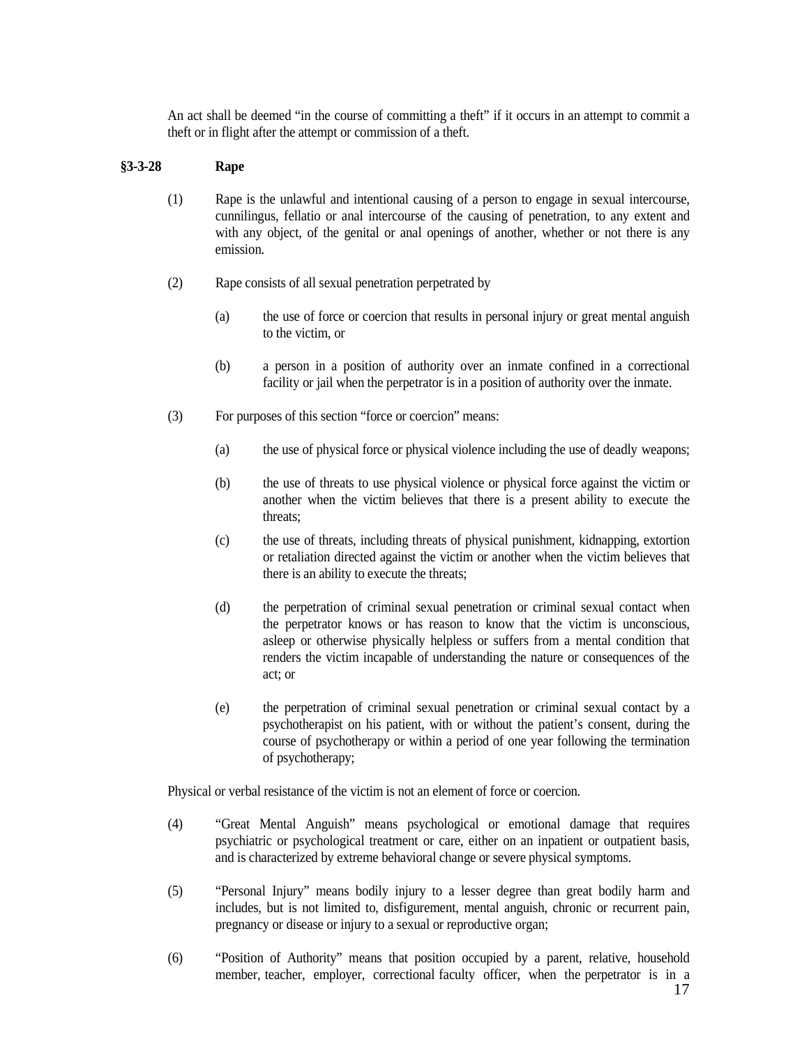An act shall be deemed "in the course of committing a theft" if it occurs in an attempt to commit a theft or in flight after the attempt or commission of a theft.

### §3-3-28 Rape

(1) Rape is the unlawful and intentional causing of a person to engage in sexual intercourse, cunnilingus, fellatio or anal intercourse of the causing of penetration, to any extent and with any object, of the genital or anal openings of another, whether or not there is any emission.

(2) Rape consists of all sexual penetration perpetrated by

(a) the use of force or coercion that results in personal injury or great mental anguish to the victim, or

(b) a person in a position of authority over an inmate confined in a correctional facility or jail when the perpetrator is in a position of authority over the inmate.

(3) For purposes of this section "force or coercion" means:

(a) the use of physical force or physical violence including the use of deadly weapons;

(b) the use of threats to use physical violence or physical force against the victim or another when the victim believes that there is a present ability to execute the threats;

(c) the use of threats, including threats of physical punishment, kidnapping, extortion or retaliation directed against the victim or another when the victim believes that there is an ability to execute the threats;

(d) the perpetration of criminal sexual penetration or criminal sexual contact when the perpetrator knows or has reason to know that the victim is unconscious, asleep or otherwise physically helpless or suffers from a mental condition that renders the victim incapable of understanding the nature or consequences of the act; or

(e) the perpetration of criminal sexual penetration or criminal sexual contact by a psychotherapist on his patient, with or without the patient's consent, during the course of psychotherapy or within a period of one year following the termination of psychotherapy;

Physical or verbal resistance of the victim is not an element of force or coercion.

(4) "Great Mental Anguish" means psychological or emotional damage that requires psychiatric or psychological treatment or care, either on an inpatient or outpatient basis, and is characterized by extreme behavioral change or severe physical symptoms.

(5) "Personal Injury" means bodily injury to a lesser degree than great bodily harm and includes, but is not limited to, disfigurement, mental anguish, chronic or recurrent pain, pregnancy or disease or injury to a sexual or reproductive organ;

(6) "Position of Authority" means that position occupied by a parent, relative, household member, teacher, employer, correctional faculty officer, when the perpetrator is in a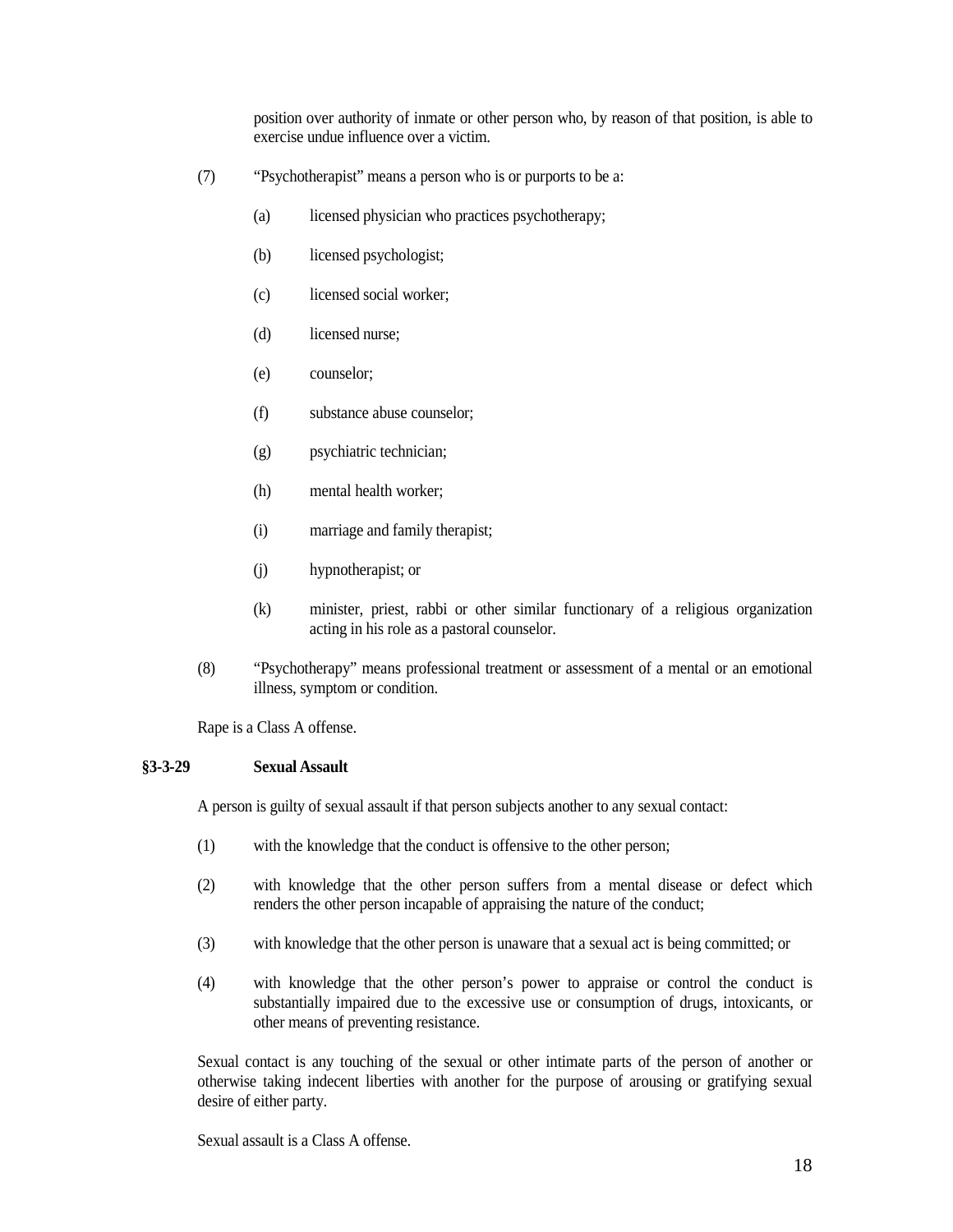position over authority of inmate or other person who, by reason of that position, is able to exercise undue influence over a victim.

(7) "Psychotherapist" means a person who is or purports to be a:

(a) licensed physician who practices psychotherapy;

(b) licensed psychologist;

(c) licensed social worker;

(d) licensed nurse;

(e) counselor;

(f) substance abuse counselor;

(g) psychiatric technician;

(h) mental health worker;

(i) marriage and family therapist;

(j) hypnotherapist; or

(k) minister, priest, rabbi or other similar functionary of a religious organization acting in his role as a pastoral counselor.

(8) "Psychotherapy" means professional treatment or assessment of a mental or an emotional illness, symptom or condition.

Rape is a Class A offense.

**§3-3-29 Sexual Assault**

A person is guilty of sexual assault if that person subjects another to any sexual contact:

(1) with the knowledge that the conduct is offensive to the other person;

(2) with knowledge that the other person suffers from a mental disease or defect which renders the other person incapable of appraising the nature of the conduct;

(3) with knowledge that the other person is unaware that a sexual act is being committed; or

(4) with knowledge that the other person's power to appraise or control the conduct is substantially impaired due to the excessive use or consumption of drugs, intoxicants, or other means of preventing resistance.

Sexual contact is any touching of the sexual or other intimate parts of the person of another or otherwise taking indecent liberties with another for the purpose of arousing or gratifying sexual desire of either party.

Sexual assault is a Class A offense.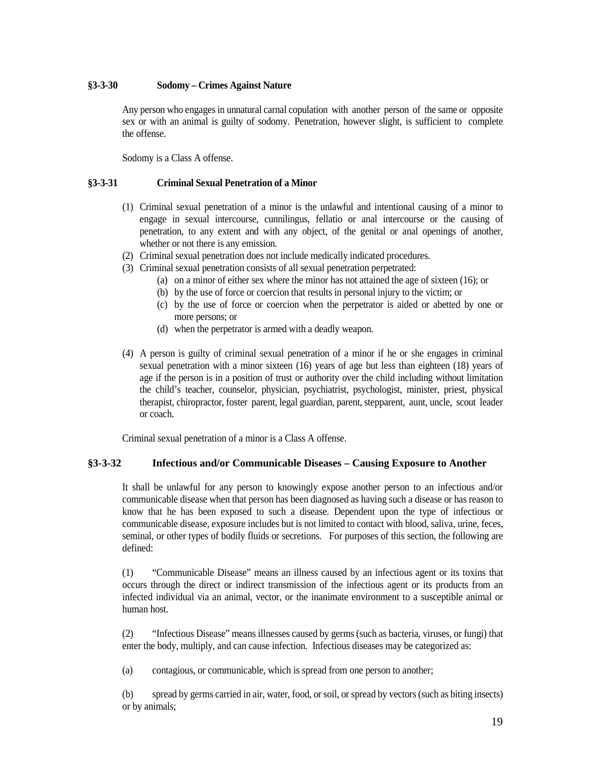### §3-3-30 Sodomy – Crimes Against Nature

Any person who engages in unnatural carnal copulation with another person of the same or opposite sex or with an animal is guilty of sodomy. Penetration, however slight, is sufficient to complete the offense.

Sodomy is a Class A offense.

### §3-3-31 Criminal Sexual Penetration of a Minor

(1) Criminal sexual penetration of a minor is the unlawful and intentional causing of a minor to engage in sexual intercourse, cunnilingus, fellatio or anal intercourse or the causing of penetration, to any extent and with any object, of the genital or anal openings of another, whether or not there is any emission.

(2) Criminal sexual penetration does not include medically indicated procedures.

(3) Criminal sexual penetration consists of all sexual penetration perpetrated:

   (a) on a minor of either sex where the minor has not attained the age of sixteen (16); or

   (b) by the use of force or coercion that results in personal injury to the victim; or

   (c) by the use of force or coercion when the perpetrator is aided or abetted by one or more persons; or

   (d) when the perpetrator is armed with a deadly weapon.

(4) A person is guilty of criminal sexual penetration of a minor if he or she engages in criminal sexual penetration with a minor sixteen (16) years of age but less than eighteen (18) years of age if the person is in a position of trust or authority over the child including without limitation the child's teacher, counselor, physician, psychiatrist, psychologist, minister, priest, physical therapist, chiropractor, foster parent, legal guardian, parent, stepparent, aunt, uncle, scout leader or coach.

Criminal sexual penetration of a minor is a Class A offense.

### §3-3-32 Infectious and/or Communicable Diseases – Causing Exposure to Another

It shall be unlawful for any person to knowingly expose another person to an infectious and/or communicable disease when that person has been diagnosed as having such a disease or has reason to know that he has been exposed to such a disease. Dependent upon the type of infectious or communicable disease, exposure includes but is not limited to contact with blood, saliva, urine, feces, seminal, or other types of bodily fluids or secretions. For purposes of this section, the following are defined:

(1) "Communicable Disease" means an illness caused by an infectious agent or its toxins that occurs through the direct or indirect transmission of the infectious agent or its products from an infected individual via an animal, vector, or the inanimate environment to a susceptible animal or human host.

(2) "Infectious Disease" means illnesses caused by germs (such as bacteria, viruses, or fungi) that enter the body, multiply, and can cause infection. Infectious diseases may be categorized as:

(a) contagious, or communicable, which is spread from one person to another;

(b) spread by germs carried in air, water, food, or soil, or spread by vectors (such as biting insects) or by animals;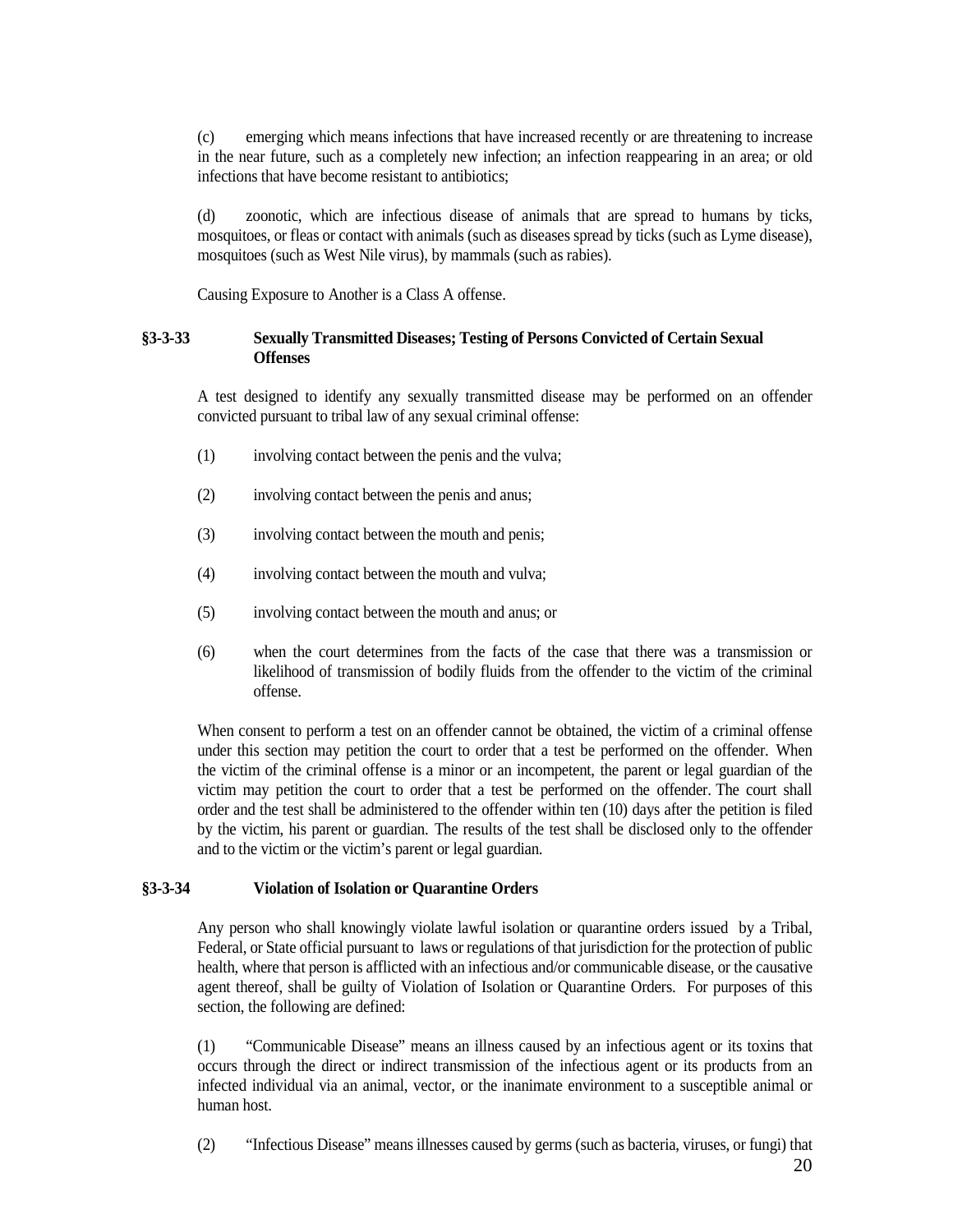(c) emerging which means infections that have increased recently or are threatening to increase in the near future, such as a completely new infection; an infection reappearing in an area; or old infections that have become resistant to antibiotics;

(d) zoonotic, which are infectious disease of animals that are spread to humans by ticks, mosquitoes, or fleas or contact with animals (such as diseases spread by ticks (such as Lyme disease), mosquitoes (such as West Nile virus), by mammals (such as rabies).

Causing Exposure to Another is a Class A offense.

### §3-3-33 Sexually Transmitted Diseases; Testing of Persons Convicted of Certain Sexual Offenses

A test designed to identify any sexually transmitted disease may be performed on an offender convicted pursuant to tribal law of any sexual criminal offense:

(1) involving contact between the penis and the vulva;

(2) involving contact between the penis and anus;

(3) involving contact between the mouth and penis;

(4) involving contact between the mouth and vulva;

(5) involving contact between the mouth and anus; or

(6) when the court determines from the facts of the case that there was a transmission or likelihood of transmission of bodily fluids from the offender to the victim of the criminal offense.

When consent to perform a test on an offender cannot be obtained, the victim of a criminal offense under this section may petition the court to order that a test be performed on the offender. When the victim of the criminal offense is a minor or an incompetent, the parent or legal guardian of the victim may petition the court to order that a test be performed on the offender. The court shall order and the test shall be administered to the offender within ten (10) days after the petition is filed by the victim, his parent or guardian. The results of the test shall be disclosed only to the offender and to the victim or the victim's parent or legal guardian.

### §3-3-34 Violation of Isolation or Quarantine Orders

Any person who shall knowingly violate lawful isolation or quarantine orders issued by a Tribal, Federal, or State official pursuant to laws or regulations of that jurisdiction for the protection of public health, where that person is afflicted with an infectious and/or communicable disease, or the causative agent thereof, shall be guilty of Violation of Isolation or Quarantine Orders. For purposes of this section, the following are defined:

(1) "Communicable Disease" means an illness caused by an infectious agent or its toxins that occurs through the direct or indirect transmission of the infectious agent or its products from an infected individual via an animal, vector, or the inanimate environment to a susceptible animal or human host.

(2) "Infectious Disease" means illnesses caused by germs (such as bacteria, viruses, or fungi) that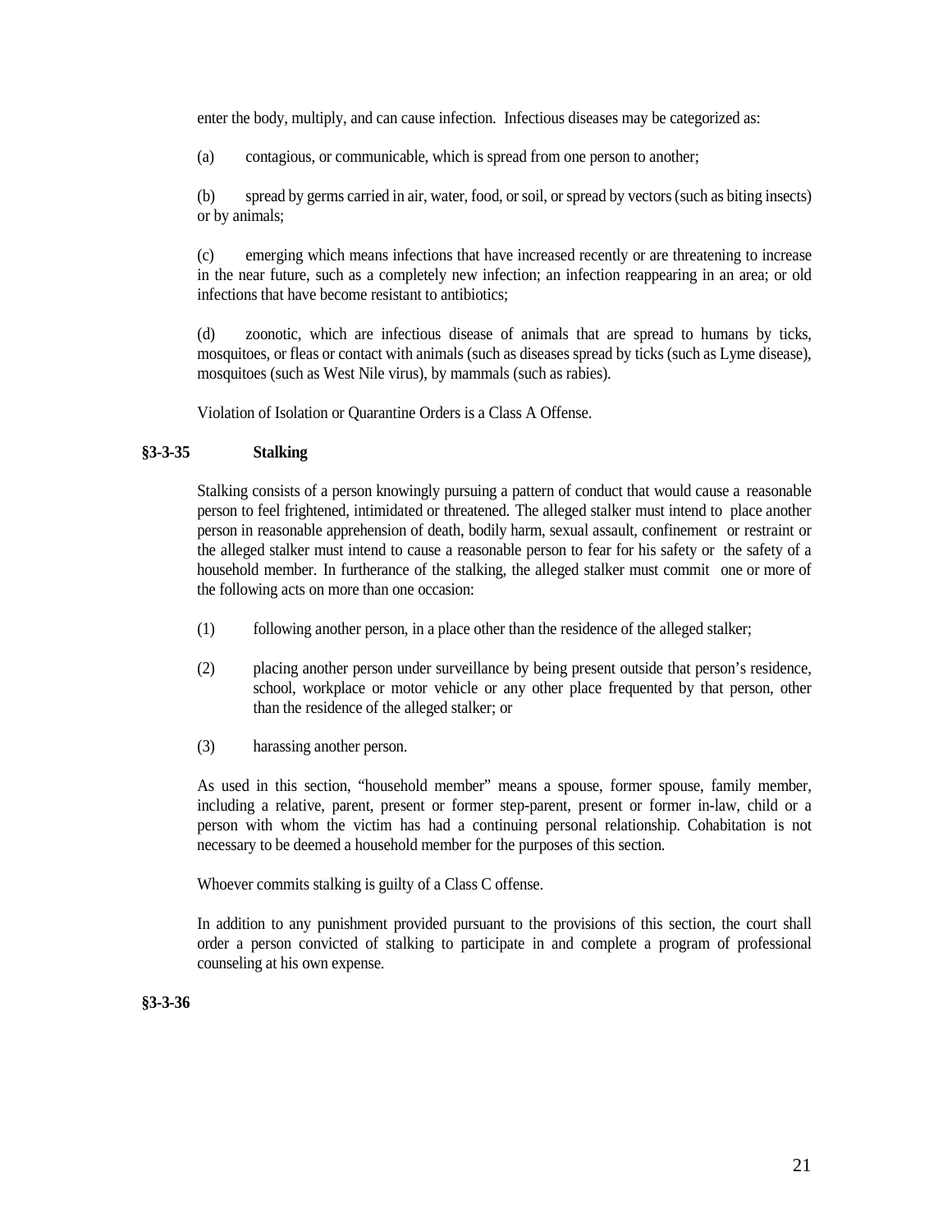enter the body, multiply, and can cause infection. Infectious diseases may be categorized as:

(a) contagious, or communicable, which is spread from one person to another;

(b) spread by germs carried in air, water, food, or soil, or spread by vectors (such as biting insects) or by animals;

(c) emerging which means infections that have increased recently or are threatening to increase in the near future, such as a completely new infection; an infection reappearing in an area; or old infections that have become resistant to antibiotics;

(d) zoonotic, which are infectious disease of animals that are spread to humans by ticks, mosquitoes, or fleas or contact with animals (such as diseases spread by ticks (such as Lyme disease), mosquitoes (such as West Nile virus), by mammals (such as rabies).

Violation of Isolation or Quarantine Orders is a Class A Offense.

**§3-3-35 Stalking**

Stalking consists of a person knowingly pursuing a pattern of conduct that would cause a reasonable person to feel frightened, intimidated or threatened. The alleged stalker must intend to place another person in reasonable apprehension of death, bodily harm, sexual assault, confinement or restraint or the alleged stalker must intend to cause a reasonable person to fear for his safety or the safety of a household member. In furtherance of the stalking, the alleged stalker must commit one or more of the following acts on more than one occasion:

(1) following another person, in a place other than the residence of the alleged stalker;

(2) placing another person under surveillance by being present outside that person's residence, school, workplace or motor vehicle or any other place frequented by that person, other than the residence of the alleged stalker; or

(3) harassing another person.

As used in this section, "household member" means a spouse, former spouse, family member, including a relative, parent, present or former step-parent, present or former in-law, child or a person with whom the victim has had a continuing personal relationship. Cohabitation is not necessary to be deemed a household member for the purposes of this section.

Whoever commits stalking is guilty of a Class C offense.

In addition to any punishment provided pursuant to the provisions of this section, the court shall order a person convicted of stalking to participate in and complete a program of professional counseling at his own expense.

**§3-3-36**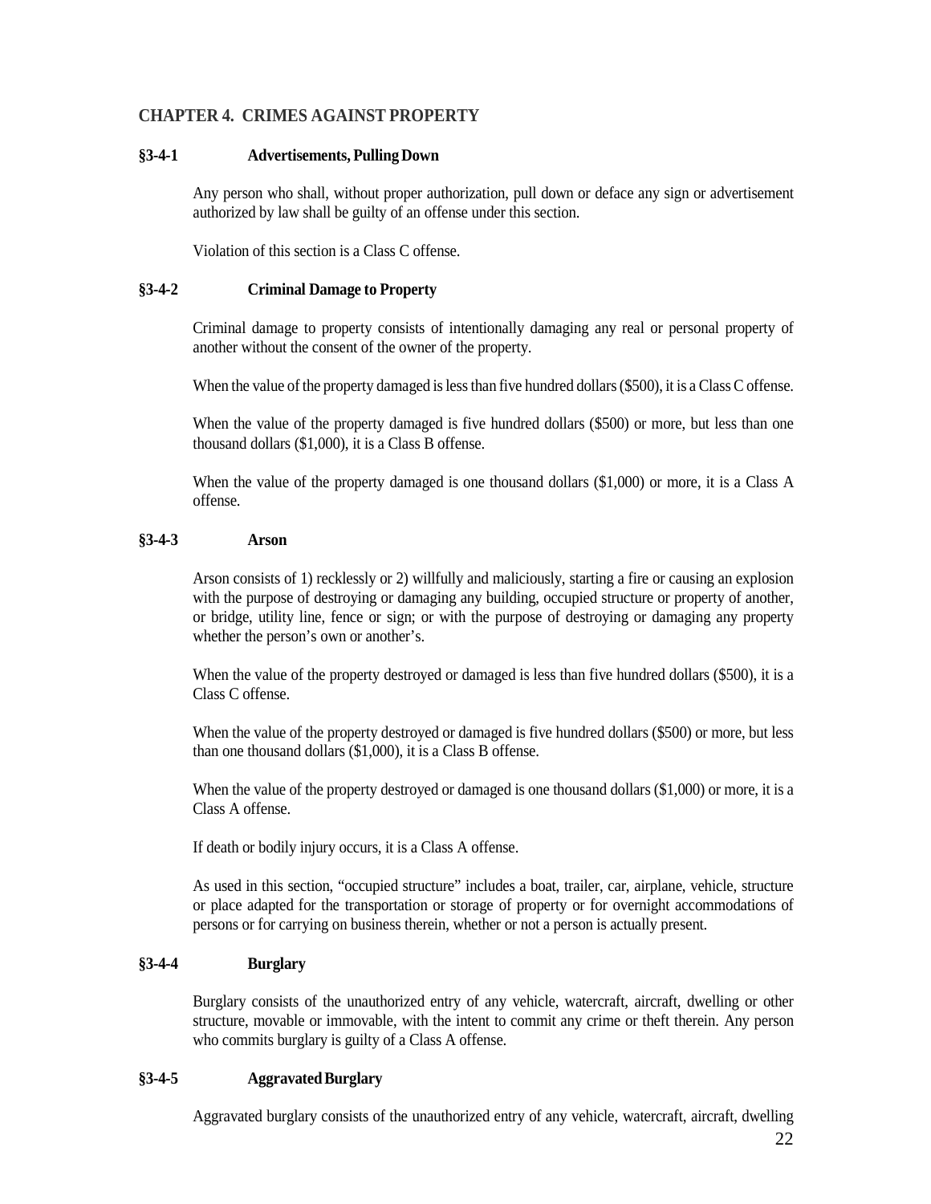## CHAPTER 4. CRIMES AGAINST PROPERTY

### §3-4-1 Advertisements, Pulling Down

Any person who shall, without proper authorization, pull down or deface any sign or advertisement authorized by law shall be guilty of an offense under this section.

Violation of this section is a Class C offense.

### §3-4-2 Criminal Damage to Property

Criminal damage to property consists of intentionally damaging any real or personal property of another without the consent of the owner of the property.

When the value of the property damaged is less than five hundred dollars ($500), it is a Class C offense.

When the value of the property damaged is five hundred dollars ($500) or more, but less than one thousand dollars ($1,000), it is a Class B offense.

When the value of the property damaged is one thousand dollars ($1,000) or more, it is a Class A offense.

### §3-4-3 Arson

Arson consists of 1) recklessly or 2) willfully and maliciously, starting a fire or causing an explosion with the purpose of destroying or damaging any building, occupied structure or property of another, or bridge, utility line, fence or sign; or with the purpose of destroying or damaging any property whether the person's own or another's.

When the value of the property destroyed or damaged is less than five hundred dollars ($500), it is a Class C offense.

When the value of the property destroyed or damaged is five hundred dollars ($500) or more, but less than one thousand dollars ($1,000), it is a Class B offense.

When the value of the property destroyed or damaged is one thousand dollars ($1,000) or more, it is a Class A offense.

If death or bodily injury occurs, it is a Class A offense.

As used in this section, "occupied structure" includes a boat, trailer, car, airplane, vehicle, structure or place adapted for the transportation or storage of property or for overnight accommodations of persons or for carrying on business therein, whether or not a person is actually present.

### §3-4-4 Burglary

Burglary consists of the unauthorized entry of any vehicle, watercraft, aircraft, dwelling or other structure, movable or immovable, with the intent to commit any crime or theft therein. Any person who commits burglary is guilty of a Class A offense.

### §3-4-5 Aggravated Burglary

Aggravated burglary consists of the unauthorized entry of any vehicle, watercraft, aircraft, dwelling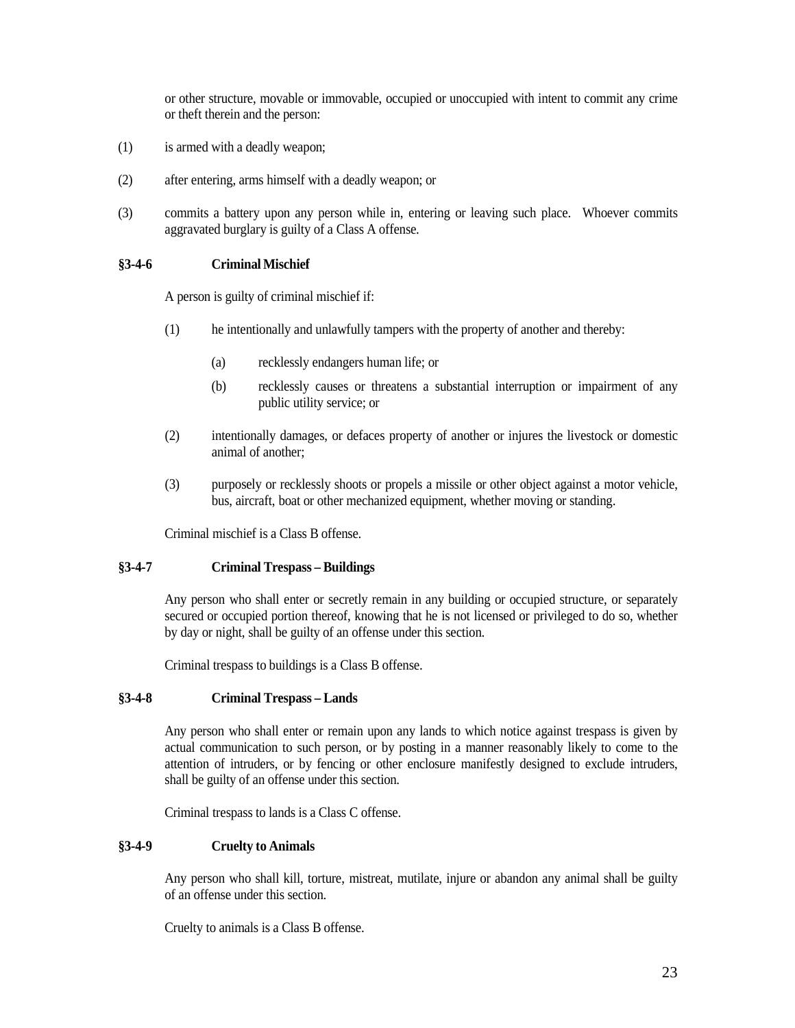or other structure, movable or immovable, occupied or unoccupied with intent to commit any crime or theft therein and the person:

(1) is armed with a deadly weapon;

(2) after entering, arms himself with a deadly weapon; or

(3) commits a battery upon any person while in, entering or leaving such place. Whoever commits aggravated burglary is guilty of a Class A offense.

### §3-4-6 Criminal Mischief

A person is guilty of criminal mischief if:

(1) he intentionally and unlawfully tampers with the property of another and thereby:

  (a) recklessly endangers human life; or

  (b) recklessly causes or threatens a substantial interruption or impairment of any public utility service; or

(2) intentionally damages, or defaces property of another or injures the livestock or domestic animal of another;

(3) purposely or recklessly shoots or propels a missile or other object against a motor vehicle, bus, aircraft, boat or other mechanized equipment, whether moving or standing.

Criminal mischief is a Class B offense.

### §3-4-7 Criminal Trespass – Buildings

Any person who shall enter or secretly remain in any building or occupied structure, or separately secured or occupied portion thereof, knowing that he is not licensed or privileged to do so, whether by day or night, shall be guilty of an offense under this section.

Criminal trespass to buildings is a Class B offense.

### §3-4-8 Criminal Trespass – Lands

Any person who shall enter or remain upon any lands to which notice against trespass is given by actual communication to such person, or by posting in a manner reasonably likely to come to the attention of intruders, or by fencing or other enclosure manifestly designed to exclude intruders, shall be guilty of an offense under this section.

Criminal trespass to lands is a Class C offense.

### §3-4-9 Cruelty to Animals

Any person who shall kill, torture, mistreat, mutilate, injure or abandon any animal shall be guilty of an offense under this section.

Cruelty to animals is a Class B offense.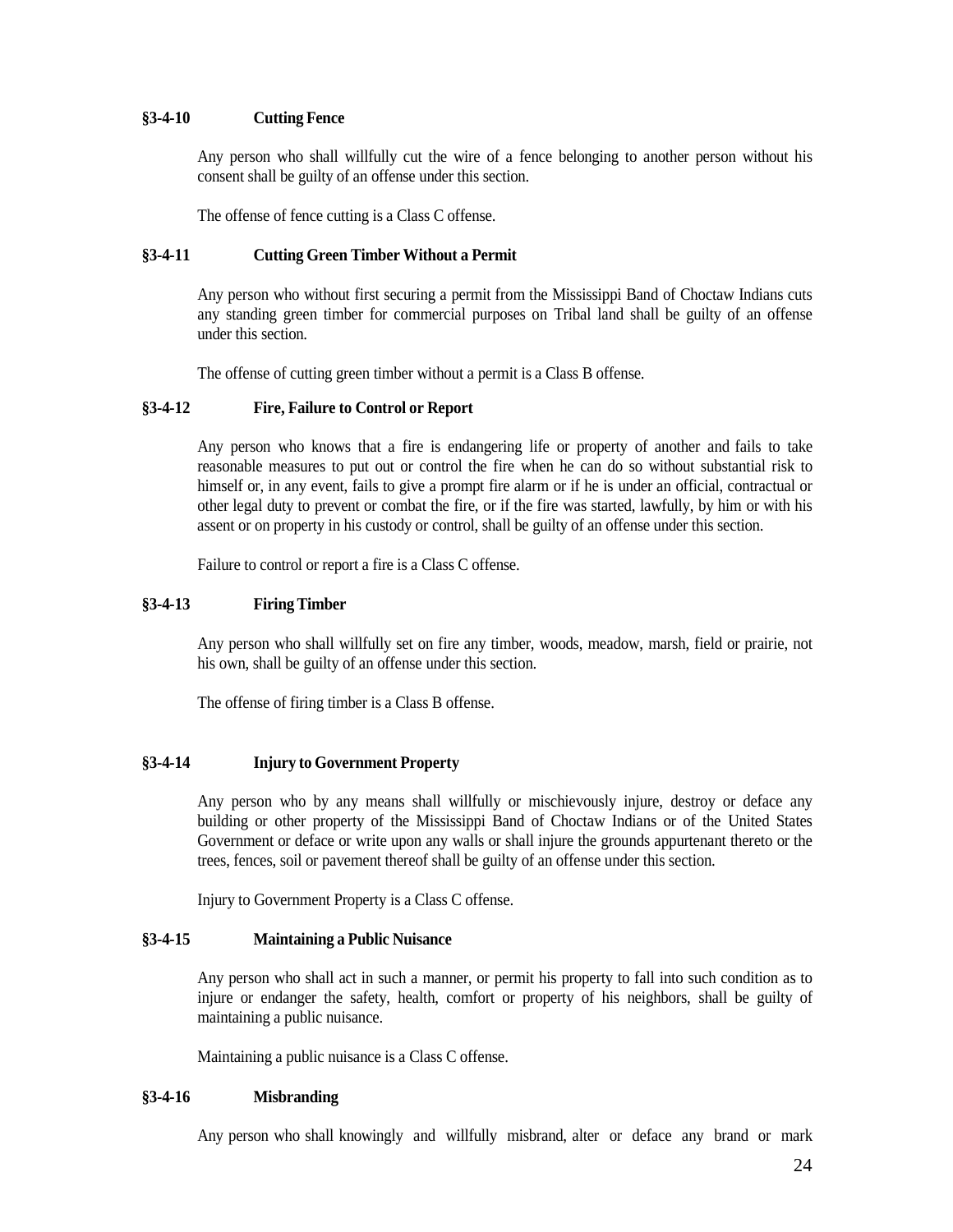### §3-4-10 Cutting Fence

Any person who shall willfully cut the wire of a fence belonging to another person without his consent shall be guilty of an offense under this section.

The offense of fence cutting is a Class C offense.

### §3-4-11 Cutting Green Timber Without a Permit

Any person who without first securing a permit from the Mississippi Band of Choctaw Indians cuts any standing green timber for commercial purposes on Tribal land shall be guilty of an offense under this section.

The offense of cutting green timber without a permit is a Class B offense.

### §3-4-12 Fire, Failure to Control or Report

Any person who knows that a fire is endangering life or property of another and fails to take reasonable measures to put out or control the fire when he can do so without substantial risk to himself or, in any event, fails to give a prompt fire alarm or if he is under an official, contractual or other legal duty to prevent or combat the fire, or if the fire was started, lawfully, by him or with his assent or on property in his custody or control, shall be guilty of an offense under this section.

Failure to control or report a fire is a Class C offense.

### §3-4-13 Firing Timber

Any person who shall willfully set on fire any timber, woods, meadow, marsh, field or prairie, not his own, shall be guilty of an offense under this section.

The offense of firing timber is a Class B offense.

### §3-4-14 Injury to Government Property

Any person who by any means shall willfully or mischievously injure, destroy or deface any building or other property of the Mississippi Band of Choctaw Indians or of the United States Government or deface or write upon any walls or shall injure the grounds appurtenant thereto or the trees, fences, soil or pavement thereof shall be guilty of an offense under this section.

Injury to Government Property is a Class C offense.

### §3-4-15 Maintaining a Public Nuisance

Any person who shall act in such a manner, or permit his property to fall into such condition as to injure or endanger the safety, health, comfort or property of his neighbors, shall be guilty of maintaining a public nuisance.

Maintaining a public nuisance is a Class C offense.

### §3-4-16 Misbranding

Any person who shall knowingly and willfully misbrand, alter or deface any brand or mark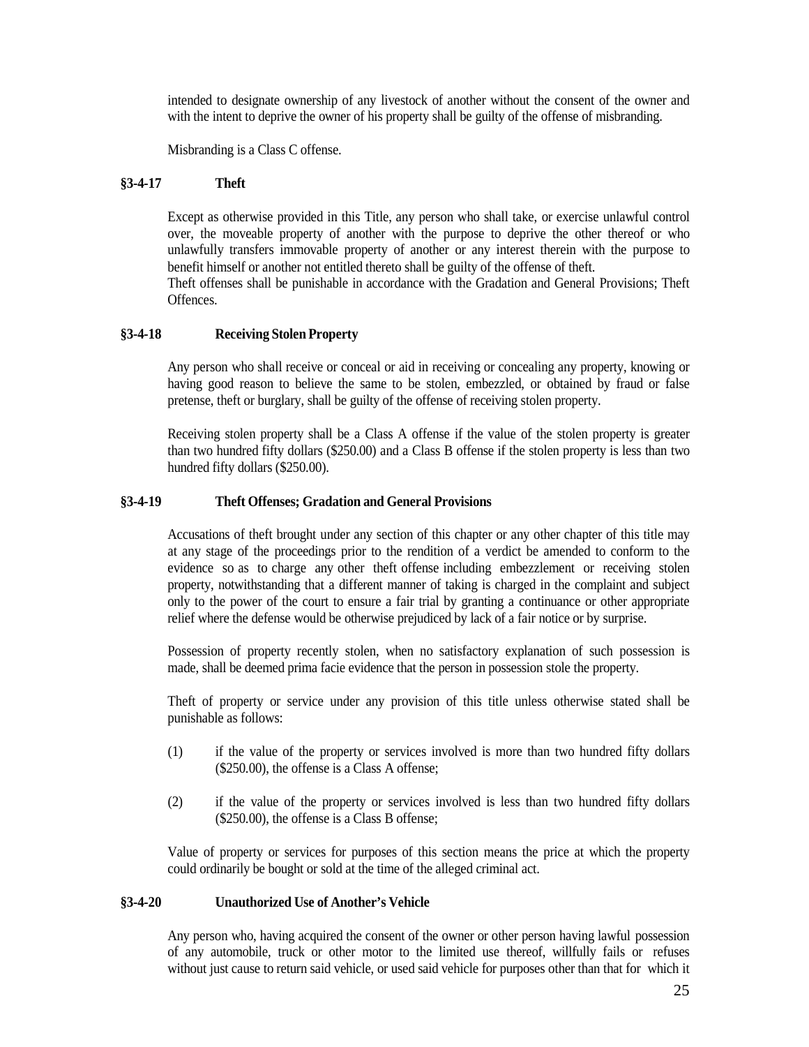intended to designate ownership of any livestock of another without the consent of the owner and with the intent to deprive the owner of his property shall be guilty of the offense of misbranding.

Misbranding is a Class C offense.

### §3-4-17 Theft

Except as otherwise provided in this Title, any person who shall take, or exercise unlawful control over, the moveable property of another with the purpose to deprive the other thereof or who unlawfully transfers immovable property of another or any interest therein with the purpose to benefit himself or another not entitled thereto shall be guilty of the offense of theft.
Theft offenses shall be punishable in accordance with the Gradation and General Provisions; Theft Offences.

### §3-4-18 Receiving Stolen Property

Any person who shall receive or conceal or aid in receiving or concealing any property, knowing or having good reason to believe the same to be stolen, embezzled, or obtained by fraud or false pretense, theft or burglary, shall be guilty of the offense of receiving stolen property.

Receiving stolen property shall be a Class A offense if the value of the stolen property is greater than two hundred fifty dollars ($250.00) and a Class B offense if the stolen property is less than two hundred fifty dollars ($250.00).

### §3-4-19 Theft Offenses; Gradation and General Provisions

Accusations of theft brought under any section of this chapter or any other chapter of this title may at any stage of the proceedings prior to the rendition of a verdict be amended to conform to the evidence so as to charge any other theft offense including embezzlement or receiving stolen property, notwithstanding that a different manner of taking is charged in the complaint and subject only to the power of the court to ensure a fair trial by granting a continuance or other appropriate relief where the defense would be otherwise prejudiced by lack of a fair notice or by surprise.

Possession of property recently stolen, when no satisfactory explanation of such possession is made, shall be deemed prima facie evidence that the person in possession stole the property.

Theft of property or service under any provision of this title unless otherwise stated shall be punishable as follows:

(1) if the value of the property or services involved is more than two hundred fifty dollars ($250.00), the offense is a Class A offense;

(2) if the value of the property or services involved is less than two hundred fifty dollars ($250.00), the offense is a Class B offense;

Value of property or services for purposes of this section means the price at which the property could ordinarily be bought or sold at the time of the alleged criminal act.

### §3-4-20 Unauthorized Use of Another's Vehicle

Any person who, having acquired the consent of the owner or other person having lawful possession of any automobile, truck or other motor to the limited use thereof, willfully fails or refuses without just cause to return said vehicle, or used said vehicle for purposes other than that for which it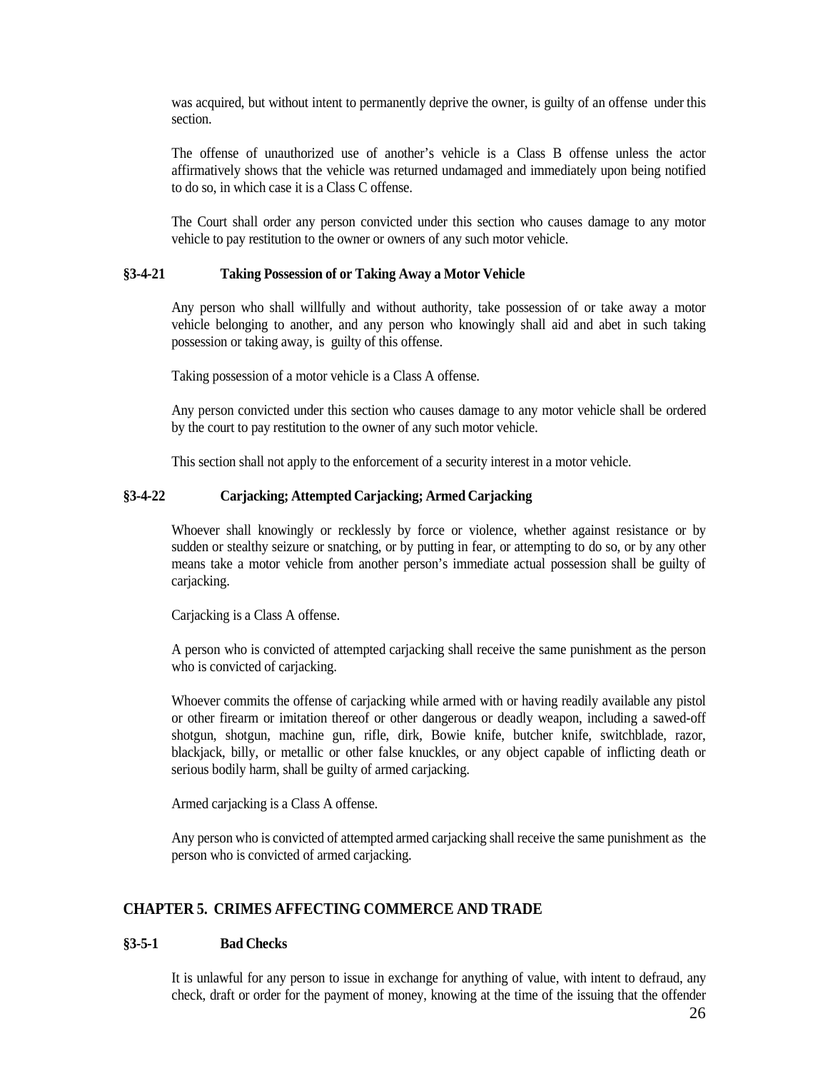was acquired, but without intent to permanently deprive the owner, is guilty of an offense under this section.

The offense of unauthorized use of another's vehicle is a Class B offense unless the actor affirmatively shows that the vehicle was returned undamaged and immediately upon being notified to do so, in which case it is a Class C offense.

The Court shall order any person convicted under this section who causes damage to any motor vehicle to pay restitution to the owner or owners of any such motor vehicle.

#### §3-4-21 Taking Possession of or Taking Away a Motor Vehicle

Any person who shall willfully and without authority, take possession of or take away a motor vehicle belonging to another, and any person who knowingly shall aid and abet in such taking possession or taking away, is guilty of this offense.

Taking possession of a motor vehicle is a Class A offense.

Any person convicted under this section who causes damage to any motor vehicle shall be ordered by the court to pay restitution to the owner of any such motor vehicle.

This section shall not apply to the enforcement of a security interest in a motor vehicle.

#### §3-4-22 Carjacking; Attempted Carjacking; Armed Carjacking

Whoever shall knowingly or recklessly by force or violence, whether against resistance or by sudden or stealthy seizure or snatching, or by putting in fear, or attempting to do so, or by any other means take a motor vehicle from another person's immediate actual possession shall be guilty of carjacking.

Carjacking is a Class A offense.

A person who is convicted of attempted carjacking shall receive the same punishment as the person who is convicted of carjacking.

Whoever commits the offense of carjacking while armed with or having readily available any pistol or other firearm or imitation thereof or other dangerous or deadly weapon, including a sawed-off shotgun, shotgun, machine gun, rifle, dirk, Bowie knife, butcher knife, switchblade, razor, blackjack, billy, or metallic or other false knuckles, or any object capable of inflicting death or serious bodily harm, shall be guilty of armed carjacking.

Armed carjacking is a Class A offense.

Any person who is convicted of attempted armed carjacking shall receive the same punishment as the person who is convicted of armed carjacking.

## CHAPTER 5. CRIMES AFFECTING COMMERCE AND TRADE

#### §3-5-1 Bad Checks

It is unlawful for any person to issue in exchange for anything of value, with intent to defraud, any check, draft or order for the payment of money, knowing at the time of the issuing that the offender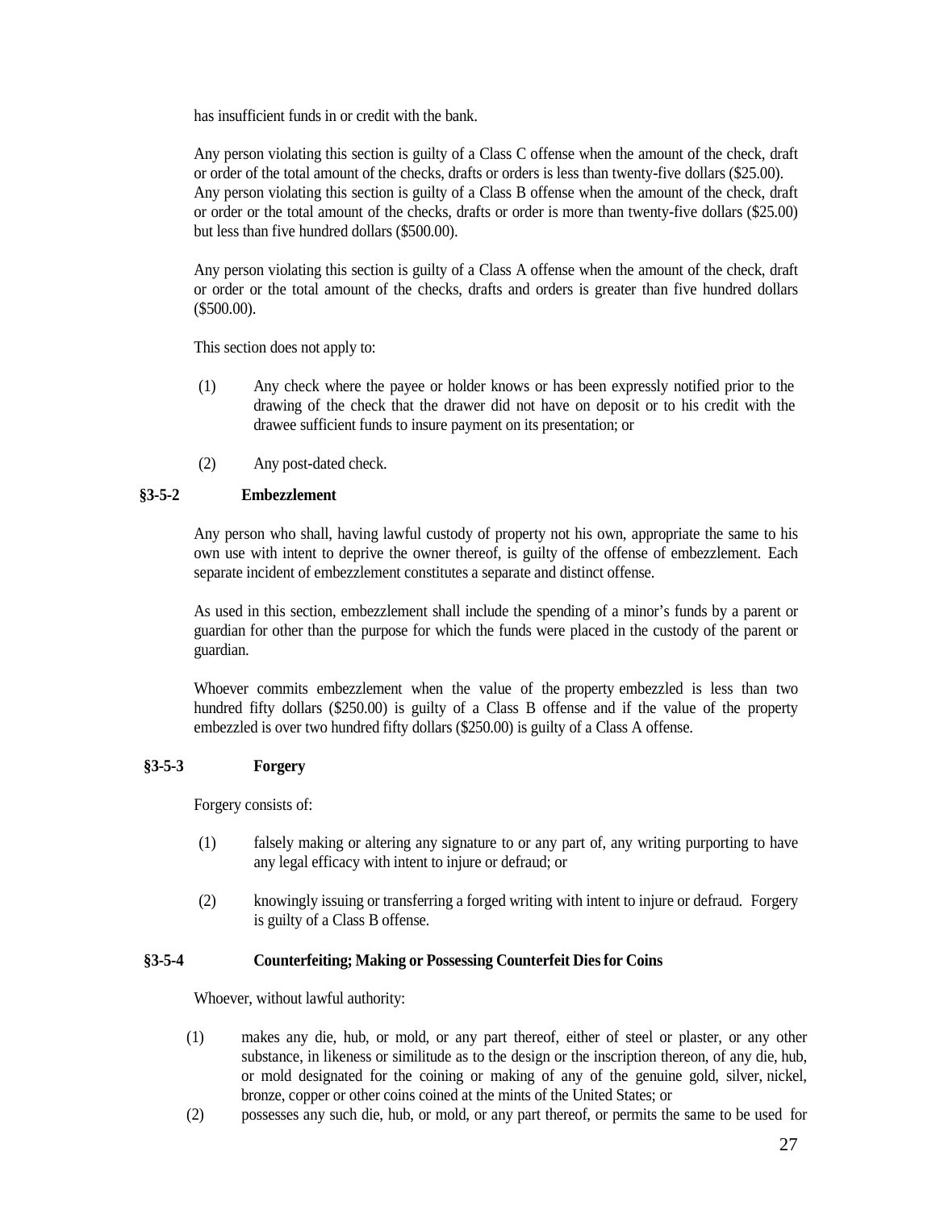has insufficient funds in or credit with the bank.

Any person violating this section is guilty of a Class C offense when the amount of the check, draft or order of the total amount of the checks, drafts or orders is less than twenty-five dollars ($25.00). Any person violating this section is guilty of a Class B offense when the amount of the check, draft or order or the total amount of the checks, drafts or order is more than twenty-five dollars ($25.00) but less than five hundred dollars ($500.00).

Any person violating this section is guilty of a Class A offense when the amount of the check, draft or order or the total amount of the checks, drafts and orders is greater than five hundred dollars ($500.00).

This section does not apply to:

(1) Any check where the payee or holder knows or has been expressly notified prior to the drawing of the check that the drawer did not have on deposit or to his credit with the drawee sufficient funds to insure payment on its presentation; or

(2) Any post-dated check.

### §3-5-2 Embezzlement

Any person who shall, having lawful custody of property not his own, appropriate the same to his own use with intent to deprive the owner thereof, is guilty of the offense of embezzlement. Each separate incident of embezzlement constitutes a separate and distinct offense.

As used in this section, embezzlement shall include the spending of a minor's funds by a parent or guardian for other than the purpose for which the funds were placed in the custody of the parent or guardian.

Whoever commits embezzlement when the value of the property embezzled is less than two hundred fifty dollars ($250.00) is guilty of a Class B offense and if the value of the property embezzled is over two hundred fifty dollars ($250.00) is guilty of a Class A offense.

### §3-5-3 Forgery

Forgery consists of:

(1) falsely making or altering any signature to or any part of, any writing purporting to have any legal efficacy with intent to injure or defraud; or

(2) knowingly issuing or transferring a forged writing with intent to injure or defraud. Forgery is guilty of a Class B offense.

### §3-5-4 Counterfeiting; Making or Possessing Counterfeit Dies for Coins

Whoever, without lawful authority:

(1) makes any die, hub, or mold, or any part thereof, either of steel or plaster, or any other substance, in likeness or similitude as to the design or the inscription thereon, of any die, hub, or mold designated for the coining or making of any of the genuine gold, silver, nickel, bronze, copper or other coins coined at the mints of the United States; or

(2) possesses any such die, hub, or mold, or any part thereof, or permits the same to be used for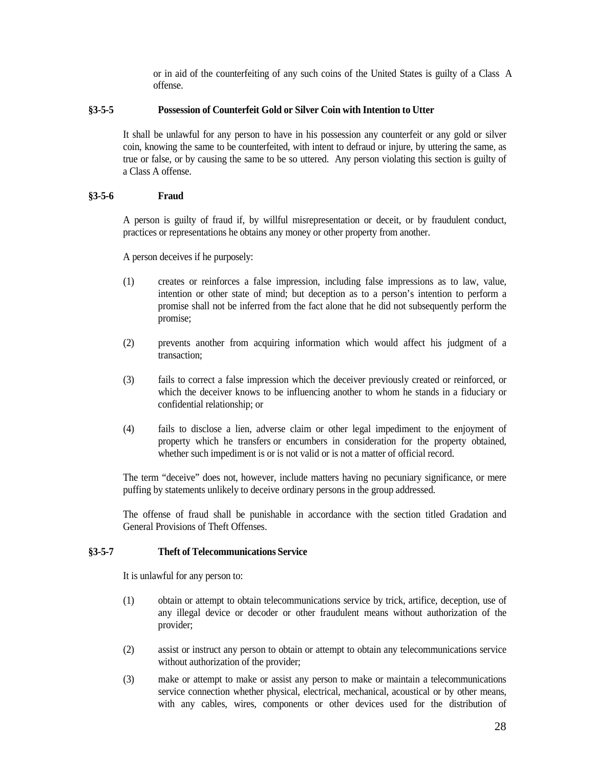or in aid of the counterfeiting of any such coins of the United States is guilty of a Class A offense.

### §3-5-5 Possession of Counterfeit Gold or Silver Coin with Intention to Utter

It shall be unlawful for any person to have in his possession any counterfeit or any gold or silver coin, knowing the same to be counterfeited, with intent to defraud or injure, by uttering the same, as true or false, or by causing the same to be so uttered. Any person violating this section is guilty of a Class A offense.

### §3-5-6 Fraud

A person is guilty of fraud if, by willful misrepresentation or deceit, or by fraudulent conduct, practices or representations he obtains any money or other property from another.

A person deceives if he purposely:

(1) creates or reinforces a false impression, including false impressions as to law, value, intention or other state of mind; but deception as to a person's intention to perform a promise shall not be inferred from the fact alone that he did not subsequently perform the promise;

(2) prevents another from acquiring information which would affect his judgment of a transaction;

(3) fails to correct a false impression which the deceiver previously created or reinforced, or which the deceiver knows to be influencing another to whom he stands in a fiduciary or confidential relationship; or

(4) fails to disclose a lien, adverse claim or other legal impediment to the enjoyment of property which he transfers or encumbers in consideration for the property obtained, whether such impediment is or is not valid or is not a matter of official record.

The term "deceive" does not, however, include matters having no pecuniary significance, or mere puffing by statements unlikely to deceive ordinary persons in the group addressed.

The offense of fraud shall be punishable in accordance with the section titled Gradation and General Provisions of Theft Offenses.

### §3-5-7 Theft of Telecommunications Service

It is unlawful for any person to:

(1) obtain or attempt to obtain telecommunications service by trick, artifice, deception, use of any illegal device or decoder or other fraudulent means without authorization of the provider;

(2) assist or instruct any person to obtain or attempt to obtain any telecommunications service without authorization of the provider;

(3) make or attempt to make or assist any person to make or maintain a telecommunications service connection whether physical, electrical, mechanical, acoustical or by other means, with any cables, wires, components or other devices used for the distribution of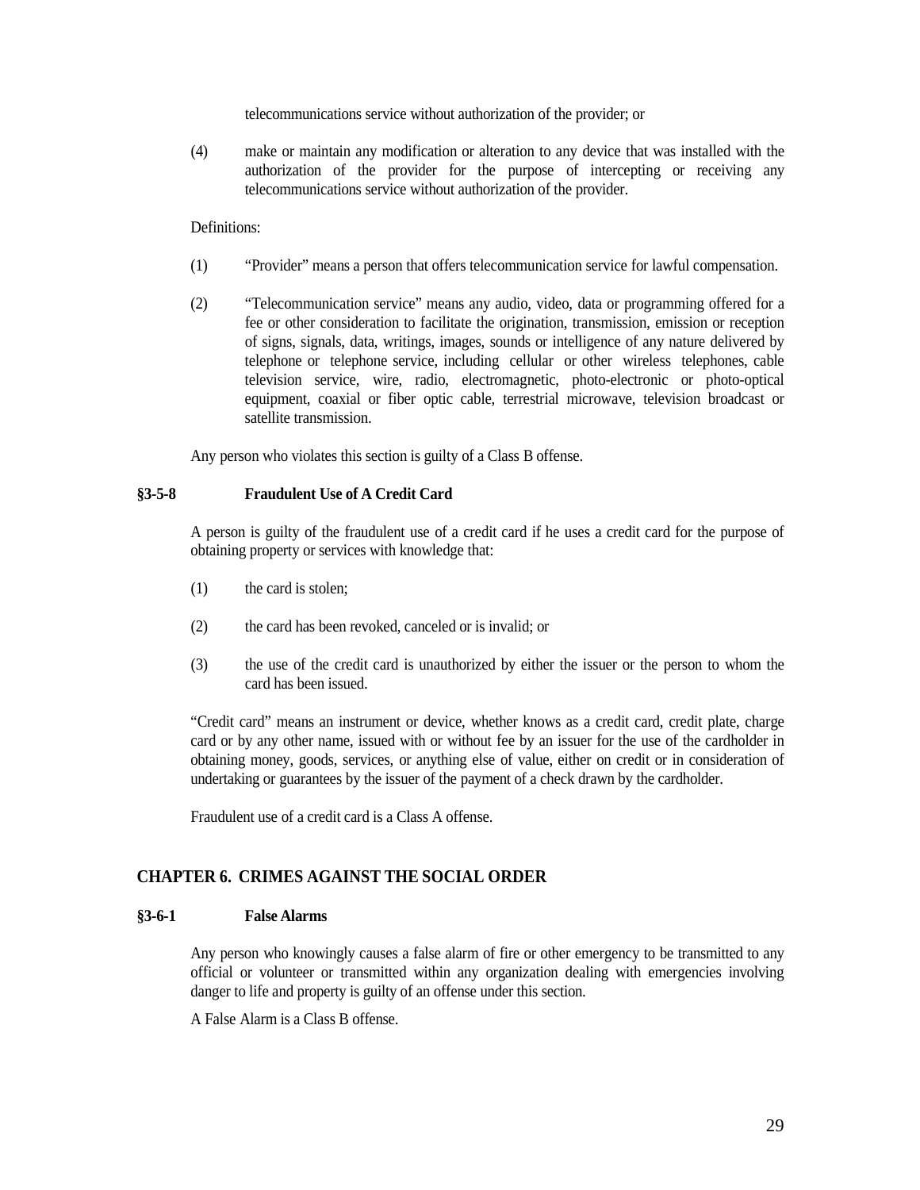telecommunications service without authorization of the provider; or

(4) make or maintain any modification or alteration to any device that was installed with the authorization of the provider for the purpose of intercepting or receiving any telecommunications service without authorization of the provider.

Definitions:

(1) "Provider" means a person that offers telecommunication service for lawful compensation.

(2) "Telecommunication service" means any audio, video, data or programming offered for a fee or other consideration to facilitate the origination, transmission, emission or reception of signs, signals, data, writings, images, sounds or intelligence of any nature delivered by telephone or telephone service, including cellular or other wireless telephones, cable television service, wire, radio, electromagnetic, photo-electronic or photo-optical equipment, coaxial or fiber optic cable, terrestrial microwave, television broadcast or satellite transmission.

Any person who violates this section is guilty of a Class B offense.

### §3-5-8 Fraudulent Use of A Credit Card

A person is guilty of the fraudulent use of a credit card if he uses a credit card for the purpose of obtaining property or services with knowledge that:

(1) the card is stolen;

(2) the card has been revoked, canceled or is invalid; or

(3) the use of the credit card is unauthorized by either the issuer or the person to whom the card has been issued.

"Credit card" means an instrument or device, whether knows as a credit card, credit plate, charge card or by any other name, issued with or without fee by an issuer for the use of the cardholder in obtaining money, goods, services, or anything else of value, either on credit or in consideration of undertaking or guarantees by the issuer of the payment of a check drawn by the cardholder.

Fraudulent use of a credit card is a Class A offense.

## CHAPTER 6. CRIMES AGAINST THE SOCIAL ORDER

### §3-6-1 False Alarms

Any person who knowingly causes a false alarm of fire or other emergency to be transmitted to any official or volunteer or transmitted within any organization dealing with emergencies involving danger to life and property is guilty of an offense under this section.

A False Alarm is a Class B offense.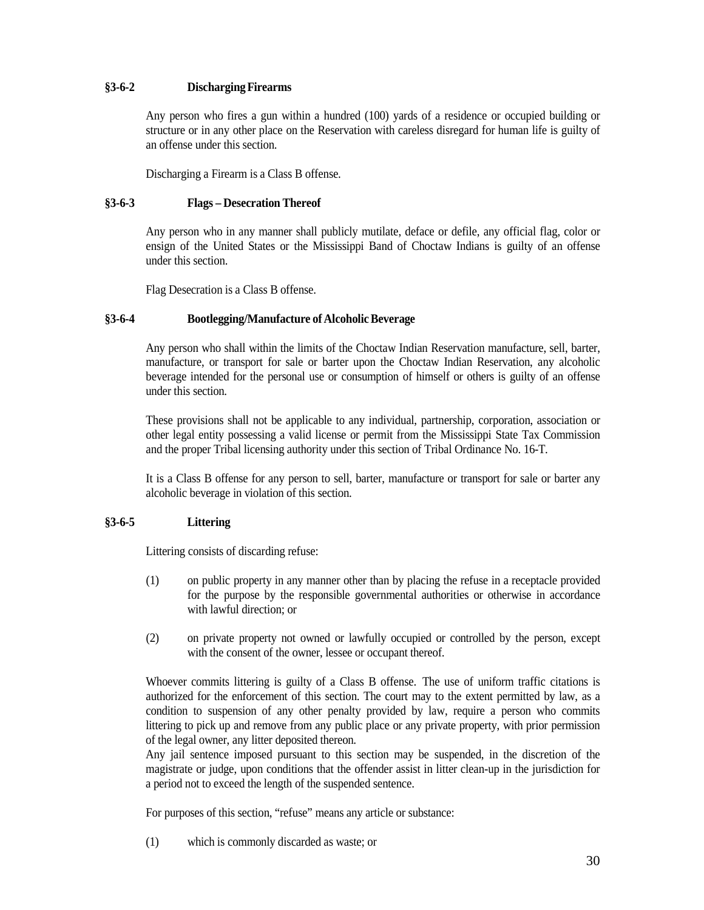### §3-6-2 Discharging Firearms

Any person who fires a gun within a hundred (100) yards of a residence or occupied building or structure or in any other place on the Reservation with careless disregard for human life is guilty of an offense under this section.

Discharging a Firearm is a Class B offense.

### §3-6-3 Flags – Desecration Thereof

Any person who in any manner shall publicly mutilate, deface or defile, any official flag, color or ensign of the United States or the Mississippi Band of Choctaw Indians is guilty of an offense under this section.

Flag Desecration is a Class B offense.

### §3-6-4 Bootlegging/Manufacture of Alcoholic Beverage

Any person who shall within the limits of the Choctaw Indian Reservation manufacture, sell, barter, manufacture, or transport for sale or barter upon the Choctaw Indian Reservation, any alcoholic beverage intended for the personal use or consumption of himself or others is guilty of an offense under this section.

These provisions shall not be applicable to any individual, partnership, corporation, association or other legal entity possessing a valid license or permit from the Mississippi State Tax Commission and the proper Tribal licensing authority under this section of Tribal Ordinance No. 16-T.

It is a Class B offense for any person to sell, barter, manufacture or transport for sale or barter any alcoholic beverage in violation of this section.

### §3-6-5 Littering

Littering consists of discarding refuse:

(1) on public property in any manner other than by placing the refuse in a receptacle provided for the purpose by the responsible governmental authorities or otherwise in accordance with lawful direction; or

(2) on private property not owned or lawfully occupied or controlled by the person, except with the consent of the owner, lessee or occupant thereof.

Whoever commits littering is guilty of a Class B offense. The use of uniform traffic citations is authorized for the enforcement of this section. The court may to the extent permitted by law, as a condition to suspension of any other penalty provided by law, require a person who commits littering to pick up and remove from any public place or any private property, with prior permission of the legal owner, any litter deposited thereon.
Any jail sentence imposed pursuant to this section may be suspended, in the discretion of the magistrate or judge, upon conditions that the offender assist in litter clean-up in the jurisdiction for a period not to exceed the length of the suspended sentence.

For purposes of this section, "refuse" means any article or substance:

(1) which is commonly discarded as waste; or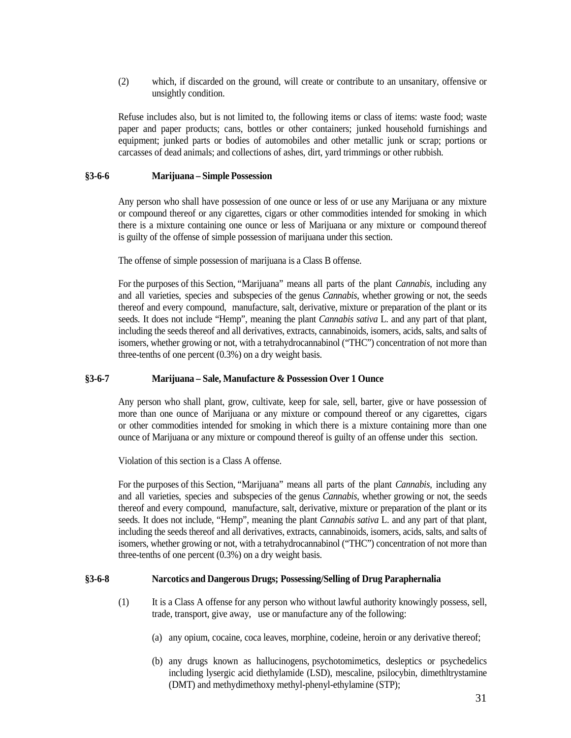(2) which, if discarded on the ground, will create or contribute to an unsanitary, offensive or unsightly condition.

Refuse includes also, but is not limited to, the following items or class of items: waste food; waste paper and paper products; cans, bottles or other containers; junked household furnishings and equipment; junked parts or bodies of automobiles and other metallic junk or scrap; portions or carcasses of dead animals; and collections of ashes, dirt, yard trimmings or other rubbish.

### §3-6-6 Marijuana – Simple Possession

Any person who shall have possession of one ounce or less of or use any Marijuana or any mixture or compound thereof or any cigarettes, cigars or other commodities intended for smoking in which there is a mixture containing one ounce or less of Marijuana or any mixture or compound thereof is guilty of the offense of simple possession of marijuana under this section.

The offense of simple possession of marijuana is a Class B offense.

For the purposes of this Section, "Marijuana" means all parts of the plant *Cannabis*, including any and all varieties, species and subspecies of the genus *Cannabis*, whether growing or not, the seeds thereof and every compound, manufacture, salt, derivative, mixture or preparation of the plant or its seeds. It does not include "Hemp", meaning the plant *Cannabis sativa* L. and any part of that plant, including the seeds thereof and all derivatives, extracts, cannabinoids, isomers, acids, salts, and salts of isomers, whether growing or not, with a tetrahydrocannabinol ("THC") concentration of not more than three-tenths of one percent (0.3%) on a dry weight basis.

### §3-6-7 Marijuana – Sale, Manufacture & Possession Over 1 Ounce

Any person who shall plant, grow, cultivate, keep for sale, sell, barter, give or have possession of more than one ounce of Marijuana or any mixture or compound thereof or any cigarettes, cigars or other commodities intended for smoking in which there is a mixture containing more than one ounce of Marijuana or any mixture or compound thereof is guilty of an offense under this section.

Violation of this section is a Class A offense.

For the purposes of this Section, "Marijuana" means all parts of the plant *Cannabis*, including any and all varieties, species and subspecies of the genus *Cannabis*, whether growing or not, the seeds thereof and every compound, manufacture, salt, derivative, mixture or preparation of the plant or its seeds. It does not include, "Hemp", meaning the plant *Cannabis sativa* L. and any part of that plant, including the seeds thereof and all derivatives, extracts, cannabinoids, isomers, acids, salts, and salts of isomers, whether growing or not, with a tetrahydrocannabinol ("THC") concentration of not more than three-tenths of one percent (0.3%) on a dry weight basis.

### §3-6-8 Narcotics and Dangerous Drugs; Possessing/Selling of Drug Paraphernalia

(1) It is a Class A offense for any person who without lawful authority knowingly possess, sell, trade, transport, give away, use or manufacture any of the following:

  (a) any opium, cocaine, coca leaves, morphine, codeine, heroin or any derivative thereof;

  (b) any drugs known as hallucinogens, psychotomimetics, desleptics or psychedelics including lysergic acid diethylamide (LSD), mescaline, psilocybin, dimethltrystamine (DMT) and methydimethoxy methyl-phenyl-ethylamine (STP);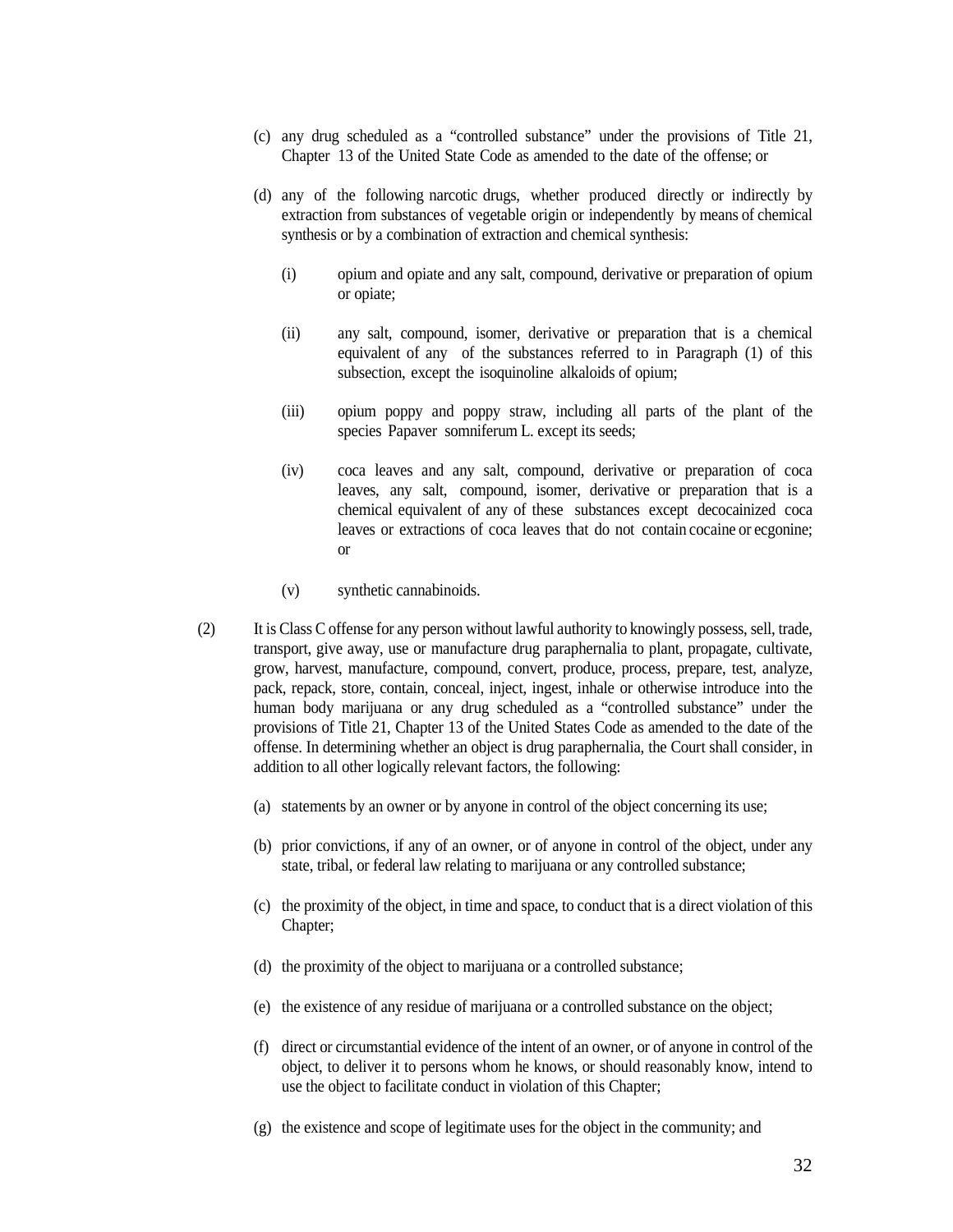(c) any drug scheduled as a "controlled substance" under the provisions of Title 21, Chapter 13 of the United State Code as amended to the date of the offense; or

(d) any of the following narcotic drugs, whether produced directly or indirectly by extraction from substances of vegetable origin or independently by means of chemical synthesis or by a combination of extraction and chemical synthesis:

(i) opium and opiate and any salt, compound, derivative or preparation of opium or opiate;

(ii) any salt, compound, isomer, derivative or preparation that is a chemical equivalent of any of the substances referred to in Paragraph (1) of this subsection, except the isoquinoline alkaloids of opium;

(iii) opium poppy and poppy straw, including all parts of the plant of the species Papaver somniferum L. except its seeds;

(iv) coca leaves and any salt, compound, derivative or preparation of coca leaves, any salt, compound, isomer, derivative or preparation that is a chemical equivalent of any of these substances except decocainized coca leaves or extractions of coca leaves that do not contain cocaine or ecgonine; or

(v) synthetic cannabinoids.

(2) It is Class C offense for any person without lawful authority to knowingly possess, sell, trade, transport, give away, use or manufacture drug paraphernalia to plant, propagate, cultivate, grow, harvest, manufacture, compound, convert, produce, process, prepare, test, analyze, pack, repack, store, contain, conceal, inject, ingest, inhale or otherwise introduce into the human body marijuana or any drug scheduled as a "controlled substance" under the provisions of Title 21, Chapter 13 of the United States Code as amended to the date of the offense. In determining whether an object is drug paraphernalia, the Court shall consider, in addition to all other logically relevant factors, the following:

(a) statements by an owner or by anyone in control of the object concerning its use;

(b) prior convictions, if any of an owner, or of anyone in control of the object, under any state, tribal, or federal law relating to marijuana or any controlled substance;

(c) the proximity of the object, in time and space, to conduct that is a direct violation of this Chapter;

(d) the proximity of the object to marijuana or a controlled substance;

(e) the existence of any residue of marijuana or a controlled substance on the object;

(f) direct or circumstantial evidence of the intent of an owner, or of anyone in control of the object, to deliver it to persons whom he knows, or should reasonably know, intend to use the object to facilitate conduct in violation of this Chapter;

(g) the existence and scope of legitimate uses for the object in the community; and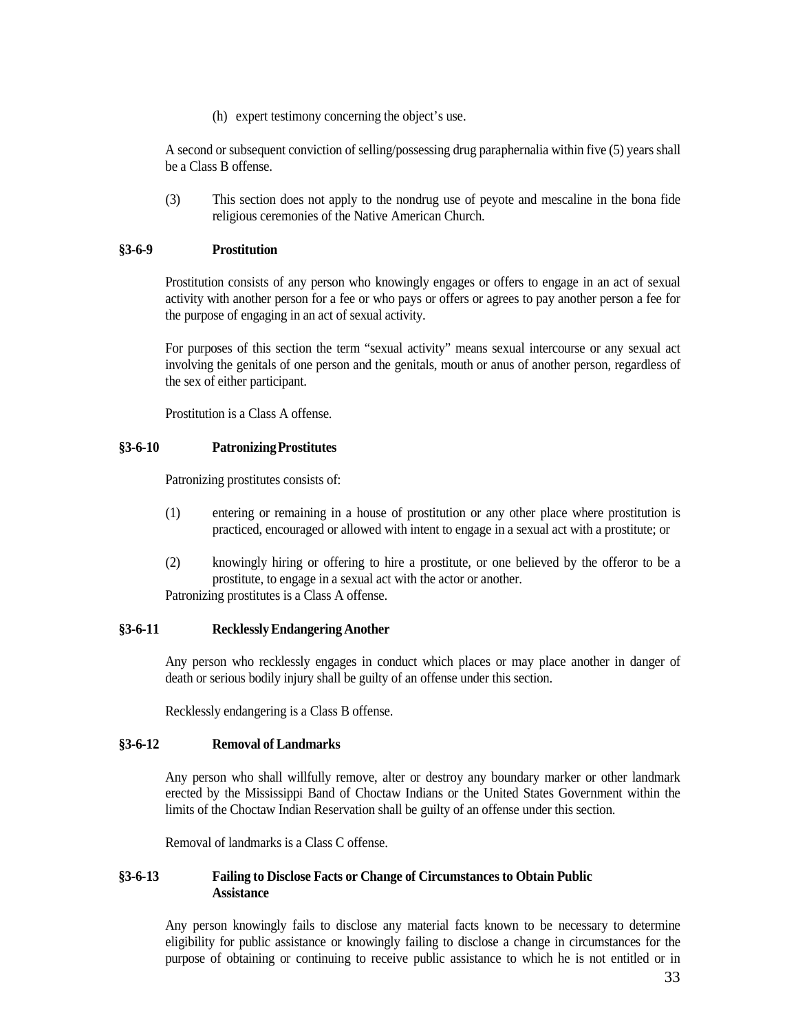(h) expert testimony concerning the object's use.

A second or subsequent conviction of selling/possessing drug paraphernalia within five (5) years shall be a Class B offense.

(3) This section does not apply to the nondrug use of peyote and mescaline in the bona fide religious ceremonies of the Native American Church.

### §3-6-9 Prostitution

Prostitution consists of any person who knowingly engages or offers to engage in an act of sexual activity with another person for a fee or who pays or offers or agrees to pay another person a fee for the purpose of engaging in an act of sexual activity.

For purposes of this section the term "sexual activity" means sexual intercourse or any sexual act involving the genitals of one person and the genitals, mouth or anus of another person, regardless of the sex of either participant.

Prostitution is a Class A offense.

### §3-6-10 Patronizing Prostitutes

Patronizing prostitutes consists of:

(1) entering or remaining in a house of prostitution or any other place where prostitution is practiced, encouraged or allowed with intent to engage in a sexual act with a prostitute; or

(2) knowingly hiring or offering to hire a prostitute, or one believed by the offeror to be a prostitute, to engage in a sexual act with the actor or another.

Patronizing prostitutes is a Class A offense.

### §3-6-11 Recklessly Endangering Another

Any person who recklessly engages in conduct which places or may place another in danger of death or serious bodily injury shall be guilty of an offense under this section.

Recklessly endangering is a Class B offense.

### §3-6-12 Removal of Landmarks

Any person who shall willfully remove, alter or destroy any boundary marker or other landmark erected by the Mississippi Band of Choctaw Indians or the United States Government within the limits of the Choctaw Indian Reservation shall be guilty of an offense under this section.

Removal of landmarks is a Class C offense.

### §3-6-13 Failing to Disclose Facts or Change of Circumstances to Obtain Public Assistance

Any person knowingly fails to disclose any material facts known to be necessary to determine eligibility for public assistance or knowingly failing to disclose a change in circumstances for the purpose of obtaining or continuing to receive public assistance to which he is not entitled or in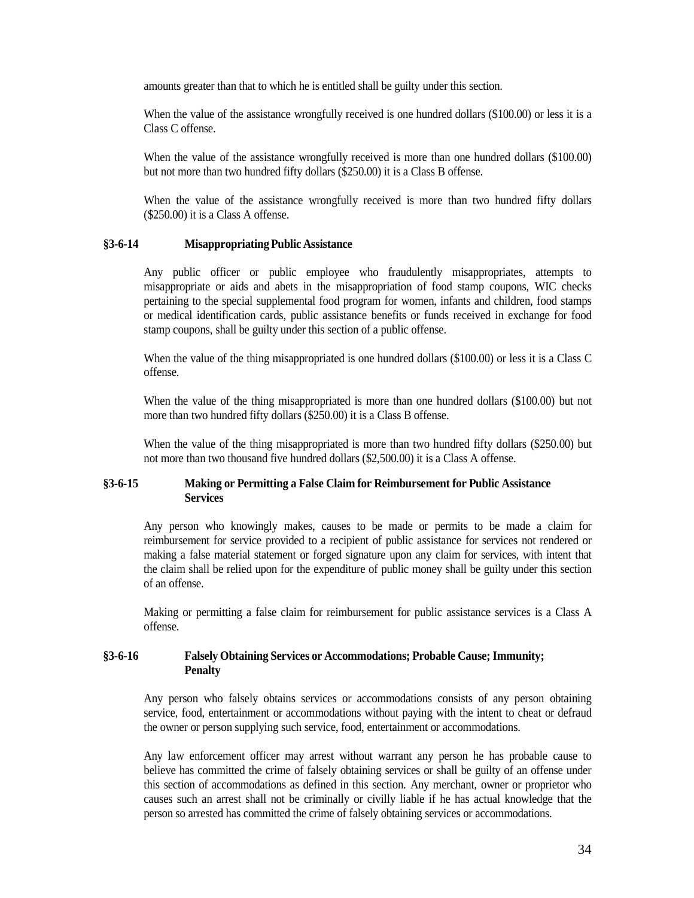amounts greater than that to which he is entitled shall be guilty under this section.

When the value of the assistance wrongfully received is one hundred dollars ($100.00) or less it is a Class C offense.

When the value of the assistance wrongfully received is more than one hundred dollars ($100.00) but not more than two hundred fifty dollars ($250.00) it is a Class B offense.

When the value of the assistance wrongfully received is more than two hundred fifty dollars ($250.00) it is a Class A offense.

### §3-6-14 Misappropriating Public Assistance

Any public officer or public employee who fraudulently misappropriates, attempts to misappropriate or aids and abets in the misappropriation of food stamp coupons, WIC checks pertaining to the special supplemental food program for women, infants and children, food stamps or medical identification cards, public assistance benefits or funds received in exchange for food stamp coupons, shall be guilty under this section of a public offense.

When the value of the thing misappropriated is one hundred dollars ($100.00) or less it is a Class C offense.

When the value of the thing misappropriated is more than one hundred dollars ($100.00) but not more than two hundred fifty dollars ($250.00) it is a Class B offense.

When the value of the thing misappropriated is more than two hundred fifty dollars ($250.00) but not more than two thousand five hundred dollars ($2,500.00) it is a Class A offense.

### §3-6-15 Making or Permitting a False Claim for Reimbursement for Public Assistance Services

Any person who knowingly makes, causes to be made or permits to be made a claim for reimbursement for service provided to a recipient of public assistance for services not rendered or making a false material statement or forged signature upon any claim for services, with intent that the claim shall be relied upon for the expenditure of public money shall be guilty under this section of an offense.

Making or permitting a false claim for reimbursement for public assistance services is a Class A offense.

### §3-6-16 Falsely Obtaining Services or Accommodations; Probable Cause; Immunity; Penalty

Any person who falsely obtains services or accommodations consists of any person obtaining service, food, entertainment or accommodations without paying with the intent to cheat or defraud the owner or person supplying such service, food, entertainment or accommodations.

Any law enforcement officer may arrest without warrant any person he has probable cause to believe has committed the crime of falsely obtaining services or shall be guilty of an offense under this section of accommodations as defined in this section. Any merchant, owner or proprietor who causes such an arrest shall not be criminally or civilly liable if he has actual knowledge that the person so arrested has committed the crime of falsely obtaining services or accommodations.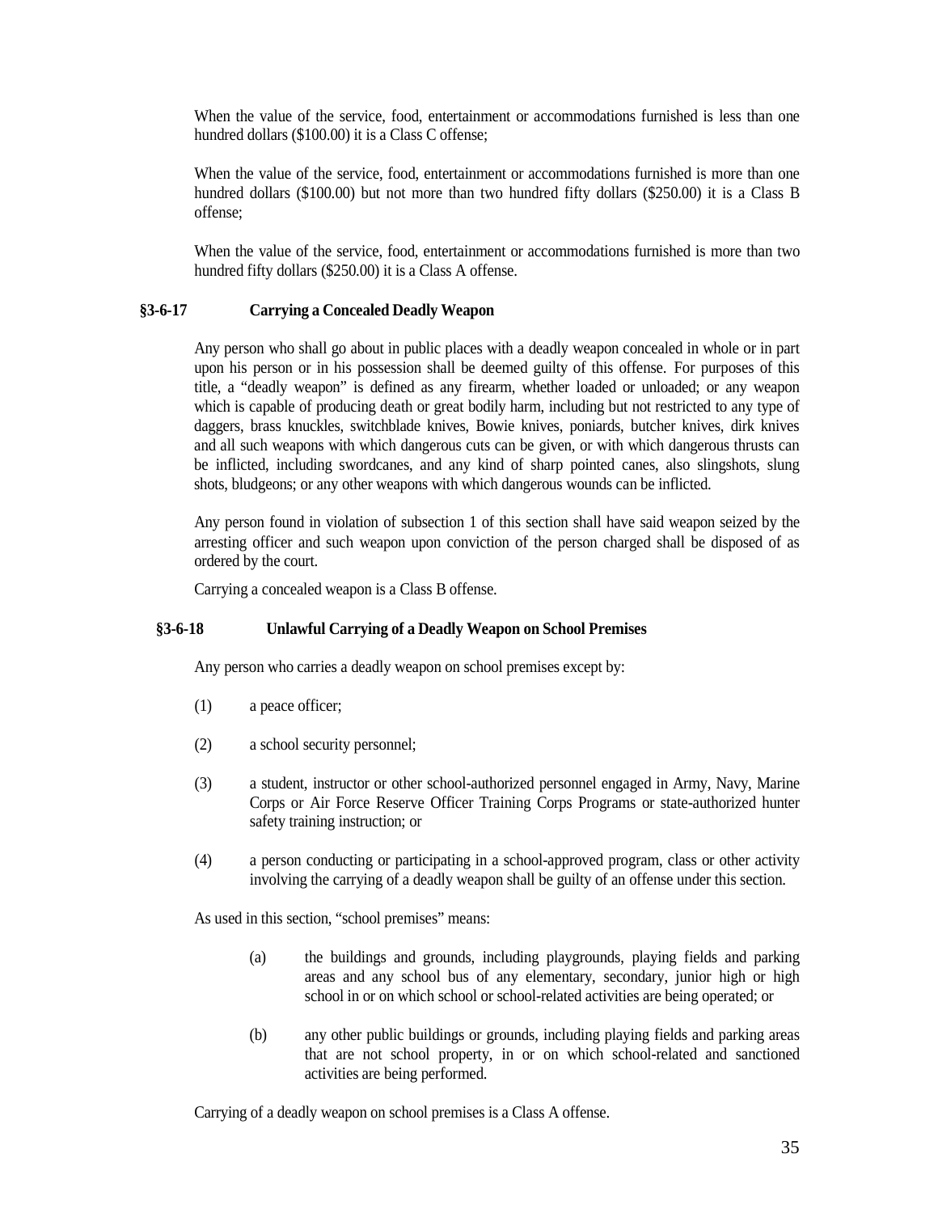When the value of the service, food, entertainment or accommodations furnished is less than one hundred dollars ($100.00) it is a Class C offense;

When the value of the service, food, entertainment or accommodations furnished is more than one hundred dollars ($100.00) but not more than two hundred fifty dollars ($250.00) it is a Class B offense;

When the value of the service, food, entertainment or accommodations furnished is more than two hundred fifty dollars ($250.00) it is a Class A offense.

### §3-6-17 Carrying a Concealed Deadly Weapon

Any person who shall go about in public places with a deadly weapon concealed in whole or in part upon his person or in his possession shall be deemed guilty of this offense. For purposes of this title, a "deadly weapon" is defined as any firearm, whether loaded or unloaded; or any weapon which is capable of producing death or great bodily harm, including but not restricted to any type of daggers, brass knuckles, switchblade knives, Bowie knives, poniards, butcher knives, dirk knives and all such weapons with which dangerous cuts can be given, or with which dangerous thrusts can be inflicted, including swordcanes, and any kind of sharp pointed canes, also slingshots, slung shots, bludgeons; or any other weapons with which dangerous wounds can be inflicted.

Any person found in violation of subsection 1 of this section shall have said weapon seized by the arresting officer and such weapon upon conviction of the person charged shall be disposed of as ordered by the court.

Carrying a concealed weapon is a Class B offense.

### §3-6-18 Unlawful Carrying of a Deadly Weapon on School Premises

Any person who carries a deadly weapon on school premises except by:

(1) a peace officer;

(2) a school security personnel;

(3) a student, instructor or other school-authorized personnel engaged in Army, Navy, Marine Corps or Air Force Reserve Officer Training Corps Programs or state-authorized hunter safety training instruction; or

(4) a person conducting or participating in a school-approved program, class or other activity involving the carrying of a deadly weapon shall be guilty of an offense under this section.

As used in this section, "school premises" means:

(a) the buildings and grounds, including playgrounds, playing fields and parking areas and any school bus of any elementary, secondary, junior high or high school in or on which school or school-related activities are being operated; or

(b) any other public buildings or grounds, including playing fields and parking areas that are not school property, in or on which school-related and sanctioned activities are being performed.

Carrying of a deadly weapon on school premises is a Class A offense.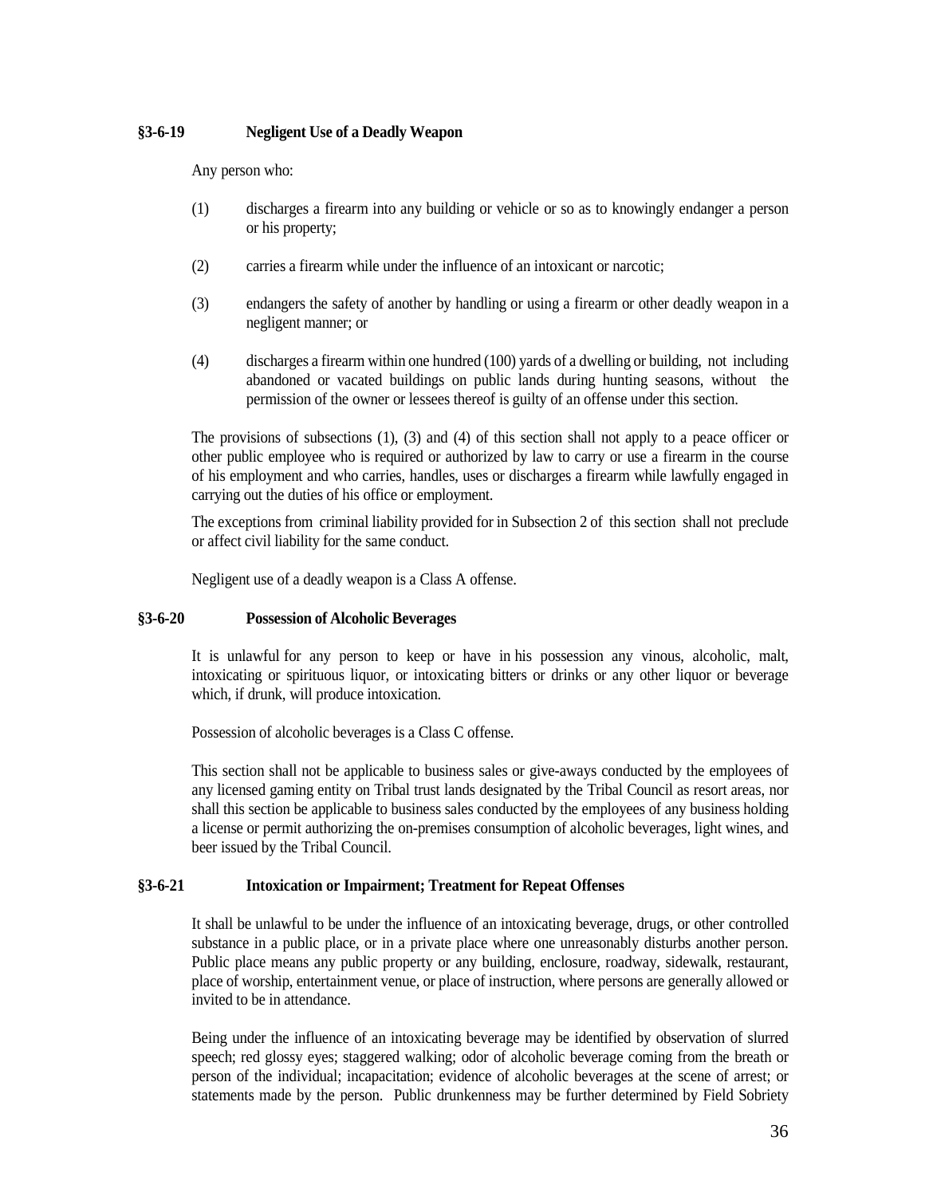### §3-6-19 Negligent Use of a Deadly Weapon

Any person who:

(1) discharges a firearm into any building or vehicle or so as to knowingly endanger a person or his property;

(2) carries a firearm while under the influence of an intoxicant or narcotic;

(3) endangers the safety of another by handling or using a firearm or other deadly weapon in a negligent manner; or

(4) discharges a firearm within one hundred (100) yards of a dwelling or building, not including abandoned or vacated buildings on public lands during hunting seasons, without the permission of the owner or lessees thereof is guilty of an offense under this section.

The provisions of subsections (1), (3) and (4) of this section shall not apply to a peace officer or other public employee who is required or authorized by law to carry or use a firearm in the course of his employment and who carries, handles, uses or discharges a firearm while lawfully engaged in carrying out the duties of his office or employment.

The exceptions from criminal liability provided for in Subsection 2 of this section shall not preclude or affect civil liability for the same conduct.

Negligent use of a deadly weapon is a Class A offense.

### §3-6-20 Possession of Alcoholic Beverages

It is unlawful for any person to keep or have in his possession any vinous, alcoholic, malt, intoxicating or spirituous liquor, or intoxicating bitters or drinks or any other liquor or beverage which, if drunk, will produce intoxication.

Possession of alcoholic beverages is a Class C offense.

This section shall not be applicable to business sales or give-aways conducted by the employees of any licensed gaming entity on Tribal trust lands designated by the Tribal Council as resort areas, nor shall this section be applicable to business sales conducted by the employees of any business holding a license or permit authorizing the on-premises consumption of alcoholic beverages, light wines, and beer issued by the Tribal Council.

### §3-6-21 Intoxication or Impairment; Treatment for Repeat Offenses

It shall be unlawful to be under the influence of an intoxicating beverage, drugs, or other controlled substance in a public place, or in a private place where one unreasonably disturbs another person. Public place means any public property or any building, enclosure, roadway, sidewalk, restaurant, place of worship, entertainment venue, or place of instruction, where persons are generally allowed or invited to be in attendance.

Being under the influence of an intoxicating beverage may be identified by observation of slurred speech; red glossy eyes; staggered walking; odor of alcoholic beverage coming from the breath or person of the individual; incapacitation; evidence of alcoholic beverages at the scene of arrest; or statements made by the person. Public drunkenness may be further determined by Field Sobriety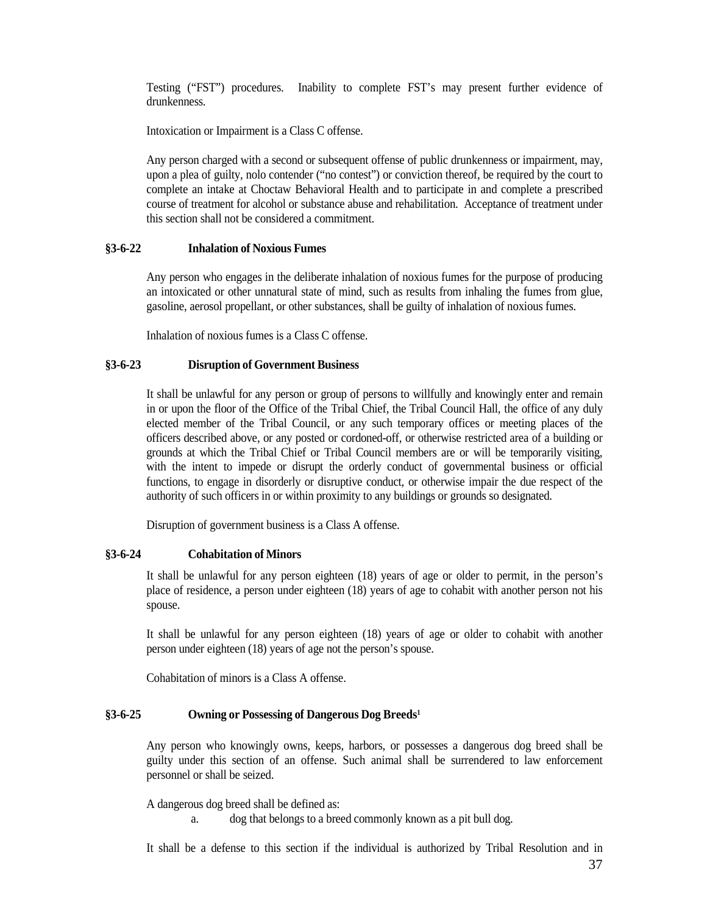Testing ("FST") procedures. Inability to complete FST's may present further evidence of drunkenness.

Intoxication or Impairment is a Class C offense.

Any person charged with a second or subsequent offense of public drunkenness or impairment, may, upon a plea of guilty, nolo contender ("no contest") or conviction thereof, be required by the court to complete an intake at Choctaw Behavioral Health and to participate in and complete a prescribed course of treatment for alcohol or substance abuse and rehabilitation. Acceptance of treatment under this section shall not be considered a commitment.

### §3-6-22 Inhalation of Noxious Fumes

Any person who engages in the deliberate inhalation of noxious fumes for the purpose of producing an intoxicated or other unnatural state of mind, such as results from inhaling the fumes from glue, gasoline, aerosol propellant, or other substances, shall be guilty of inhalation of noxious fumes.

Inhalation of noxious fumes is a Class C offense.

### §3-6-23 Disruption of Government Business

It shall be unlawful for any person or group of persons to willfully and knowingly enter and remain in or upon the floor of the Office of the Tribal Chief, the Tribal Council Hall, the office of any duly elected member of the Tribal Council, or any such temporary offices or meeting places of the officers described above, or any posted or cordoned-off, or otherwise restricted area of a building or grounds at which the Tribal Chief or Tribal Council members are or will be temporarily visiting, with the intent to impede or disrupt the orderly conduct of governmental business or official functions, to engage in disorderly or disruptive conduct, or otherwise impair the due respect of the authority of such officers in or within proximity to any buildings or grounds so designated.

Disruption of government business is a Class A offense.

### §3-6-24 Cohabitation of Minors

It shall be unlawful for any person eighteen (18) years of age or older to permit, in the person's place of residence, a person under eighteen (18) years of age to cohabit with another person not his spouse.

It shall be unlawful for any person eighteen (18) years of age or older to cohabit with another person under eighteen (18) years of age not the person's spouse.

Cohabitation of minors is a Class A offense.

### §3-6-25 Owning or Possessing of Dangerous Dog Breeds[1]

Any person who knowingly owns, keeps, harbors, or possesses a dangerous dog breed shall be guilty under this section of an offense. Such animal shall be surrendered to law enforcement personnel or shall be seized.

A dangerous dog breed shall be defined as:

a. dog that belongs to a breed commonly known as a pit bull dog.

It shall be a defense to this section if the individual is authorized by Tribal Resolution and in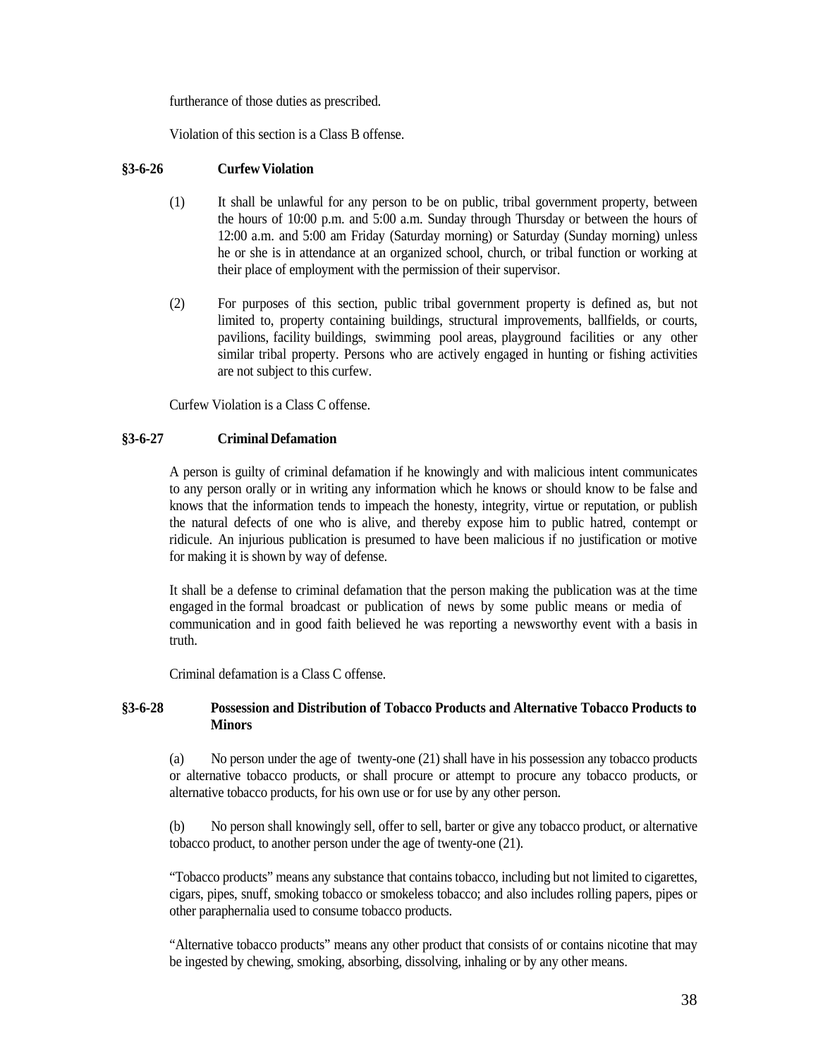furtherance of those duties as prescribed.

Violation of this section is a Class B offense.

### §3-6-26 Curfew Violation

(1) It shall be unlawful for any person to be on public, tribal government property, between the hours of 10:00 p.m. and 5:00 a.m. Sunday through Thursday or between the hours of 12:00 a.m. and 5:00 am Friday (Saturday morning) or Saturday (Sunday morning) unless he or she is in attendance at an organized school, church, or tribal function or working at their place of employment with the permission of their supervisor.

(2) For purposes of this section, public tribal government property is defined as, but not limited to, property containing buildings, structural improvements, ballfields, or courts, pavilions, facility buildings, swimming pool areas, playground facilities or any other similar tribal property. Persons who are actively engaged in hunting or fishing activities are not subject to this curfew.

Curfew Violation is a Class C offense.

### §3-6-27 Criminal Defamation

A person is guilty of criminal defamation if he knowingly and with malicious intent communicates to any person orally or in writing any information which he knows or should know to be false and knows that the information tends to impeach the honesty, integrity, virtue or reputation, or publish the natural defects of one who is alive, and thereby expose him to public hatred, contempt or ridicule. An injurious publication is presumed to have been malicious if no justification or motive for making it is shown by way of defense.

It shall be a defense to criminal defamation that the person making the publication was at the time engaged in the formal broadcast or publication of news by some public means or media of communication and in good faith believed he was reporting a newsworthy event with a basis in truth.

Criminal defamation is a Class C offense.

### §3-6-28 Possession and Distribution of Tobacco Products and Alternative Tobacco Products to Minors

(a) No person under the age of twenty-one (21) shall have in his possession any tobacco products or alternative tobacco products, or shall procure or attempt to procure any tobacco products, or alternative tobacco products, for his own use or for use by any other person.

(b) No person shall knowingly sell, offer to sell, barter or give any tobacco product, or alternative tobacco product, to another person under the age of twenty-one (21).

"Tobacco products" means any substance that contains tobacco, including but not limited to cigarettes, cigars, pipes, snuff, smoking tobacco or smokeless tobacco; and also includes rolling papers, pipes or other paraphernalia used to consume tobacco products.

"Alternative tobacco products" means any other product that consists of or contains nicotine that may be ingested by chewing, smoking, absorbing, dissolving, inhaling or by any other means.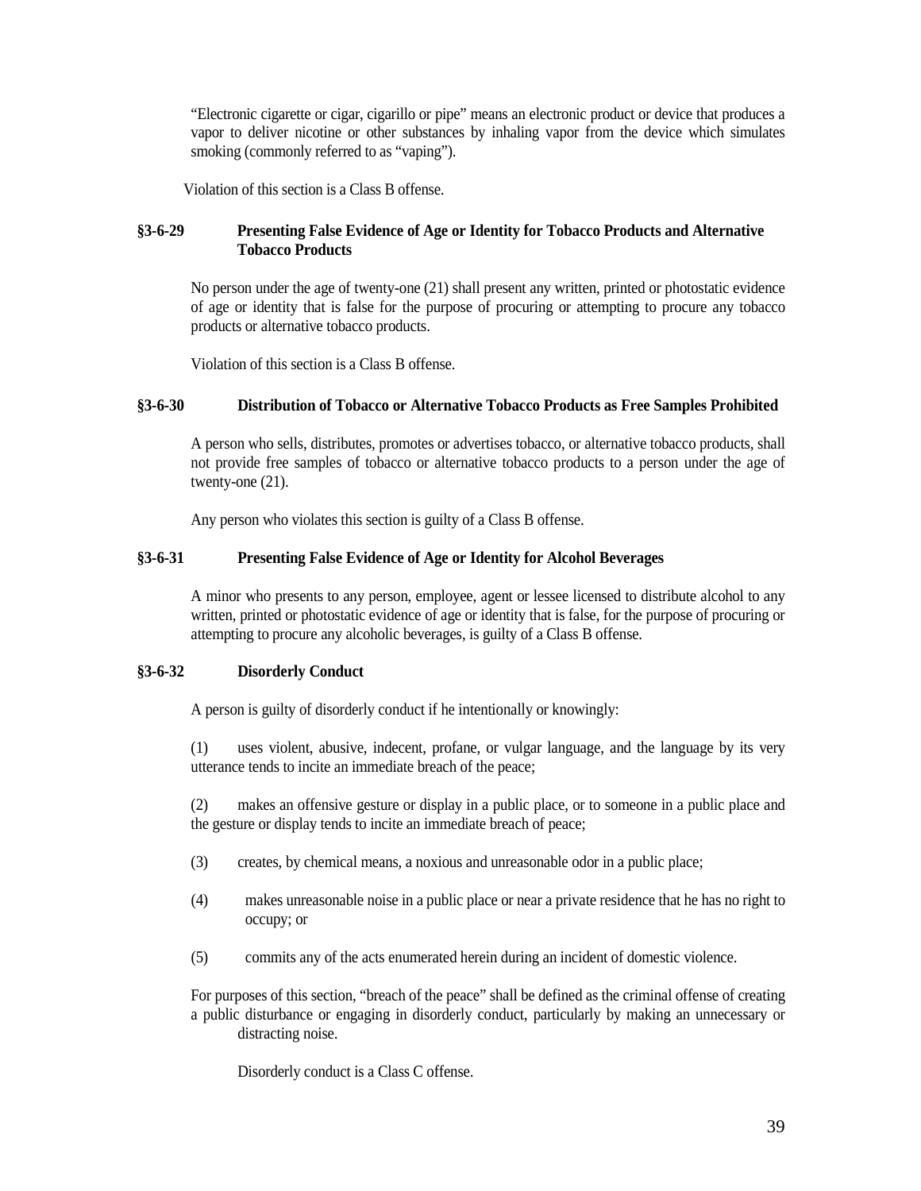"Electronic cigarette or cigar, cigarillo or pipe" means an electronic product or device that produces a vapor to deliver nicotine or other substances by inhaling vapor from the device which simulates smoking (commonly referred to as "vaping").

Violation of this section is a Class B offense.

### §3-6-29 Presenting False Evidence of Age or Identity for Tobacco Products and Alternative Tobacco Products

No person under the age of twenty-one (21) shall present any written, printed or photostatic evidence of age or identity that is false for the purpose of procuring or attempting to procure any tobacco products or alternative tobacco products.

Violation of this section is a Class B offense.

### §3-6-30 Distribution of Tobacco or Alternative Tobacco Products as Free Samples Prohibited

A person who sells, distributes, promotes or advertises tobacco, or alternative tobacco products, shall not provide free samples of tobacco or alternative tobacco products to a person under the age of twenty-one (21).

Any person who violates this section is guilty of a Class B offense.

### §3-6-31 Presenting False Evidence of Age or Identity for Alcohol Beverages

A minor who presents to any person, employee, agent or lessee licensed to distribute alcohol to any written, printed or photostatic evidence of age or identity that is false, for the purpose of procuring or attempting to procure any alcoholic beverages, is guilty of a Class B offense.

### §3-6-32 Disorderly Conduct

A person is guilty of disorderly conduct if he intentionally or knowingly:

(1) uses violent, abusive, indecent, profane, or vulgar language, and the language by its very utterance tends to incite an immediate breach of the peace;

(2) makes an offensive gesture or display in a public place, or to someone in a public place and the gesture or display tends to incite an immediate breach of peace;

(3) creates, by chemical means, a noxious and unreasonable odor in a public place;

(4) makes unreasonable noise in a public place or near a private residence that he has no right to occupy; or

(5) commits any of the acts enumerated herein during an incident of domestic violence.

For purposes of this section, "breach of the peace" shall be defined as the criminal offense of creating a public disturbance or engaging in disorderly conduct, particularly by making an unnecessary or distracting noise.

Disorderly conduct is a Class C offense.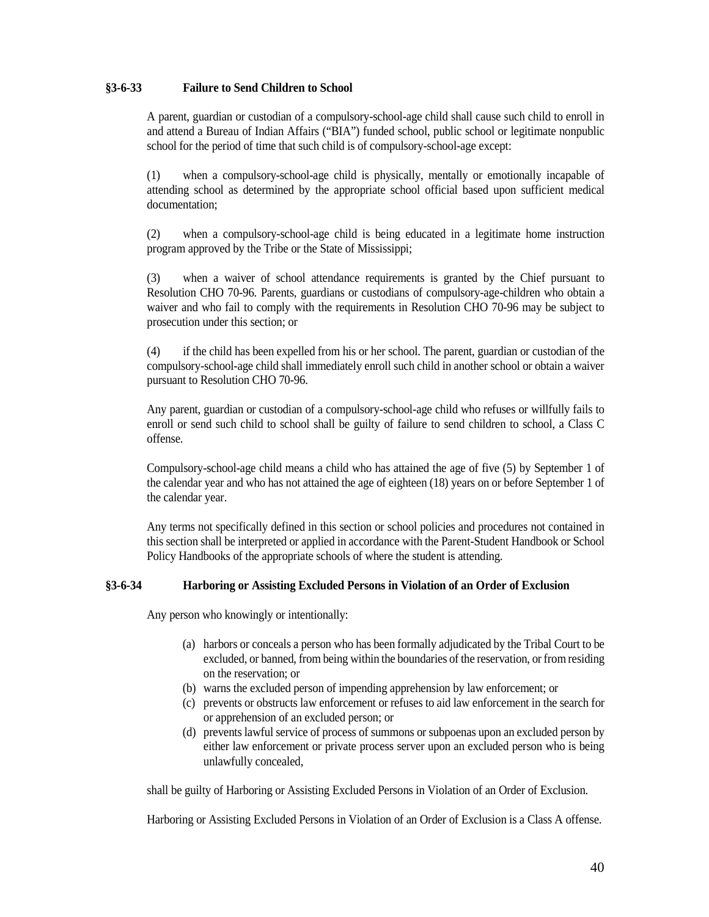### §3-6-33 Failure to Send Children to School

A parent, guardian or custodian of a compulsory-school-age child shall cause such child to enroll in and attend a Bureau of Indian Affairs ("BIA") funded school, public school or legitimate nonpublic school for the period of time that such child is of compulsory-school-age except:

(1) when a compulsory-school-age child is physically, mentally or emotionally incapable of attending school as determined by the appropriate school official based upon sufficient medical documentation;

(2) when a compulsory-school-age child is being educated in a legitimate home instruction program approved by the Tribe or the State of Mississippi;

(3) when a waiver of school attendance requirements is granted by the Chief pursuant to Resolution CHO 70-96. Parents, guardians or custodians of compulsory-age-children who obtain a waiver and who fail to comply with the requirements in Resolution CHO 70-96 may be subject to prosecution under this section; or

(4) if the child has been expelled from his or her school. The parent, guardian or custodian of the compulsory-school-age child shall immediately enroll such child in another school or obtain a waiver pursuant to Resolution CHO 70-96.

Any parent, guardian or custodian of a compulsory-school-age child who refuses or willfully fails to enroll or send such child to school shall be guilty of failure to send children to school, a Class C offense.

Compulsory-school-age child means a child who has attained the age of five (5) by September 1 of the calendar year and who has not attained the age of eighteen (18) years on or before September 1 of the calendar year.

Any terms not specifically defined in this section or school policies and procedures not contained in this section shall be interpreted or applied in accordance with the Parent-Student Handbook or School Policy Handbooks of the appropriate schools of where the student is attending.

### §3-6-34 Harboring or Assisting Excluded Persons in Violation of an Order of Exclusion

Any person who knowingly or intentionally:

(a) harbors or conceals a person who has been formally adjudicated by the Tribal Court to be excluded, or banned, from being within the boundaries of the reservation, or from residing on the reservation; or
(b) warns the excluded person of impending apprehension by law enforcement; or
(c) prevents or obstructs law enforcement or refuses to aid law enforcement in the search for or apprehension of an excluded person; or
(d) prevents lawful service of process of summons or subpoenas upon an excluded person by either law enforcement or private process server upon an excluded person who is being unlawfully concealed,

shall be guilty of Harboring or Assisting Excluded Persons in Violation of an Order of Exclusion.

Harboring or Assisting Excluded Persons in Violation of an Order of Exclusion is a Class A offense.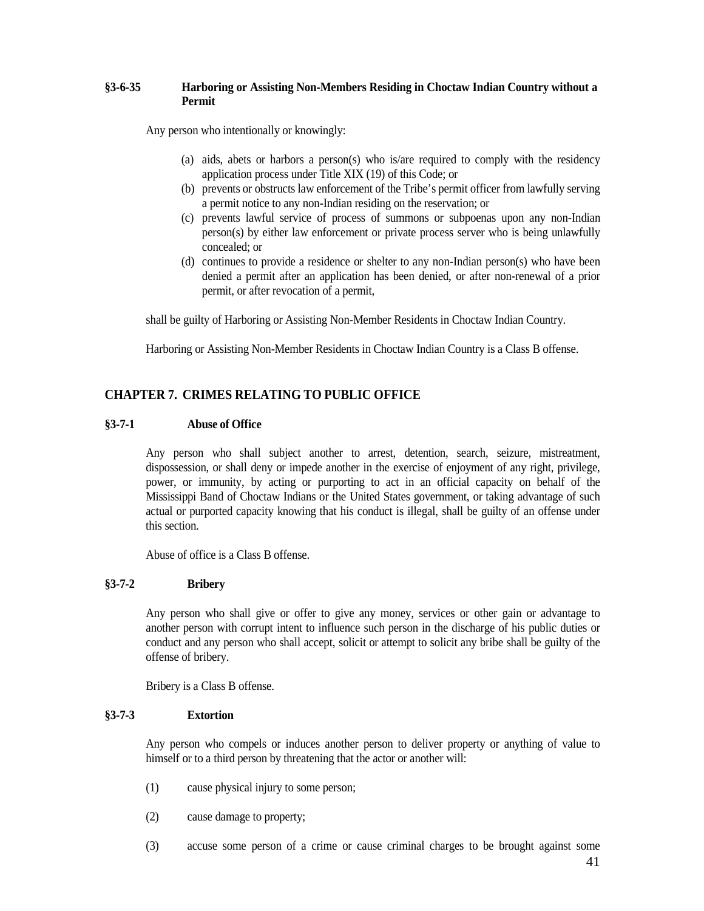### §3-6-35 Harboring or Assisting Non-Members Residing in Choctaw Indian Country without a Permit

Any person who intentionally or knowingly:

(a) aids, abets or harbors a person(s) who is/are required to comply with the residency application process under Title XIX (19) of this Code; or
(b) prevents or obstructs law enforcement of the Tribe's permit officer from lawfully serving a permit notice to any non-Indian residing on the reservation; or
(c) prevents lawful service of process of summons or subpoenas upon any non-Indian person(s) by either law enforcement or private process server who is being unlawfully concealed; or
(d) continues to provide a residence or shelter to any non-Indian person(s) who have been denied a permit after an application has been denied, or after non-renewal of a prior permit, or after revocation of a permit,

shall be guilty of Harboring or Assisting Non-Member Residents in Choctaw Indian Country.

Harboring or Assisting Non-Member Residents in Choctaw Indian Country is a Class B offense.

## CHAPTER 7. CRIMES RELATING TO PUBLIC OFFICE

### §3-7-1 Abuse of Office

Any person who shall subject another to arrest, detention, search, seizure, mistreatment, dispossession, or shall deny or impede another in the exercise of enjoyment of any right, privilege, power, or immunity, by acting or purporting to act in an official capacity on behalf of the Mississippi Band of Choctaw Indians or the United States government, or taking advantage of such actual or purported capacity knowing that his conduct is illegal, shall be guilty of an offense under this section.

Abuse of office is a Class B offense.

### §3-7-2 Bribery

Any person who shall give or offer to give any money, services or other gain or advantage to another person with corrupt intent to influence such person in the discharge of his public duties or conduct and any person who shall accept, solicit or attempt to solicit any bribe shall be guilty of the offense of bribery.

Bribery is a Class B offense.

### §3-7-3 Extortion

Any person who compels or induces another person to deliver property or anything of value to himself or to a third person by threatening that the actor or another will:

(1) cause physical injury to some person;

(2) cause damage to property;

(3) accuse some person of a crime or cause criminal charges to be brought against some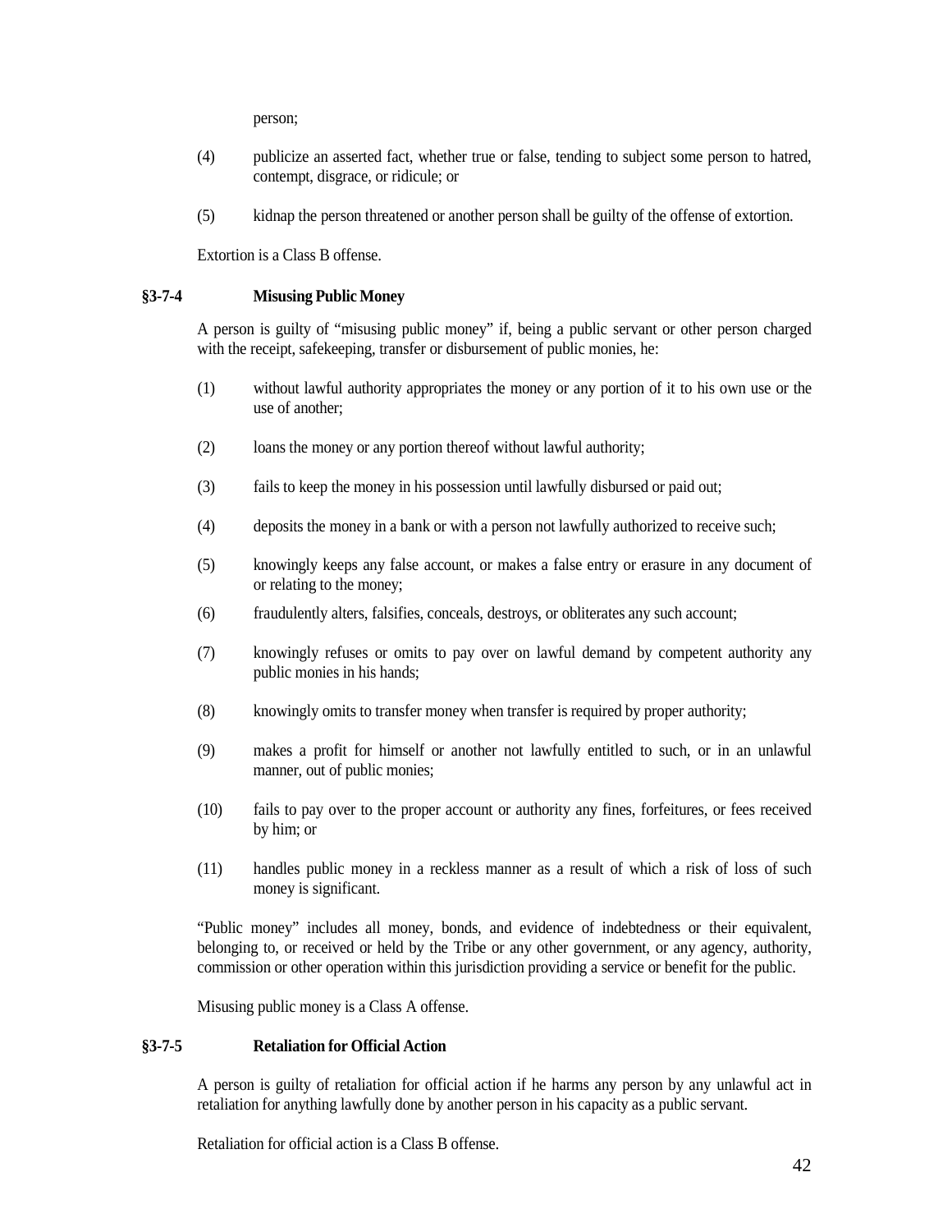person;

(4) publicize an asserted fact, whether true or false, tending to subject some person to hatred, contempt, disgrace, or ridicule; or

(5) kidnap the person threatened or another person shall be guilty of the offense of extortion.

Extortion is a Class B offense.

### §3-7-4 Misusing Public Money

A person is guilty of "misusing public money" if, being a public servant or other person charged with the receipt, safekeeping, transfer or disbursement of public monies, he:

(1) without lawful authority appropriates the money or any portion of it to his own use or the use of another;

(2) loans the money or any portion thereof without lawful authority;

(3) fails to keep the money in his possession until lawfully disbursed or paid out;

(4) deposits the money in a bank or with a person not lawfully authorized to receive such;

(5) knowingly keeps any false account, or makes a false entry or erasure in any document of or relating to the money;

(6) fraudulently alters, falsifies, conceals, destroys, or obliterates any such account;

(7) knowingly refuses or omits to pay over on lawful demand by competent authority any public monies in his hands;

(8) knowingly omits to transfer money when transfer is required by proper authority;

(9) makes a profit for himself or another not lawfully entitled to such, or in an unlawful manner, out of public monies;

(10) fails to pay over to the proper account or authority any fines, forfeitures, or fees received by him; or

(11) handles public money in a reckless manner as a result of which a risk of loss of such money is significant.

"Public money" includes all money, bonds, and evidence of indebtedness or their equivalent, belonging to, or received or held by the Tribe or any other government, or any agency, authority, commission or other operation within this jurisdiction providing a service or benefit for the public.

Misusing public money is a Class A offense.

### §3-7-5 Retaliation for Official Action

A person is guilty of retaliation for official action if he harms any person by any unlawful act in retaliation for anything lawfully done by another person in his capacity as a public servant.

Retaliation for official action is a Class B offense.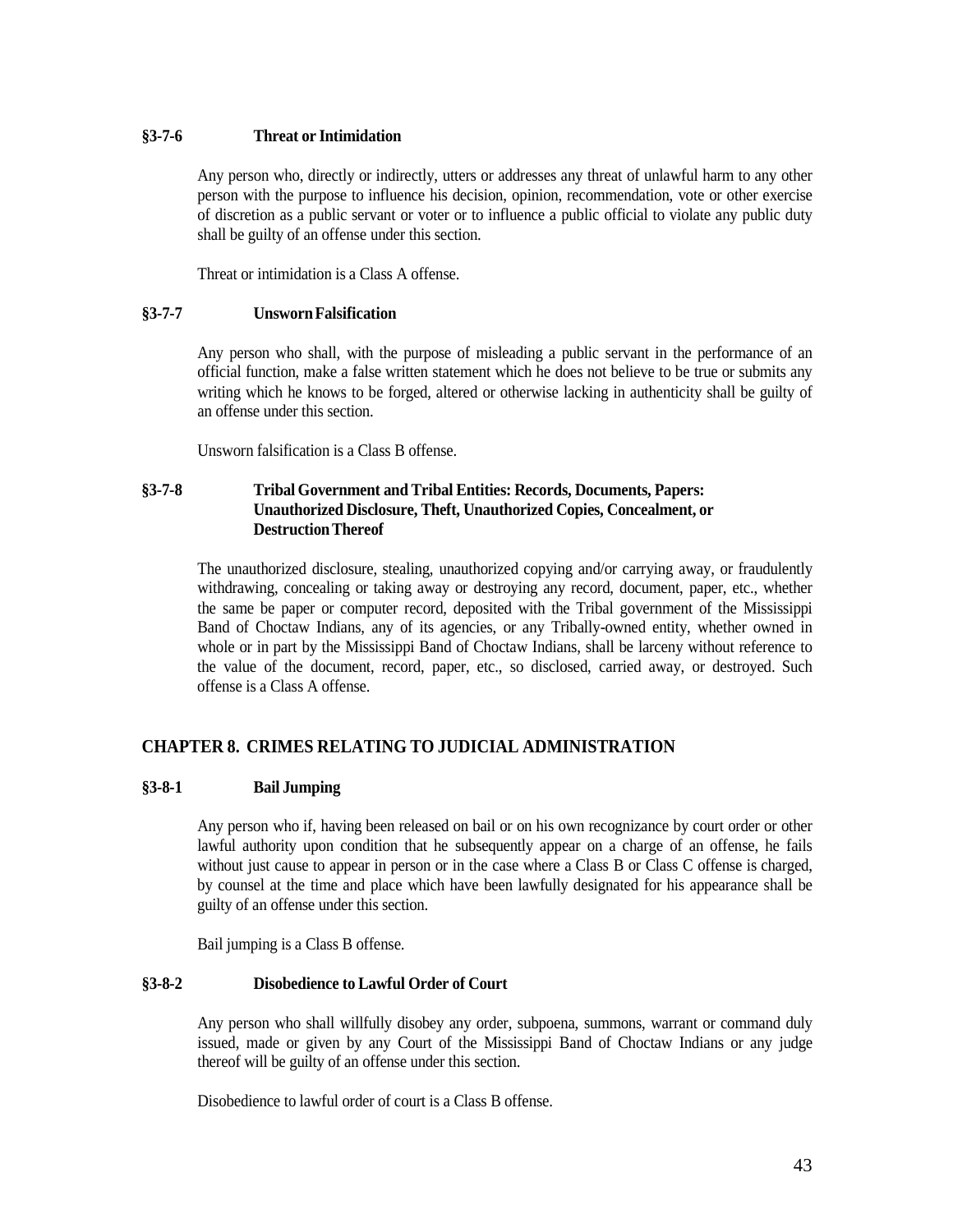### §3-7-6 Threat or Intimidation

Any person who, directly or indirectly, utters or addresses any threat of unlawful harm to any other person with the purpose to influence his decision, opinion, recommendation, vote or other exercise of discretion as a public servant or voter or to influence a public official to violate any public duty shall be guilty of an offense under this section.

Threat or intimidation is a Class A offense.

### §3-7-7 Unsworn Falsification

Any person who shall, with the purpose of misleading a public servant in the performance of an official function, make a false written statement which he does not believe to be true or submits any writing which he knows to be forged, altered or otherwise lacking in authenticity shall be guilty of an offense under this section.

Unsworn falsification is a Class B offense.

### §3-7-8 Tribal Government and Tribal Entities: Records, Documents, Papers: Unauthorized Disclosure, Theft, Unauthorized Copies, Concealment, or Destruction Thereof

The unauthorized disclosure, stealing, unauthorized copying and/or carrying away, or fraudulently withdrawing, concealing or taking away or destroying any record, document, paper, etc., whether the same be paper or computer record, deposited with the Tribal government of the Mississippi Band of Choctaw Indians, any of its agencies, or any Tribally-owned entity, whether owned in whole or in part by the Mississippi Band of Choctaw Indians, shall be larceny without reference to the value of the document, record, paper, etc., so disclosed, carried away, or destroyed. Such offense is a Class A offense.

## CHAPTER 8. CRIMES RELATING TO JUDICIAL ADMINISTRATION

### §3-8-1 Bail Jumping

Any person who if, having been released on bail or on his own recognizance by court order or other lawful authority upon condition that he subsequently appear on a charge of an offense, he fails without just cause to appear in person or in the case where a Class B or Class C offense is charged, by counsel at the time and place which have been lawfully designated for his appearance shall be guilty of an offense under this section.

Bail jumping is a Class B offense.

### §3-8-2 Disobedience to Lawful Order of Court

Any person who shall willfully disobey any order, subpoena, summons, warrant or command duly issued, made or given by any Court of the Mississippi Band of Choctaw Indians or any judge thereof will be guilty of an offense under this section.

Disobedience to lawful order of court is a Class B offense.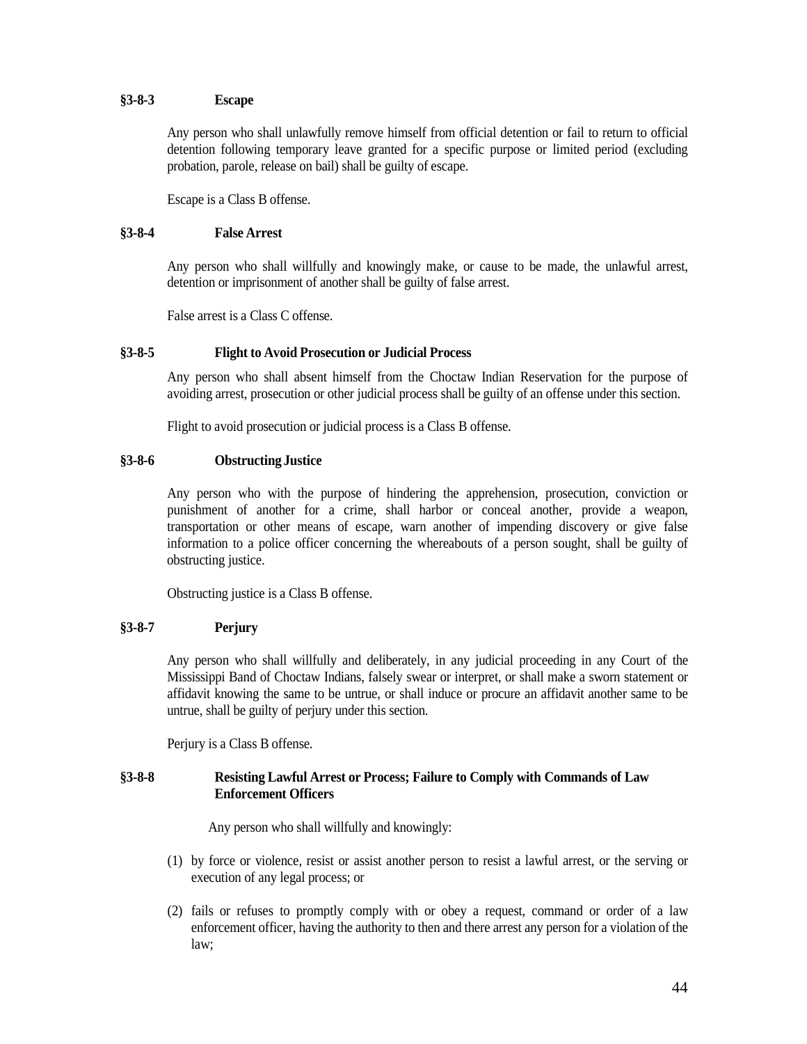### §3-8-3 Escape

Any person who shall unlawfully remove himself from official detention or fail to return to official detention following temporary leave granted for a specific purpose or limited period (excluding probation, parole, release on bail) shall be guilty of escape.

Escape is a Class B offense.

### §3-8-4 False Arrest

Any person who shall willfully and knowingly make, or cause to be made, the unlawful arrest, detention or imprisonment of another shall be guilty of false arrest.

False arrest is a Class C offense.

### §3-8-5 Flight to Avoid Prosecution or Judicial Process

Any person who shall absent himself from the Choctaw Indian Reservation for the purpose of avoiding arrest, prosecution or other judicial process shall be guilty of an offense under this section.

Flight to avoid prosecution or judicial process is a Class B offense.

### §3-8-6 Obstructing Justice

Any person who with the purpose of hindering the apprehension, prosecution, conviction or punishment of another for a crime, shall harbor or conceal another, provide a weapon, transportation or other means of escape, warn another of impending discovery or give false information to a police officer concerning the whereabouts of a person sought, shall be guilty of obstructing justice.

Obstructing justice is a Class B offense.

### §3-8-7 Perjury

Any person who shall willfully and deliberately, in any judicial proceeding in any Court of the Mississippi Band of Choctaw Indians, falsely swear or interpret, or shall make a sworn statement or affidavit knowing the same to be untrue, or shall induce or procure an affidavit another same to be untrue, shall be guilty of perjury under this section.

Perjury is a Class B offense.

### §3-8-8 Resisting Lawful Arrest or Process; Failure to Comply with Commands of Law Enforcement Officers

Any person who shall willfully and knowingly:

(1) by force or violence, resist or assist another person to resist a lawful arrest, or the serving or execution of any legal process; or

(2) fails or refuses to promptly comply with or obey a request, command or order of a law enforcement officer, having the authority to then and there arrest any person for a violation of the law;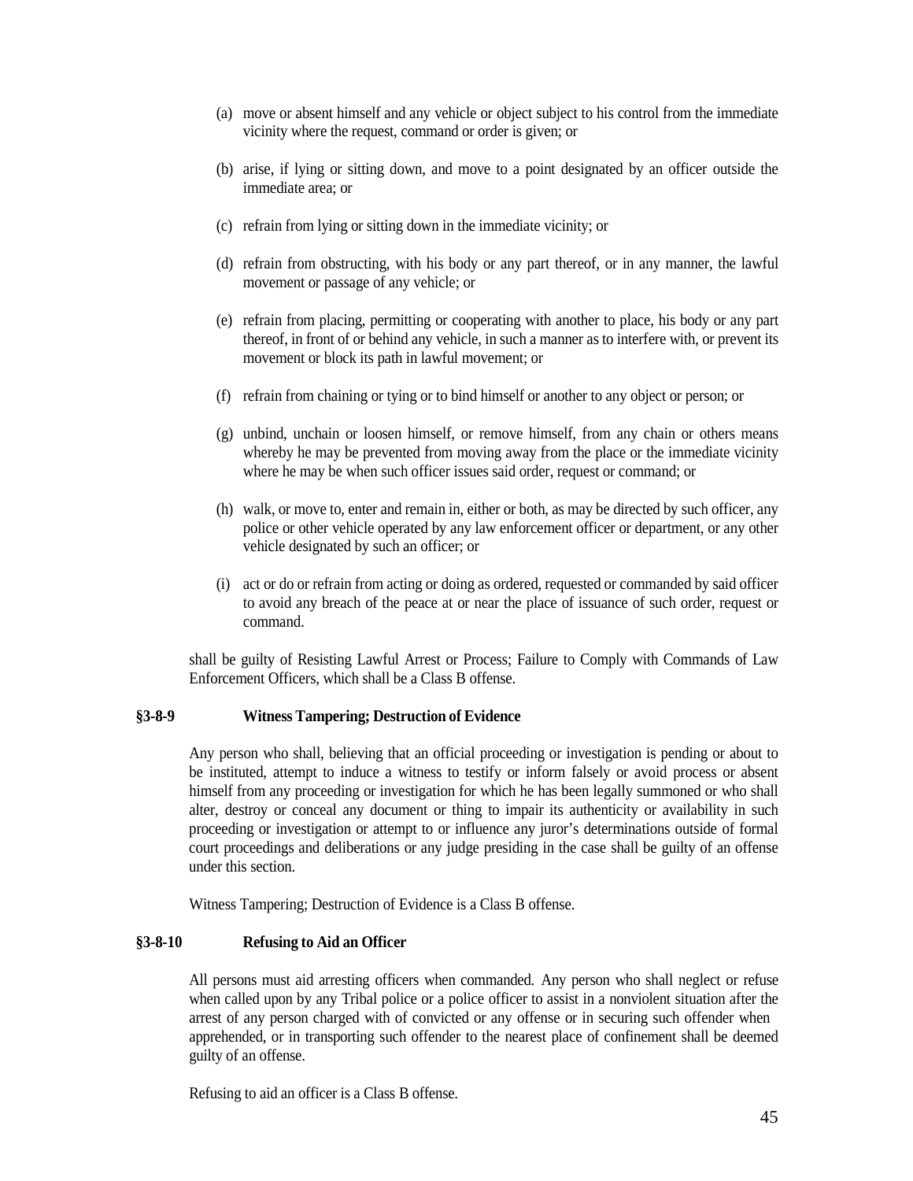(a) move or absent himself and any vehicle or object subject to his control from the immediate vicinity where the request, command or order is given; or

(b) arise, if lying or sitting down, and move to a point designated by an officer outside the immediate area; or

(c) refrain from lying or sitting down in the immediate vicinity; or

(d) refrain from obstructing, with his body or any part thereof, or in any manner, the lawful movement or passage of any vehicle; or

(e) refrain from placing, permitting or cooperating with another to place, his body or any part thereof, in front of or behind any vehicle, in such a manner as to interfere with, or prevent its movement or block its path in lawful movement; or

(f) refrain from chaining or tying or to bind himself or another to any object or person; or

(g) unbind, unchain or loosen himself, or remove himself, from any chain or others means whereby he may be prevented from moving away from the place or the immediate vicinity where he may be when such officer issues said order, request or command; or

(h) walk, or move to, enter and remain in, either or both, as may be directed by such officer, any police or other vehicle operated by any law enforcement officer or department, or any other vehicle designated by such an officer; or

(i) act or do or refrain from acting or doing as ordered, requested or commanded by said officer to avoid any breach of the peace at or near the place of issuance of such order, request or command.

shall be guilty of Resisting Lawful Arrest or Process; Failure to Comply with Commands of Law Enforcement Officers, which shall be a Class B offense.

### §3-8-9 Witness Tampering; Destruction of Evidence

Any person who shall, believing that an official proceeding or investigation is pending or about to be instituted, attempt to induce a witness to testify or inform falsely or avoid process or absent himself from any proceeding or investigation for which he has been legally summoned or who shall alter, destroy or conceal any document or thing to impair its authenticity or availability in such proceeding or investigation or attempt to or influence any juror's determinations outside of formal court proceedings and deliberations or any judge presiding in the case shall be guilty of an offense under this section.

Witness Tampering; Destruction of Evidence is a Class B offense.

### §3-8-10 Refusing to Aid an Officer

All persons must aid arresting officers when commanded. Any person who shall neglect or refuse when called upon by any Tribal police or a police officer to assist in a nonviolent situation after the arrest of any person charged with of convicted or any offense or in securing such offender when apprehended, or in transporting such offender to the nearest place of confinement shall be deemed guilty of an offense.

Refusing to aid an officer is a Class B offense.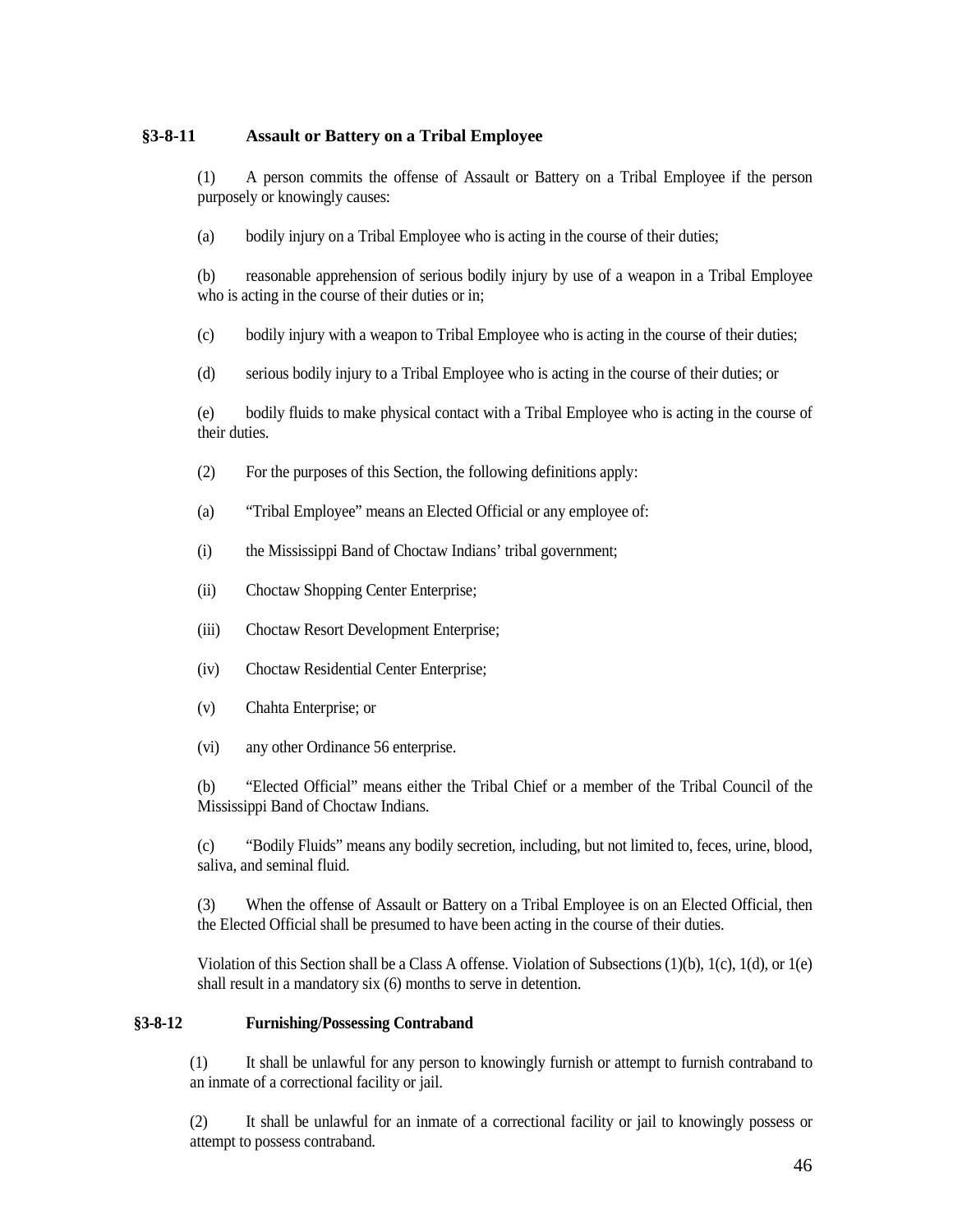### §3-8-11 Assault or Battery on a Tribal Employee

(1) A person commits the offense of Assault or Battery on a Tribal Employee if the person purposely or knowingly causes:

(a) bodily injury on a Tribal Employee who is acting in the course of their duties;

(b) reasonable apprehension of serious bodily injury by use of a weapon in a Tribal Employee who is acting in the course of their duties or in;

(c) bodily injury with a weapon to Tribal Employee who is acting in the course of their duties;

(d) serious bodily injury to a Tribal Employee who is acting in the course of their duties; or

(e) bodily fluids to make physical contact with a Tribal Employee who is acting in the course of their duties.

(2) For the purposes of this Section, the following definitions apply:

(a) "Tribal Employee" means an Elected Official or any employee of:

(i) the Mississippi Band of Choctaw Indians' tribal government;

(ii) Choctaw Shopping Center Enterprise;

(iii) Choctaw Resort Development Enterprise;

(iv) Choctaw Residential Center Enterprise;

(v) Chahta Enterprise; or

(vi) any other Ordinance 56 enterprise.

(b) "Elected Official" means either the Tribal Chief or a member of the Tribal Council of the Mississippi Band of Choctaw Indians.

(c) "Bodily Fluids" means any bodily secretion, including, but not limited to, feces, urine, blood, saliva, and seminal fluid.

(3) When the offense of Assault or Battery on a Tribal Employee is on an Elected Official, then the Elected Official shall be presumed to have been acting in the course of their duties.

Violation of this Section shall be a Class A offense. Violation of Subsections (1)(b), 1(c), 1(d), or 1(e) shall result in a mandatory six (6) months to serve in detention.

### §3-8-12 Furnishing/Possessing Contraband

(1) It shall be unlawful for any person to knowingly furnish or attempt to furnish contraband to an inmate of a correctional facility or jail.

(2) It shall be unlawful for an inmate of a correctional facility or jail to knowingly possess or attempt to possess contraband.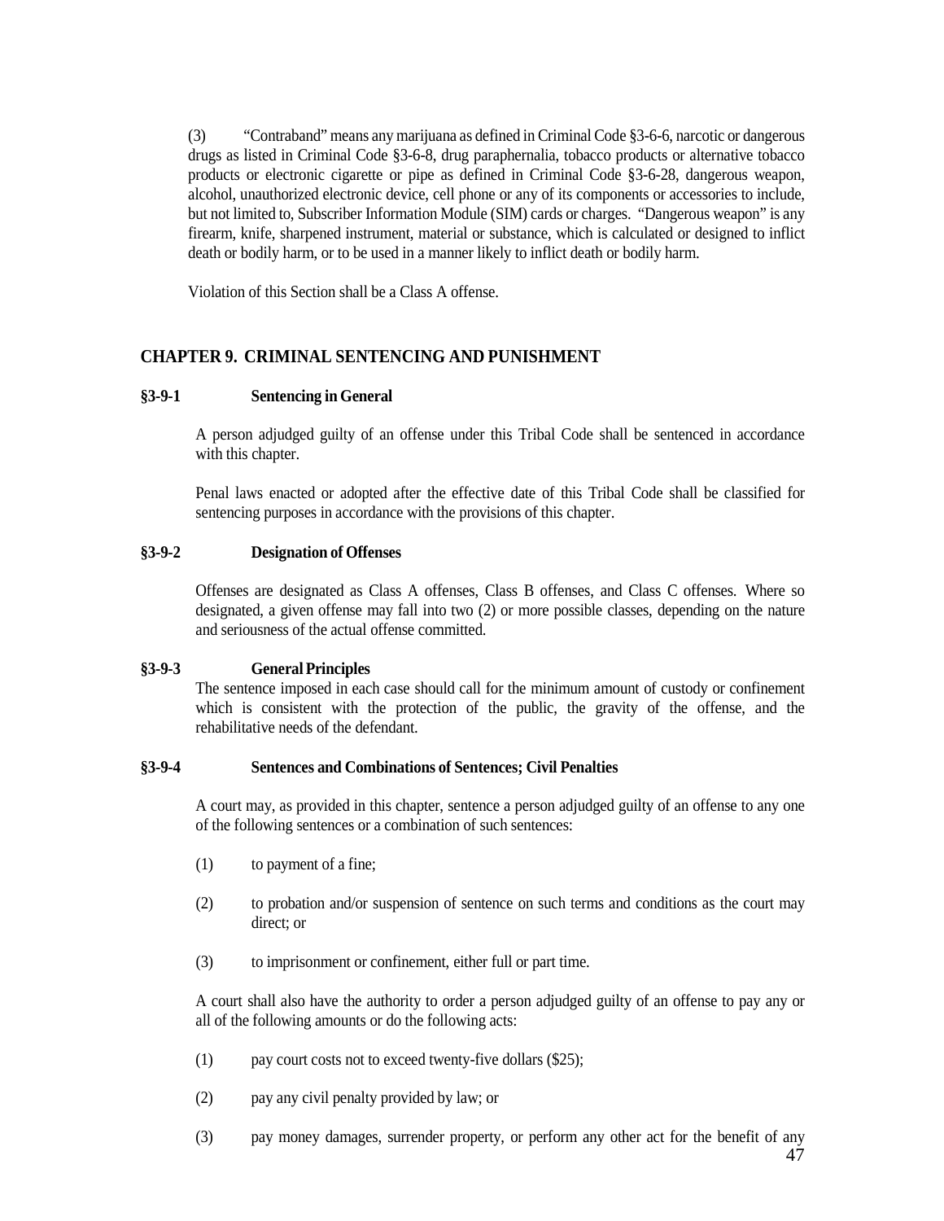(3) "Contraband" means any marijuana as defined in Criminal Code §3-6-6, narcotic or dangerous drugs as listed in Criminal Code §3-6-8, drug paraphernalia, tobacco products or alternative tobacco products or electronic cigarette or pipe as defined in Criminal Code §3-6-28, dangerous weapon, alcohol, unauthorized electronic device, cell phone or any of its components or accessories to include, but not limited to, Subscriber Information Module (SIM) cards or charges. "Dangerous weapon" is any firearm, knife, sharpened instrument, material or substance, which is calculated or designed to inflict death or bodily harm, or to be used in a manner likely to inflict death or bodily harm.

Violation of this Section shall be a Class A offense.

## CHAPTER 9. CRIMINAL SENTENCING AND PUNISHMENT

### §3-9-1 Sentencing in General

A person adjudged guilty of an offense under this Tribal Code shall be sentenced in accordance with this chapter.

Penal laws enacted or adopted after the effective date of this Tribal Code shall be classified for sentencing purposes in accordance with the provisions of this chapter.

### §3-9-2 Designation of Offenses

Offenses are designated as Class A offenses, Class B offenses, and Class C offenses. Where so designated, a given offense may fall into two (2) or more possible classes, depending on the nature and seriousness of the actual offense committed.

### §3-9-3 General Principles

The sentence imposed in each case should call for the minimum amount of custody or confinement which is consistent with the protection of the public, the gravity of the offense, and the rehabilitative needs of the defendant.

### §3-9-4 Sentences and Combinations of Sentences; Civil Penalties

A court may, as provided in this chapter, sentence a person adjudged guilty of an offense to any one of the following sentences or a combination of such sentences:

(1) to payment of a fine;

(2) to probation and/or suspension of sentence on such terms and conditions as the court may direct; or

(3) to imprisonment or confinement, either full or part time.

A court shall also have the authority to order a person adjudged guilty of an offense to pay any or all of the following amounts or do the following acts:

(1) pay court costs not to exceed twenty-five dollars ($25);

(2) pay any civil penalty provided by law; or

(3) pay money damages, surrender property, or perform any other act for the benefit of any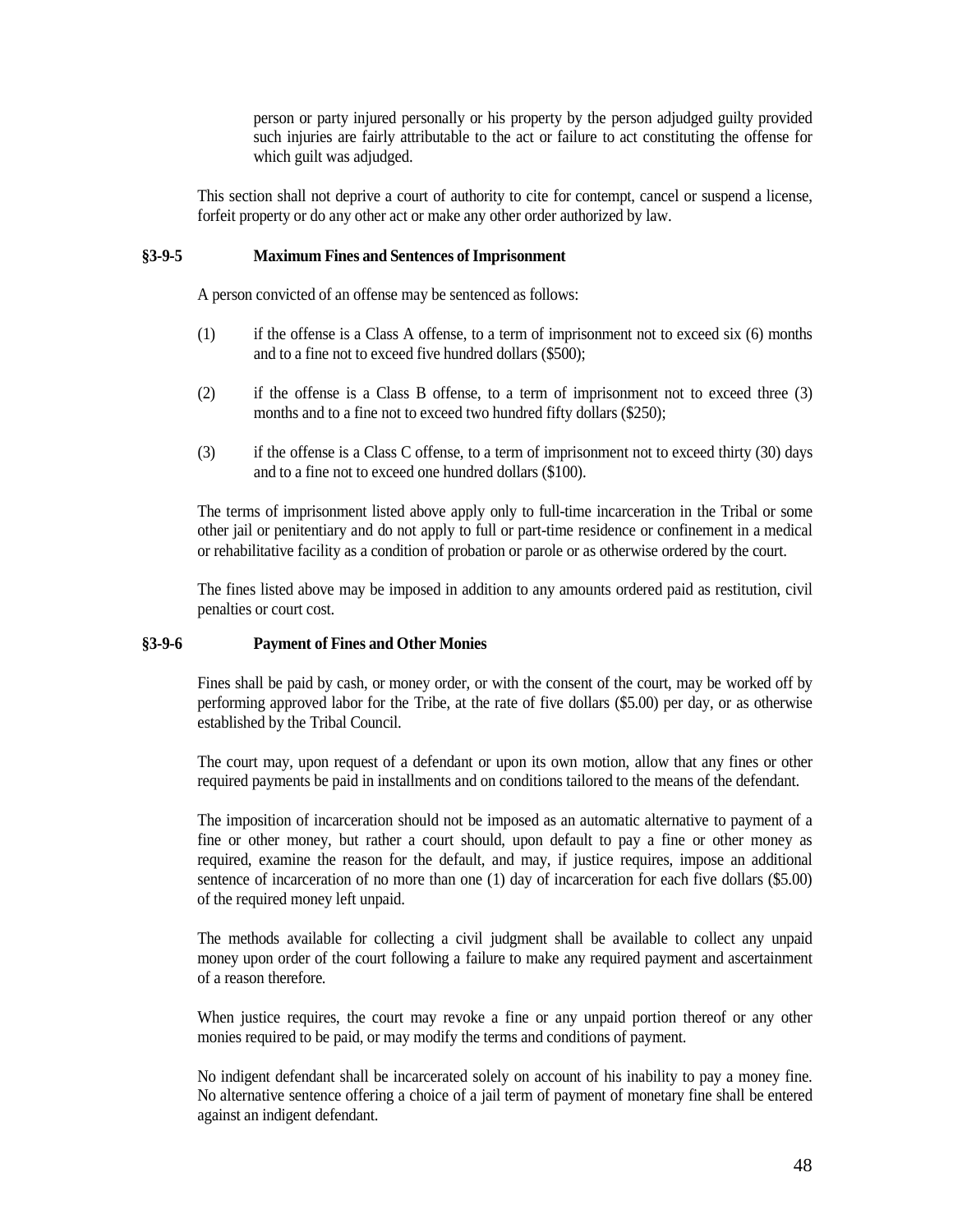person or party injured personally or his property by the person adjudged guilty provided such injuries are fairly attributable to the act or failure to act constituting the offense for which guilt was adjudged.

This section shall not deprive a court of authority to cite for contempt, cancel or suspend a license, forfeit property or do any other act or make any other order authorized by law.

### §3-9-5 Maximum Fines and Sentences of Imprisonment

A person convicted of an offense may be sentenced as follows:

(1) if the offense is a Class A offense, to a term of imprisonment not to exceed six (6) months and to a fine not to exceed five hundred dollars ($500);

(2) if the offense is a Class B offense, to a term of imprisonment not to exceed three (3) months and to a fine not to exceed two hundred fifty dollars ($250);

(3) if the offense is a Class C offense, to a term of imprisonment not to exceed thirty (30) days and to a fine not to exceed one hundred dollars ($100).

The terms of imprisonment listed above apply only to full-time incarceration in the Tribal or some other jail or penitentiary and do not apply to full or part-time residence or confinement in a medical or rehabilitative facility as a condition of probation or parole or as otherwise ordered by the court.

The fines listed above may be imposed in addition to any amounts ordered paid as restitution, civil penalties or court cost.

### §3-9-6 Payment of Fines and Other Monies

Fines shall be paid by cash, or money order, or with the consent of the court, may be worked off by performing approved labor for the Tribe, at the rate of five dollars ($5.00) per day, or as otherwise established by the Tribal Council.

The court may, upon request of a defendant or upon its own motion, allow that any fines or other required payments be paid in installments and on conditions tailored to the means of the defendant.

The imposition of incarceration should not be imposed as an automatic alternative to payment of a fine or other money, but rather a court should, upon default to pay a fine or other money as required, examine the reason for the default, and may, if justice requires, impose an additional sentence of incarceration of no more than one (1) day of incarceration for each five dollars ($5.00) of the required money left unpaid.

The methods available for collecting a civil judgment shall be available to collect any unpaid money upon order of the court following a failure to make any required payment and ascertainment of a reason therefore.

When justice requires, the court may revoke a fine or any unpaid portion thereof or any other monies required to be paid, or may modify the terms and conditions of payment.

No indigent defendant shall be incarcerated solely on account of his inability to pay a money fine. No alternative sentence offering a choice of a jail term of payment of monetary fine shall be entered against an indigent defendant.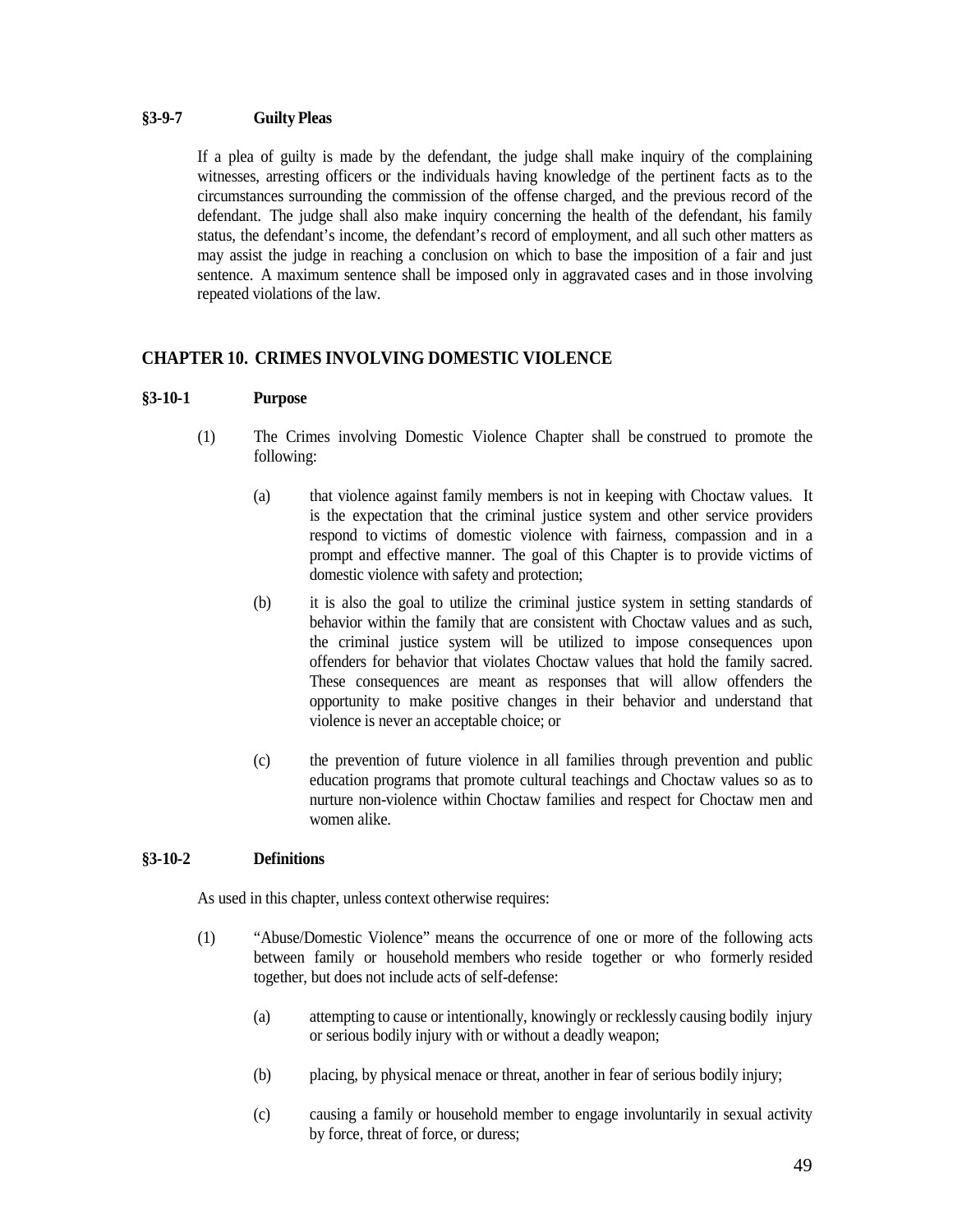### §3-9-7 Guilty Pleas

If a plea of guilty is made by the defendant, the judge shall make inquiry of the complaining witnesses, arresting officers or the individuals having knowledge of the pertinent facts as to the circumstances surrounding the commission of the offense charged, and the previous record of the defendant. The judge shall also make inquiry concerning the health of the defendant, his family status, the defendant's income, the defendant's record of employment, and all such other matters as may assist the judge in reaching a conclusion on which to base the imposition of a fair and just sentence. A maximum sentence shall be imposed only in aggravated cases and in those involving repeated violations of the law.

## CHAPTER 10. CRIMES INVOLVING DOMESTIC VIOLENCE

### §3-10-1 Purpose

(1) The Crimes involving Domestic Violence Chapter shall be construed to promote the following:

  (a) that violence against family members is not in keeping with Choctaw values. It is the expectation that the criminal justice system and other service providers respond to victims of domestic violence with fairness, compassion and in a prompt and effective manner. The goal of this Chapter is to provide victims of domestic violence with safety and protection;

  (b) it is also the goal to utilize the criminal justice system in setting standards of behavior within the family that are consistent with Choctaw values and as such, the criminal justice system will be utilized to impose consequences upon offenders for behavior that violates Choctaw values that hold the family sacred. These consequences are meant as responses that will allow offenders the opportunity to make positive changes in their behavior and understand that violence is never an acceptable choice; or

  (c) the prevention of future violence in all families through prevention and public education programs that promote cultural teachings and Choctaw values so as to nurture non-violence within Choctaw families and respect for Choctaw men and women alike.

### §3-10-2 Definitions

As used in this chapter, unless context otherwise requires:

(1) "Abuse/Domestic Violence" means the occurrence of one or more of the following acts between family or household members who reside together or who formerly resided together, but does not include acts of self-defense:

  (a) attempting to cause or intentionally, knowingly or recklessly causing bodily injury or serious bodily injury with or without a deadly weapon;

  (b) placing, by physical menace or threat, another in fear of serious bodily injury;

  (c) causing a family or household member to engage involuntarily in sexual activity by force, threat of force, or duress;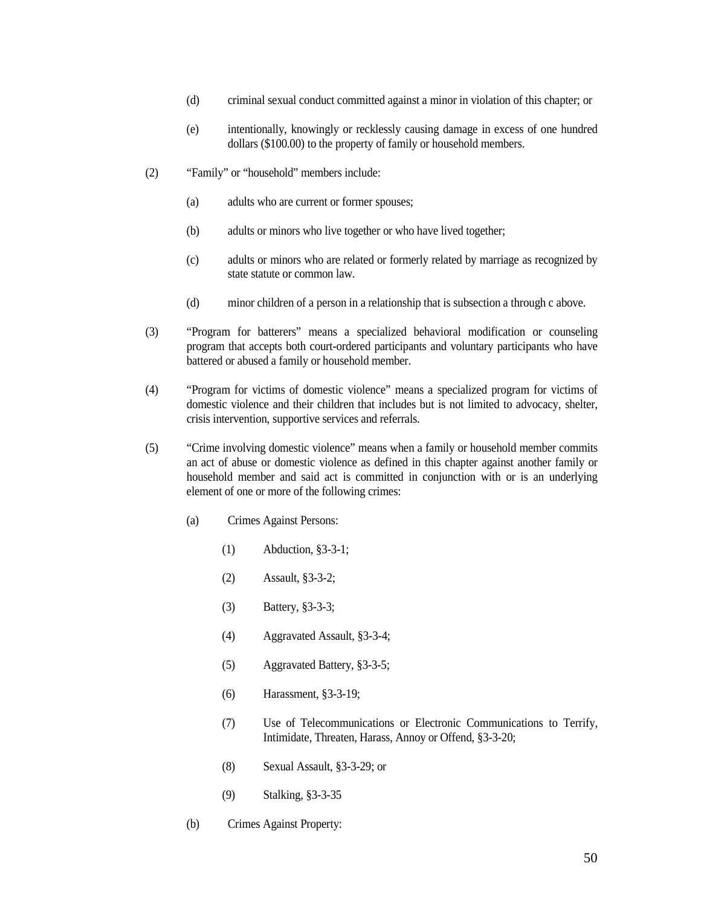(d) criminal sexual conduct committed against a minor in violation of this chapter; or

(e) intentionally, knowingly or recklessly causing damage in excess of one hundred dollars ($100.00) to the property of family or household members.

(2) “Family” or “household” members include:

(a) adults who are current or former spouses;

(b) adults or minors who live together or who have lived together;

(c) adults or minors who are related or formerly related by marriage as recognized by state statute or common law.

(d) minor children of a person in a relationship that is subsection a through c above.

(3) “Program for batterers” means a specialized behavioral modification or counseling program that accepts both court-ordered participants and voluntary participants who have battered or abused a family or household member.

(4) “Program for victims of domestic violence” means a specialized program for victims of domestic violence and their children that includes but is not limited to advocacy, shelter, crisis intervention, supportive services and referrals.

(5) “Crime involving domestic violence” means when a family or household member commits an act of abuse or domestic violence as defined in this chapter against another family or household member and said act is committed in conjunction with or is an underlying element of one or more of the following crimes:

(a) Crimes Against Persons:

(1) Abduction, §3-3-1;

(2) Assault, §3-3-2;

(3) Battery, §3-3-3;

(4) Aggravated Assault, §3-3-4;

(5) Aggravated Battery, §3-3-5;

(6) Harassment, §3-3-19;

(7) Use of Telecommunications or Electronic Communications to Terrify, Intimidate, Threaten, Harass, Annoy or Offend, §3-3-20;

(8) Sexual Assault, §3-3-29; or

(9) Stalking, §3-3-35

(b) Crimes Against Property: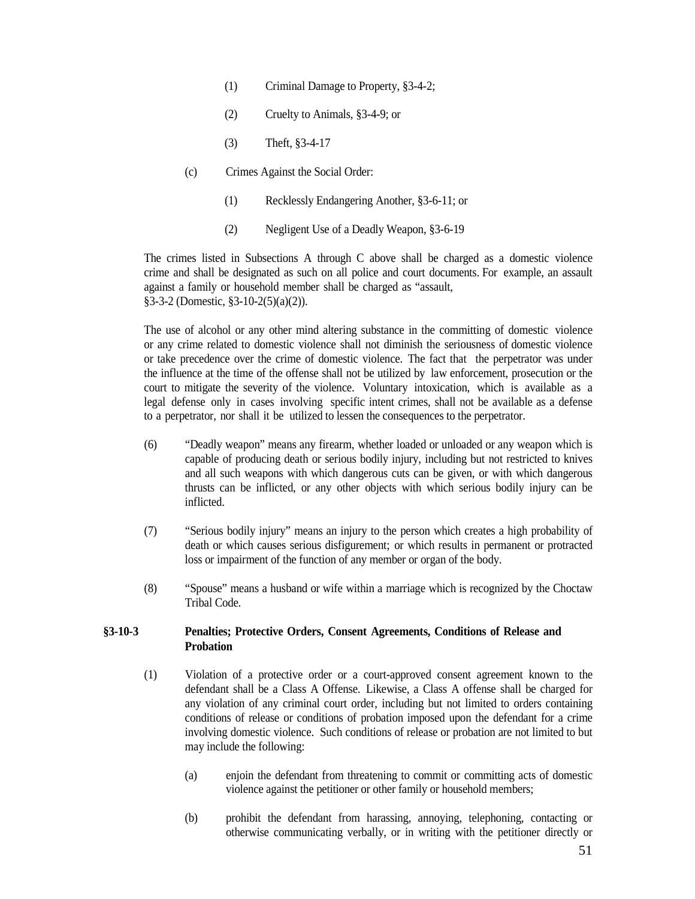(1) Criminal Damage to Property, §3-4-2;

(2) Cruelty to Animals, §3-4-9; or

(3) Theft, §3-4-17

(c) Crimes Against the Social Order:

(1) Recklessly Endangering Another, §3-6-11; or

(2) Negligent Use of a Deadly Weapon, §3-6-19

The crimes listed in Subsections A through C above shall be charged as a domestic violence crime and shall be designated as such on all police and court documents. For example, an assault against a family or household member shall be charged as "assault, §3-3-2 (Domestic, §3-10-2(5)(a)(2)).

The use of alcohol or any other mind altering substance in the committing of domestic violence or any crime related to domestic violence shall not diminish the seriousness of domestic violence or take precedence over the crime of domestic violence. The fact that the perpetrator was under the influence at the time of the offense shall not be utilized by law enforcement, prosecution or the court to mitigate the severity of the violence. Voluntary intoxication, which is available as a legal defense only in cases involving specific intent crimes, shall not be available as a defense to a perpetrator, nor shall it be utilized to lessen the consequences to the perpetrator.

(6) "Deadly weapon" means any firearm, whether loaded or unloaded or any weapon which is capable of producing death or serious bodily injury, including but not restricted to knives and all such weapons with which dangerous cuts can be given, or with which dangerous thrusts can be inflicted, or any other objects with which serious bodily injury can be inflicted.

(7) "Serious bodily injury" means an injury to the person which creates a high probability of death or which causes serious disfigurement; or which results in permanent or protracted loss or impairment of the function of any member or organ of the body.

(8) "Spouse" means a husband or wife within a marriage which is recognized by the Choctaw Tribal Code.

**§3-10-3 Penalties; Protective Orders, Consent Agreements, Conditions of Release and Probation**

(1) Violation of a protective order or a court-approved consent agreement known to the defendant shall be a Class A Offense. Likewise, a Class A offense shall be charged for any violation of any criminal court order, including but not limited to orders containing conditions of release or conditions of probation imposed upon the defendant for a crime involving domestic violence. Such conditions of release or probation are not limited to but may include the following:

(a) enjoin the defendant from threatening to commit or committing acts of domestic violence against the petitioner or other family or household members;

(b) prohibit the defendant from harassing, annoying, telephoning, contacting or otherwise communicating verbally, or in writing with the petitioner directly or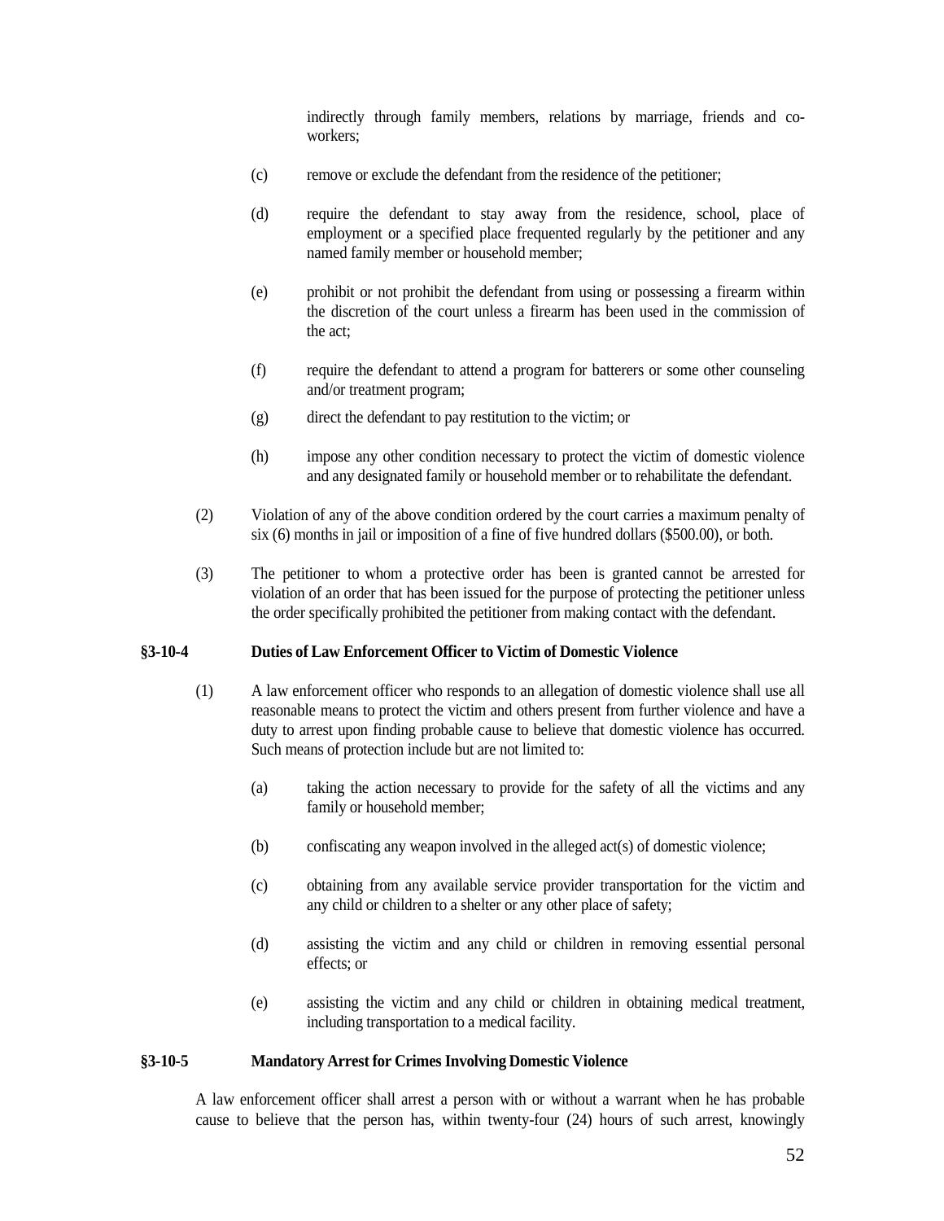indirectly through family members, relations by marriage, friends and co-workers;

(c) remove or exclude the defendant from the residence of the petitioner;

(d) require the defendant to stay away from the residence, school, place of employment or a specified place frequented regularly by the petitioner and any named family member or household member;

(e) prohibit or not prohibit the defendant from using or possessing a firearm within the discretion of the court unless a firearm has been used in the commission of the act;

(f) require the defendant to attend a program for batterers or some other counseling and/or treatment program;

(g) direct the defendant to pay restitution to the victim; or

(h) impose any other condition necessary to protect the victim of domestic violence and any designated family or household member or to rehabilitate the defendant.

(2) Violation of any of the above condition ordered by the court carries a maximum penalty of six (6) months in jail or imposition of a fine of five hundred dollars ($500.00), or both.

(3) The petitioner to whom a protective order has been is granted cannot be arrested for violation of an order that has been issued for the purpose of protecting the petitioner unless the order specifically prohibited the petitioner from making contact with the defendant.

### §3-10-4 Duties of Law Enforcement Officer to Victim of Domestic Violence

(1) A law enforcement officer who responds to an allegation of domestic violence shall use all reasonable means to protect the victim and others present from further violence and have a duty to arrest upon finding probable cause to believe that domestic violence has occurred. Such means of protection include but are not limited to:

(a) taking the action necessary to provide for the safety of all the victims and any family or household member;

(b) confiscating any weapon involved in the alleged act(s) of domestic violence;

(c) obtaining from any available service provider transportation for the victim and any child or children to a shelter or any other place of safety;

(d) assisting the victim and any child or children in removing essential personal effects; or

(e) assisting the victim and any child or children in obtaining medical treatment, including transportation to a medical facility.

### §3-10-5 Mandatory Arrest for Crimes Involving Domestic Violence

A law enforcement officer shall arrest a person with or without a warrant when he has probable cause to believe that the person has, within twenty-four (24) hours of such arrest, knowingly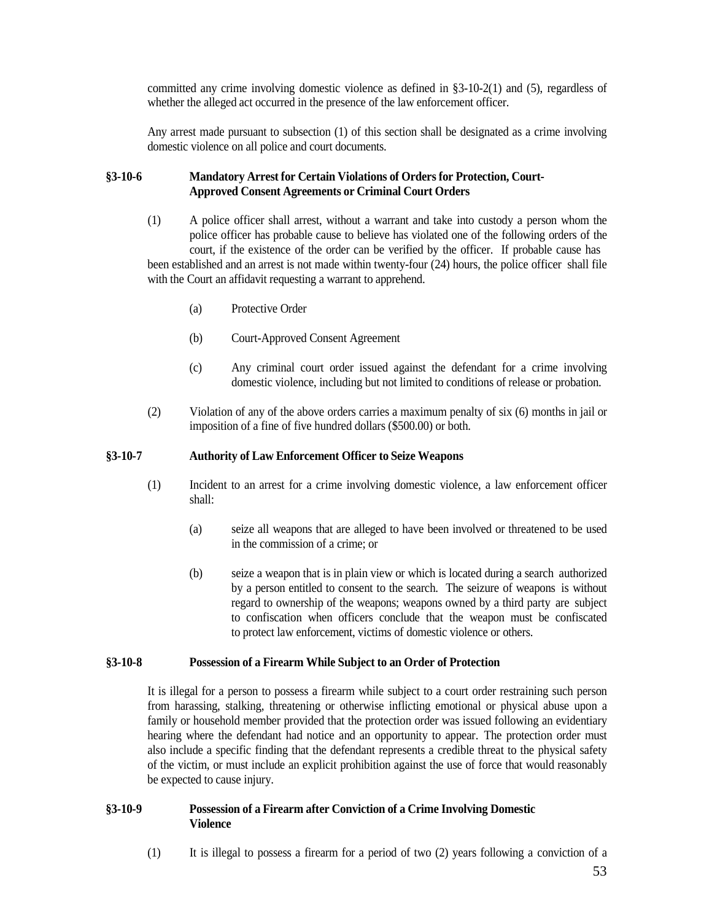committed any crime involving domestic violence as defined in §3-10-2(1) and (5), regardless of whether the alleged act occurred in the presence of the law enforcement officer.

Any arrest made pursuant to subsection (1) of this section shall be designated as a crime involving domestic violence on all police and court documents.

### §3-10-6 Mandatory Arrest for Certain Violations of Orders for Protection, Court-Approved Consent Agreements or Criminal Court Orders

(1) A police officer shall arrest, without a warrant and take into custody a person whom the police officer has probable cause to believe has violated one of the following orders of the court, if the existence of the order can be verified by the officer. If probable cause has been established and an arrest is not made within twenty-four (24) hours, the police officer shall file with the Court an affidavit requesting a warrant to apprehend.

  (a) Protective Order

  (b) Court-Approved Consent Agreement

  (c) Any criminal court order issued against the defendant for a crime involving domestic violence, including but not limited to conditions of release or probation.

(2) Violation of any of the above orders carries a maximum penalty of six (6) months in jail or imposition of a fine of five hundred dollars ($500.00) or both.

### §3-10-7 Authority of Law Enforcement Officer to Seize Weapons

(1) Incident to an arrest for a crime involving domestic violence, a law enforcement officer shall:

  (a) seize all weapons that are alleged to have been involved or threatened to be used in the commission of a crime; or

  (b) seize a weapon that is in plain view or which is located during a search authorized by a person entitled to consent to the search. The seizure of weapons is without regard to ownership of the weapons; weapons owned by a third party are subject to confiscation when officers conclude that the weapon must be confiscated to protect law enforcement, victims of domestic violence or others.

### §3-10-8 Possession of a Firearm While Subject to an Order of Protection

It is illegal for a person to possess a firearm while subject to a court order restraining such person from harassing, stalking, threatening or otherwise inflicting emotional or physical abuse upon a family or household member provided that the protection order was issued following an evidentiary hearing where the defendant had notice and an opportunity to appear. The protection order must also include a specific finding that the defendant represents a credible threat to the physical safety of the victim, or must include an explicit prohibition against the use of force that would reasonably be expected to cause injury.

### §3-10-9 Possession of a Firearm after Conviction of a Crime Involving Domestic Violence

(1) It is illegal to possess a firearm for a period of two (2) years following a conviction of a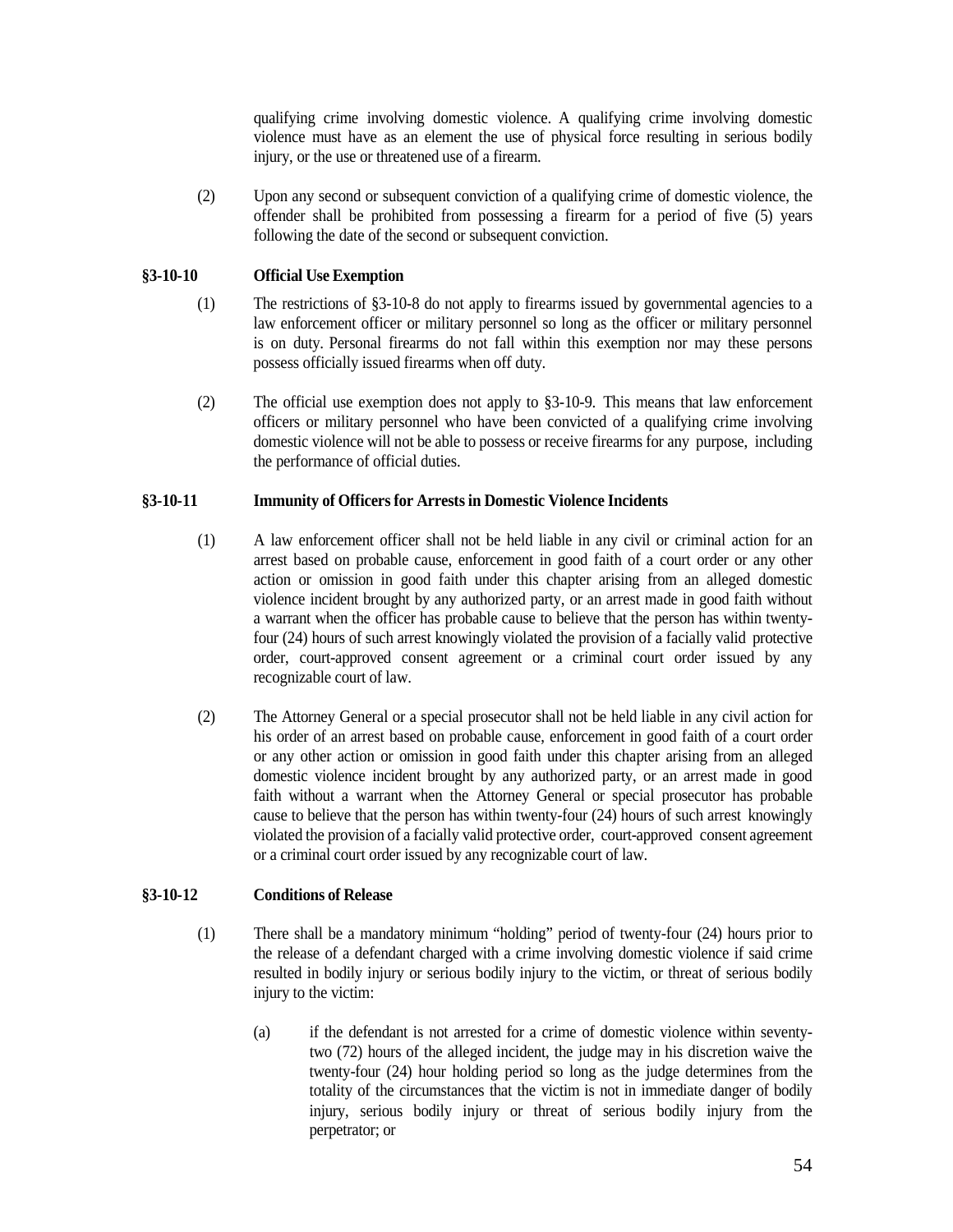qualifying crime involving domestic violence. A qualifying crime involving domestic violence must have as an element the use of physical force resulting in serious bodily injury, or the use or threatened use of a firearm.

(2) Upon any second or subsequent conviction of a qualifying crime of domestic violence, the offender shall be prohibited from possessing a firearm for a period of five (5) years following the date of the second or subsequent conviction.

**§3-10-10 Official Use Exemption**

(1) The restrictions of §3-10-8 do not apply to firearms issued by governmental agencies to a law enforcement officer or military personnel so long as the officer or military personnel is on duty. Personal firearms do not fall within this exemption nor may these persons possess officially issued firearms when off duty.

(2) The official use exemption does not apply to §3-10-9. This means that law enforcement officers or military personnel who have been convicted of a qualifying crime involving domestic violence will not be able to possess or receive firearms for any purpose, including the performance of official duties.

**§3-10-11 Immunity of Officers for Arrests in Domestic Violence Incidents**

(1) A law enforcement officer shall not be held liable in any civil or criminal action for an arrest based on probable cause, enforcement in good faith of a court order or any other action or omission in good faith under this chapter arising from an alleged domestic violence incident brought by any authorized party, or an arrest made in good faith without a warrant when the officer has probable cause to believe that the person has within twenty-four (24) hours of such arrest knowingly violated the provision of a facially valid protective order, court-approved consent agreement or a criminal court order issued by any recognizable court of law.

(2) The Attorney General or a special prosecutor shall not be held liable in any civil action for his order of an arrest based on probable cause, enforcement in good faith of a court order or any other action or omission in good faith under this chapter arising from an alleged domestic violence incident brought by any authorized party, or an arrest made in good faith without a warrant when the Attorney General or special prosecutor has probable cause to believe that the person has within twenty-four (24) hours of such arrest knowingly violated the provision of a facially valid protective order, court-approved consent agreement or a criminal court order issued by any recognizable court of law.

**§3-10-12 Conditions of Release**

(1) There shall be a mandatory minimum "holding" period of twenty-four (24) hours prior to the release of a defendant charged with a crime involving domestic violence if said crime resulted in bodily injury or serious bodily injury to the victim, or threat of serious bodily injury to the victim:

(a) if the defendant is not arrested for a crime of domestic violence within seventy-two (72) hours of the alleged incident, the judge may in his discretion waive the twenty-four (24) hour holding period so long as the judge determines from the totality of the circumstances that the victim is not in immediate danger of bodily injury, serious bodily injury or threat of serious bodily injury from the perpetrator; or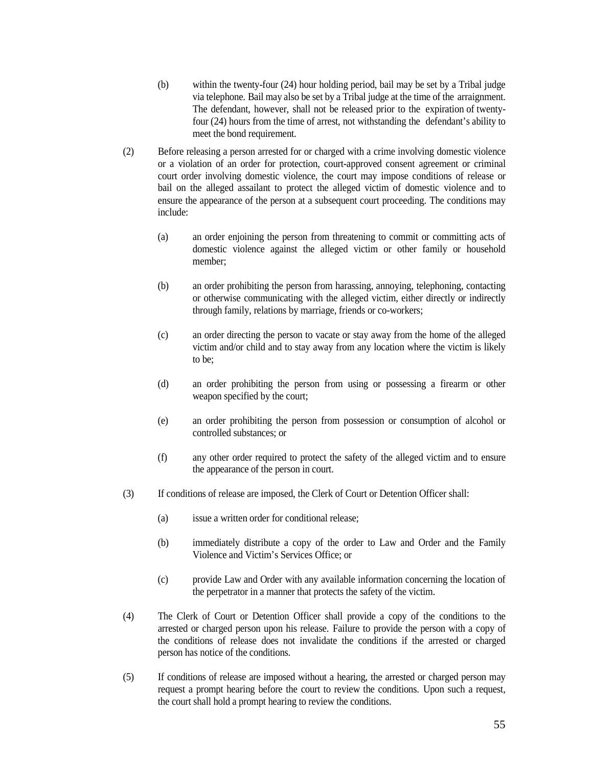(b) within the twenty-four (24) hour holding period, bail may be set by a Tribal judge via telephone. Bail may also be set by a Tribal judge at the time of the arraignment. The defendant, however, shall not be released prior to the expiration of twenty-four (24) hours from the time of arrest, not withstanding the defendant's ability to meet the bond requirement.

(2) Before releasing a person arrested for or charged with a crime involving domestic violence or a violation of an order for protection, court-approved consent agreement or criminal court order involving domestic violence, the court may impose conditions of release or bail on the alleged assailant to protect the alleged victim of domestic violence and to ensure the appearance of the person at a subsequent court proceeding. The conditions may include:

(a) an order enjoining the person from threatening to commit or committing acts of domestic violence against the alleged victim or other family or household member;

(b) an order prohibiting the person from harassing, annoying, telephoning, contacting or otherwise communicating with the alleged victim, either directly or indirectly through family, relations by marriage, friends or co-workers;

(c) an order directing the person to vacate or stay away from the home of the alleged victim and/or child and to stay away from any location where the victim is likely to be;

(d) an order prohibiting the person from using or possessing a firearm or other weapon specified by the court;

(e) an order prohibiting the person from possession or consumption of alcohol or controlled substances; or

(f) any other order required to protect the safety of the alleged victim and to ensure the appearance of the person in court.

(3) If conditions of release are imposed, the Clerk of Court or Detention Officer shall:

(a) issue a written order for conditional release;

(b) immediately distribute a copy of the order to Law and Order and the Family Violence and Victim's Services Office; or

(c) provide Law and Order with any available information concerning the location of the perpetrator in a manner that protects the safety of the victim.

(4) The Clerk of Court or Detention Officer shall provide a copy of the conditions to the arrested or charged person upon his release. Failure to provide the person with a copy of the conditions of release does not invalidate the conditions if the arrested or charged person has notice of the conditions.

(5) If conditions of release are imposed without a hearing, the arrested or charged person may request a prompt hearing before the court to review the conditions. Upon such a request, the court shall hold a prompt hearing to review the conditions.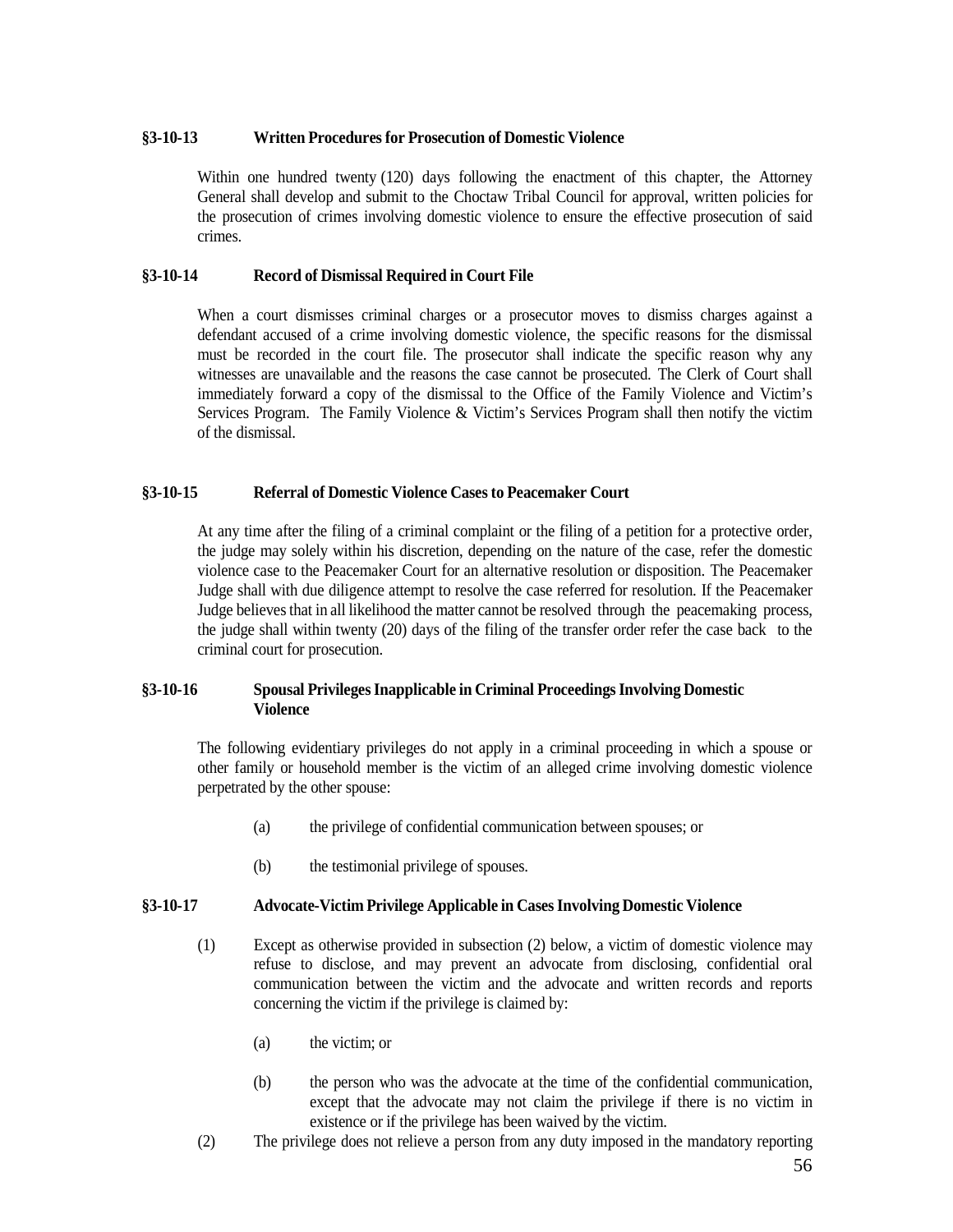### §3-10-13 Written Procedures for Prosecution of Domestic Violence

Within one hundred twenty (120) days following the enactment of this chapter, the Attorney General shall develop and submit to the Choctaw Tribal Council for approval, written policies for the prosecution of crimes involving domestic violence to ensure the effective prosecution of said crimes.

### §3-10-14 Record of Dismissal Required in Court File

When a court dismisses criminal charges or a prosecutor moves to dismiss charges against a defendant accused of a crime involving domestic violence, the specific reasons for the dismissal must be recorded in the court file. The prosecutor shall indicate the specific reason why any witnesses are unavailable and the reasons the case cannot be prosecuted. The Clerk of Court shall immediately forward a copy of the dismissal to the Office of the Family Violence and Victim's Services Program. The Family Violence & Victim's Services Program shall then notify the victim of the dismissal.

### §3-10-15 Referral of Domestic Violence Cases to Peacemaker Court

At any time after the filing of a criminal complaint or the filing of a petition for a protective order, the judge may solely within his discretion, depending on the nature of the case, refer the domestic violence case to the Peacemaker Court for an alternative resolution or disposition. The Peacemaker Judge shall with due diligence attempt to resolve the case referred for resolution. If the Peacemaker Judge believes that in all likelihood the matter cannot be resolved through the peacemaking process, the judge shall within twenty (20) days of the filing of the transfer order refer the case back to the criminal court for prosecution.

### §3-10-16 Spousal Privileges Inapplicable in Criminal Proceedings Involving Domestic Violence

The following evidentiary privileges do not apply in a criminal proceeding in which a spouse or other family or household member is the victim of an alleged crime involving domestic violence perpetrated by the other spouse:

(a) the privilege of confidential communication between spouses; or

(b) the testimonial privilege of spouses.

### §3-10-17 Advocate-Victim Privilege Applicable in Cases Involving Domestic Violence

(1) Except as otherwise provided in subsection (2) below, a victim of domestic violence may refuse to disclose, and may prevent an advocate from disclosing, confidential oral communication between the victim and the advocate and written records and reports concerning the victim if the privilege is claimed by:

(a) the victim; or

(b) the person who was the advocate at the time of the confidential communication, except that the advocate may not claim the privilege if there is no victim in existence or if the privilege has been waived by the victim.

(2) The privilege does not relieve a person from any duty imposed in the mandatory reporting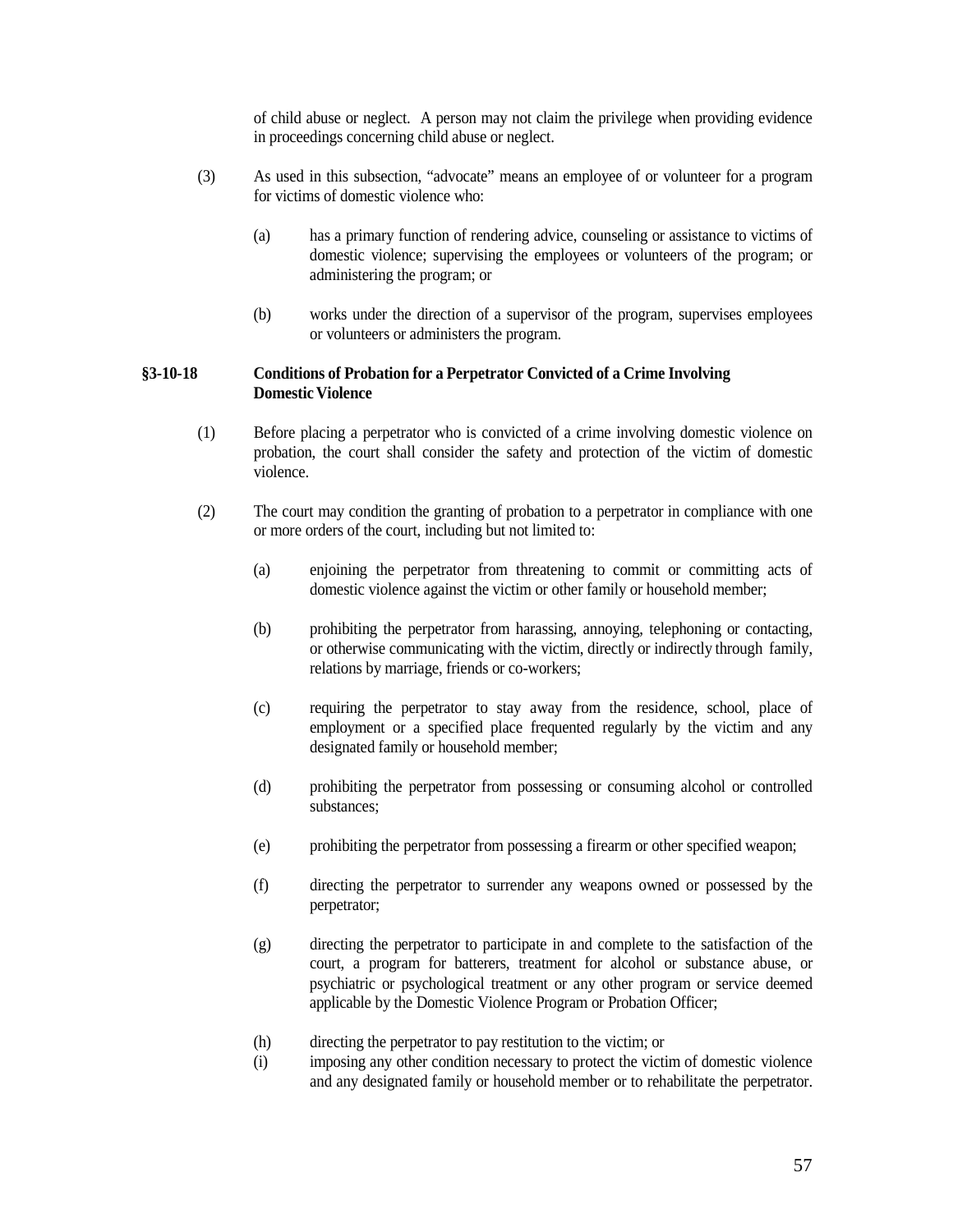of child abuse or neglect. A person may not claim the privilege when providing evidence in proceedings concerning child abuse or neglect.

(3) As used in this subsection, "advocate" means an employee of or volunteer for a program for victims of domestic violence who:

(a) has a primary function of rendering advice, counseling or assistance to victims of domestic violence; supervising the employees or volunteers of the program; or administering the program; or

(b) works under the direction of a supervisor of the program, supervises employees or volunteers or administers the program.

### §3-10-18 Conditions of Probation for a Perpetrator Convicted of a Crime Involving Domestic Violence

(1) Before placing a perpetrator who is convicted of a crime involving domestic violence on probation, the court shall consider the safety and protection of the victim of domestic violence.

(2) The court may condition the granting of probation to a perpetrator in compliance with one or more orders of the court, including but not limited to:

(a) enjoining the perpetrator from threatening to commit or committing acts of domestic violence against the victim or other family or household member;

(b) prohibiting the perpetrator from harassing, annoying, telephoning or contacting, or otherwise communicating with the victim, directly or indirectly through family, relations by marriage, friends or co-workers;

(c) requiring the perpetrator to stay away from the residence, school, place of employment or a specified place frequented regularly by the victim and any designated family or household member;

(d) prohibiting the perpetrator from possessing or consuming alcohol or controlled substances;

(e) prohibiting the perpetrator from possessing a firearm or other specified weapon;

(f) directing the perpetrator to surrender any weapons owned or possessed by the perpetrator;

(g) directing the perpetrator to participate in and complete to the satisfaction of the court, a program for batterers, treatment for alcohol or substance abuse, or psychiatric or psychological treatment or any other program or service deemed applicable by the Domestic Violence Program or Probation Officer;

(h) directing the perpetrator to pay restitution to the victim; or

(i) imposing any other condition necessary to protect the victim of domestic violence and any designated family or household member or to rehabilitate the perpetrator.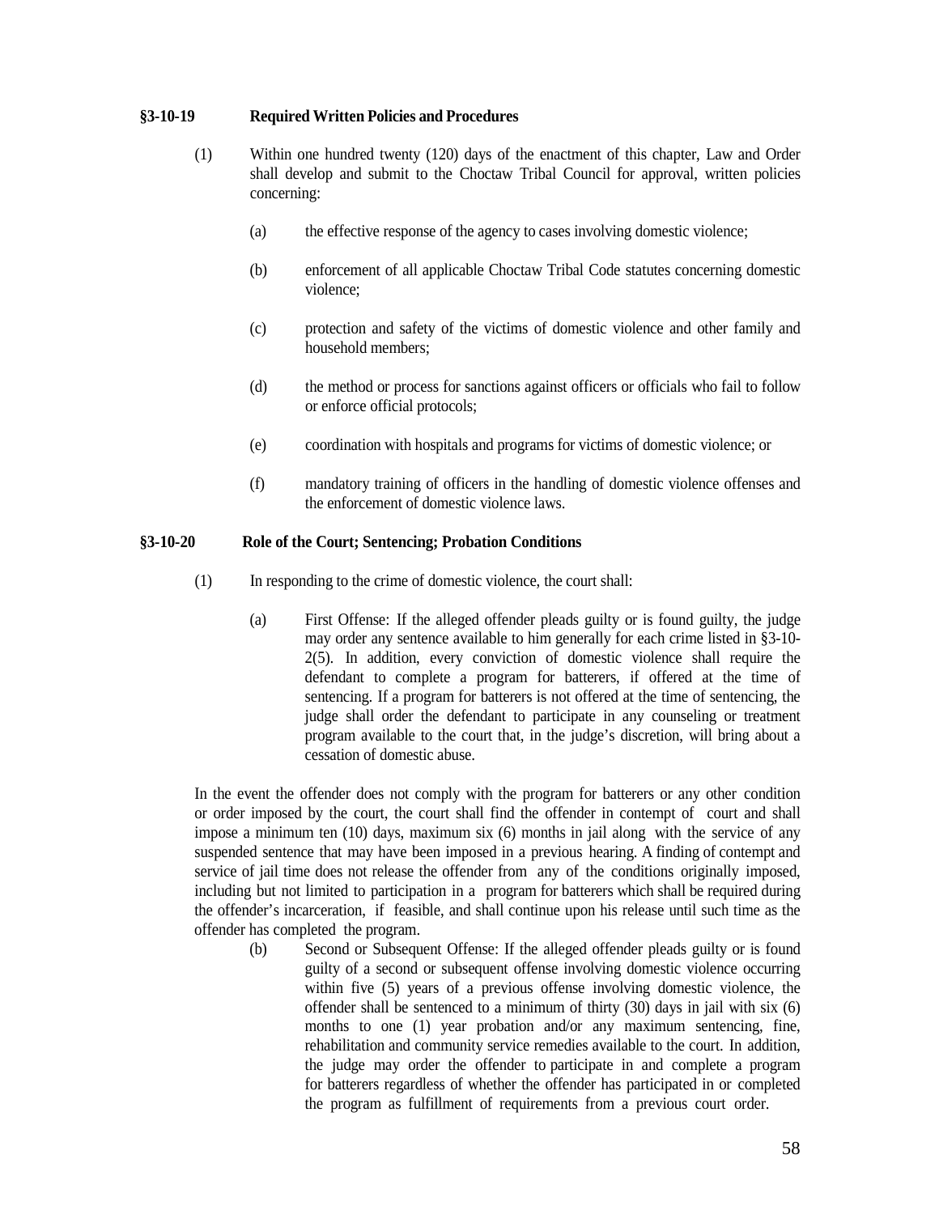### §3-10-19 Required Written Policies and Procedures

(1) Within one hundred twenty (120) days of the enactment of this chapter, Law and Order shall develop and submit to the Choctaw Tribal Council for approval, written policies concerning:

(a) the effective response of the agency to cases involving domestic violence;

(b) enforcement of all applicable Choctaw Tribal Code statutes concerning domestic violence;

(c) protection and safety of the victims of domestic violence and other family and household members;

(d) the method or process for sanctions against officers or officials who fail to follow or enforce official protocols;

(e) coordination with hospitals and programs for victims of domestic violence; or

(f) mandatory training of officers in the handling of domestic violence offenses and the enforcement of domestic violence laws.

### §3-10-20 Role of the Court; Sentencing; Probation Conditions

(1) In responding to the crime of domestic violence, the court shall:

(a) First Offense: If the alleged offender pleads guilty or is found guilty, the judge may order any sentence available to him generally for each crime listed in §3-10-2(5). In addition, every conviction of domestic violence shall require the defendant to complete a program for batterers, if offered at the time of sentencing. If a program for batterers is not offered at the time of sentencing, the judge shall order the defendant to participate in any counseling or treatment program available to the court that, in the judge's discretion, will bring about a cessation of domestic abuse.

In the event the offender does not comply with the program for batterers or any other condition or order imposed by the court, the court shall find the offender in contempt of court and shall impose a minimum ten (10) days, maximum six (6) months in jail along with the service of any suspended sentence that may have been imposed in a previous hearing. A finding of contempt and service of jail time does not release the offender from any of the conditions originally imposed, including but not limited to participation in a program for batterers which shall be required during the offender's incarceration, if feasible, and shall continue upon his release until such time as the offender has completed the program.

(b) Second or Subsequent Offense: If the alleged offender pleads guilty or is found guilty of a second or subsequent offense involving domestic violence occurring within five (5) years of a previous offense involving domestic violence, the offender shall be sentenced to a minimum of thirty (30) days in jail with six (6) months to one (1) year probation and/or any maximum sentencing, fine, rehabilitation and community service remedies available to the court. In addition, the judge may order the offender to participate in and complete a program for batterers regardless of whether the offender has participated in or completed the program as fulfillment of requirements from a previous court order.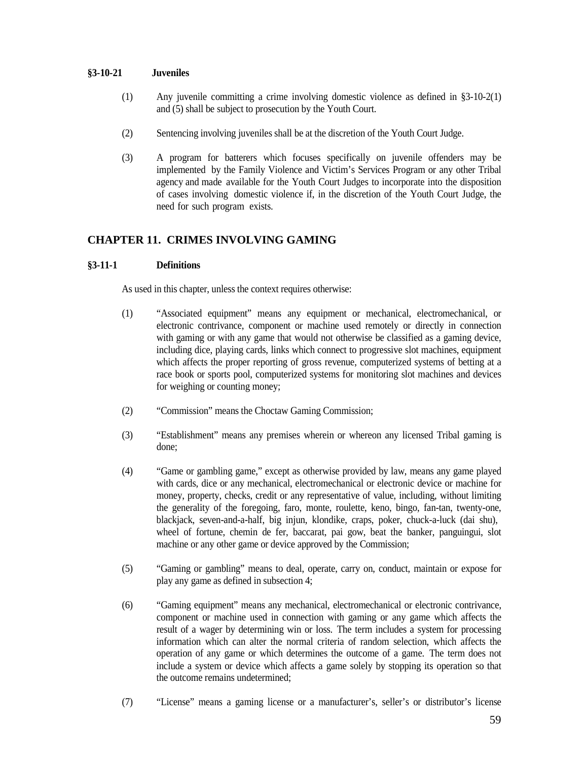### §3-10-21 Juveniles

(1) Any juvenile committing a crime involving domestic violence as defined in §3-10-2(1) and (5) shall be subject to prosecution by the Youth Court.

(2) Sentencing involving juveniles shall be at the discretion of the Youth Court Judge.

(3) A program for batterers which focuses specifically on juvenile offenders may be implemented by the Family Violence and Victim's Services Program or any other Tribal agency and made available for the Youth Court Judges to incorporate into the disposition of cases involving domestic violence if, in the discretion of the Youth Court Judge, the need for such program exists.

## CHAPTER 11. CRIMES INVOLVING GAMING

### §3-11-1 Definitions

As used in this chapter, unless the context requires otherwise:

(1) "Associated equipment" means any equipment or mechanical, electromechanical, or electronic contrivance, component or machine used remotely or directly in connection with gaming or with any game that would not otherwise be classified as a gaming device, including dice, playing cards, links which connect to progressive slot machines, equipment which affects the proper reporting of gross revenue, computerized systems of betting at a race book or sports pool, computerized systems for monitoring slot machines and devices for weighing or counting money;

(2) "Commission" means the Choctaw Gaming Commission;

(3) "Establishment" means any premises wherein or whereon any licensed Tribal gaming is done;

(4) "Game or gambling game," except as otherwise provided by law, means any game played with cards, dice or any mechanical, electromechanical or electronic device or machine for money, property, checks, credit or any representative of value, including, without limiting the generality of the foregoing, faro, monte, roulette, keno, bingo, fan-tan, twenty-one, blackjack, seven-and-a-half, big injun, klondike, craps, poker, chuck-a-luck (dai shu), wheel of fortune, chemin de fer, baccarat, pai gow, beat the banker, panguingui, slot machine or any other game or device approved by the Commission;

(5) "Gaming or gambling" means to deal, operate, carry on, conduct, maintain or expose for play any game as defined in subsection 4;

(6) "Gaming equipment" means any mechanical, electromechanical or electronic contrivance, component or machine used in connection with gaming or any game which affects the result of a wager by determining win or loss. The term includes a system for processing information which can alter the normal criteria of random selection, which affects the operation of any game or which determines the outcome of a game. The term does not include a system or device which affects a game solely by stopping its operation so that the outcome remains undetermined;

(7) "License" means a gaming license or a manufacturer's, seller's or distributor's license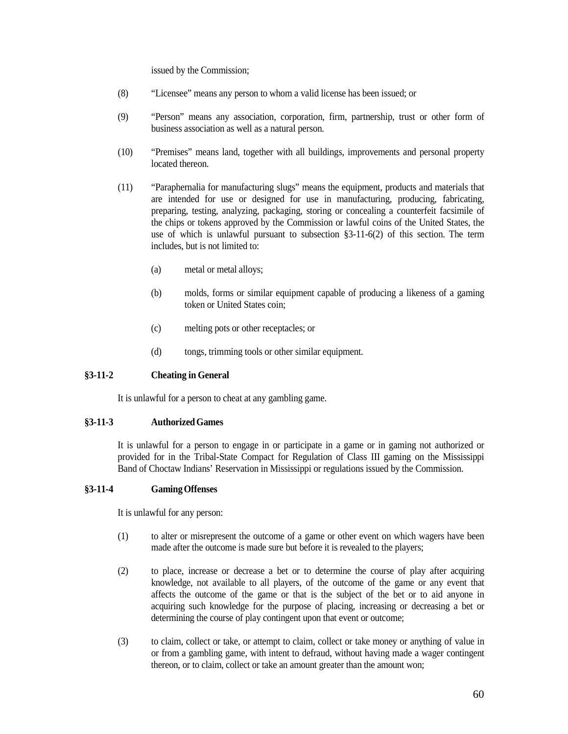issued by the Commission;

(8) "Licensee" means any person to whom a valid license has been issued; or

(9) "Person" means any association, corporation, firm, partnership, trust or other form of business association as well as a natural person.

(10) "Premises" means land, together with all buildings, improvements and personal property located thereon.

(11) "Paraphernalia for manufacturing slugs" means the equipment, products and materials that are intended for use or designed for use in manufacturing, producing, fabricating, preparing, testing, analyzing, packaging, storing or concealing a counterfeit facsimile of the chips or tokens approved by the Commission or lawful coins of the United States, the use of which is unlawful pursuant to subsection §3-11-6(2) of this section. The term includes, but is not limited to:

(a) metal or metal alloys;

(b) molds, forms or similar equipment capable of producing a likeness of a gaming token or United States coin;

(c) melting pots or other receptacles; or

(d) tongs, trimming tools or other similar equipment.

**§3-11-2 Cheating in General**

It is unlawful for a person to cheat at any gambling game.

**§3-11-3 Authorized Games**

It is unlawful for a person to engage in or participate in a game or in gaming not authorized or provided for in the Tribal-State Compact for Regulation of Class III gaming on the Mississippi Band of Choctaw Indians' Reservation in Mississippi or regulations issued by the Commission.

**§3-11-4 Gaming Offenses**

It is unlawful for any person:

(1) to alter or misrepresent the outcome of a game or other event on which wagers have been made after the outcome is made sure but before it is revealed to the players;

(2) to place, increase or decrease a bet or to determine the course of play after acquiring knowledge, not available to all players, of the outcome of the game or any event that affects the outcome of the game or that is the subject of the bet or to aid anyone in acquiring such knowledge for the purpose of placing, increasing or decreasing a bet or determining the course of play contingent upon that event or outcome;

(3) to claim, collect or take, or attempt to claim, collect or take money or anything of value in or from a gambling game, with intent to defraud, without having made a wager contingent thereon, or to claim, collect or take an amount greater than the amount won;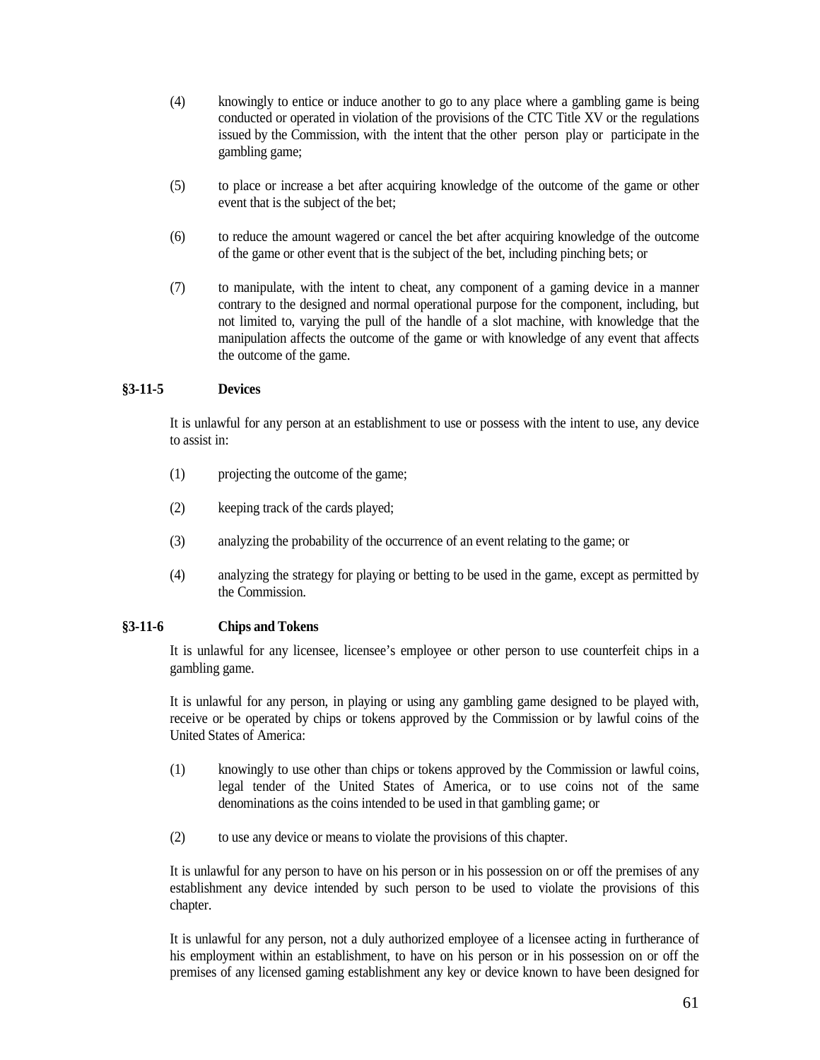(4) knowingly to entice or induce another to go to any place where a gambling game is being conducted or operated in violation of the provisions of the CTC Title XV or the regulations issued by the Commission, with the intent that the other person play or participate in the gambling game;

(5) to place or increase a bet after acquiring knowledge of the outcome of the game or other event that is the subject of the bet;

(6) to reduce the amount wagered or cancel the bet after acquiring knowledge of the outcome of the game or other event that is the subject of the bet, including pinching bets; or

(7) to manipulate, with the intent to cheat, any component of a gaming device in a manner contrary to the designed and normal operational purpose for the component, including, but not limited to, varying the pull of the handle of a slot machine, with knowledge that the manipulation affects the outcome of the game or with knowledge of any event that affects the outcome of the game.

### §3-11-5 Devices

It is unlawful for any person at an establishment to use or possess with the intent to use, any device to assist in:

(1) projecting the outcome of the game;

(2) keeping track of the cards played;

(3) analyzing the probability of the occurrence of an event relating to the game; or

(4) analyzing the strategy for playing or betting to be used in the game, except as permitted by the Commission.

### §3-11-6 Chips and Tokens

It is unlawful for any licensee, licensee's employee or other person to use counterfeit chips in a gambling game.

It is unlawful for any person, in playing or using any gambling game designed to be played with, receive or be operated by chips or tokens approved by the Commission or by lawful coins of the United States of America:

(1) knowingly to use other than chips or tokens approved by the Commission or lawful coins, legal tender of the United States of America, or to use coins not of the same denominations as the coins intended to be used in that gambling game; or

(2) to use any device or means to violate the provisions of this chapter.

It is unlawful for any person to have on his person or in his possession on or off the premises of any establishment any device intended by such person to be used to violate the provisions of this chapter.

It is unlawful for any person, not a duly authorized employee of a licensee acting in furtherance of his employment within an establishment, to have on his person or in his possession on or off the premises of any licensed gaming establishment any key or device known to have been designed for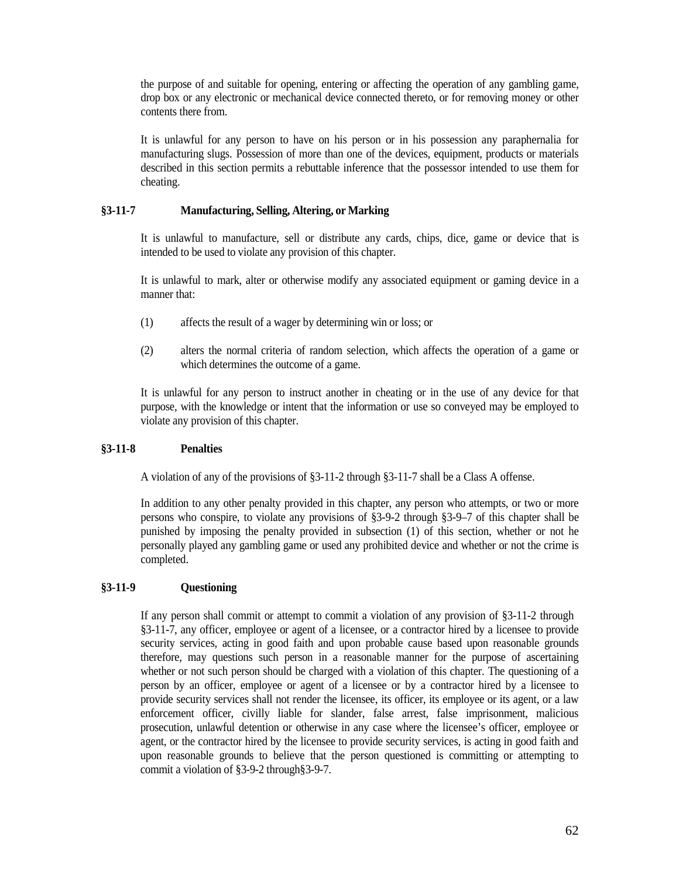the purpose of and suitable for opening, entering or affecting the operation of any gambling game, drop box or any electronic or mechanical device connected thereto, or for removing money or other contents there from.

It is unlawful for any person to have on his person or in his possession any paraphernalia for manufacturing slugs. Possession of more than one of the devices, equipment, products or materials described in this section permits a rebuttable inference that the possessor intended to use them for cheating.

### §3-11-7 Manufacturing, Selling, Altering, or Marking

It is unlawful to manufacture, sell or distribute any cards, chips, dice, game or device that is intended to be used to violate any provision of this chapter.

It is unlawful to mark, alter or otherwise modify any associated equipment or gaming device in a manner that:

(1) affects the result of a wager by determining win or loss; or

(2) alters the normal criteria of random selection, which affects the operation of a game or which determines the outcome of a game.

It is unlawful for any person to instruct another in cheating or in the use of any device for that purpose, with the knowledge or intent that the information or use so conveyed may be employed to violate any provision of this chapter.

### §3-11-8 Penalties

A violation of any of the provisions of §3-11-2 through §3-11-7 shall be a Class A offense.

In addition to any other penalty provided in this chapter, any person who attempts, or two or more persons who conspire, to violate any provisions of §3-9-2 through §3-9–7 of this chapter shall be punished by imposing the penalty provided in subsection (1) of this section, whether or not he personally played any gambling game or used any prohibited device and whether or not the crime is completed.

### §3-11-9 Questioning

If any person shall commit or attempt to commit a violation of any provision of §3-11-2 through §3-11-7, any officer, employee or agent of a licensee, or a contractor hired by a licensee to provide security services, acting in good faith and upon probable cause based upon reasonable grounds therefore, may questions such person in a reasonable manner for the purpose of ascertaining whether or not such person should be charged with a violation of this chapter. The questioning of a person by an officer, employee or agent of a licensee or by a contractor hired by a licensee to provide security services shall not render the licensee, its officer, its employee or its agent, or a law enforcement officer, civilly liable for slander, false arrest, false imprisonment, malicious prosecution, unlawful detention or otherwise in any case where the licensee's officer, employee or agent, or the contractor hired by the licensee to provide security services, is acting in good faith and upon reasonable grounds to believe that the person questioned is committing or attempting to commit a violation of §3-9-2 through§3-9-7.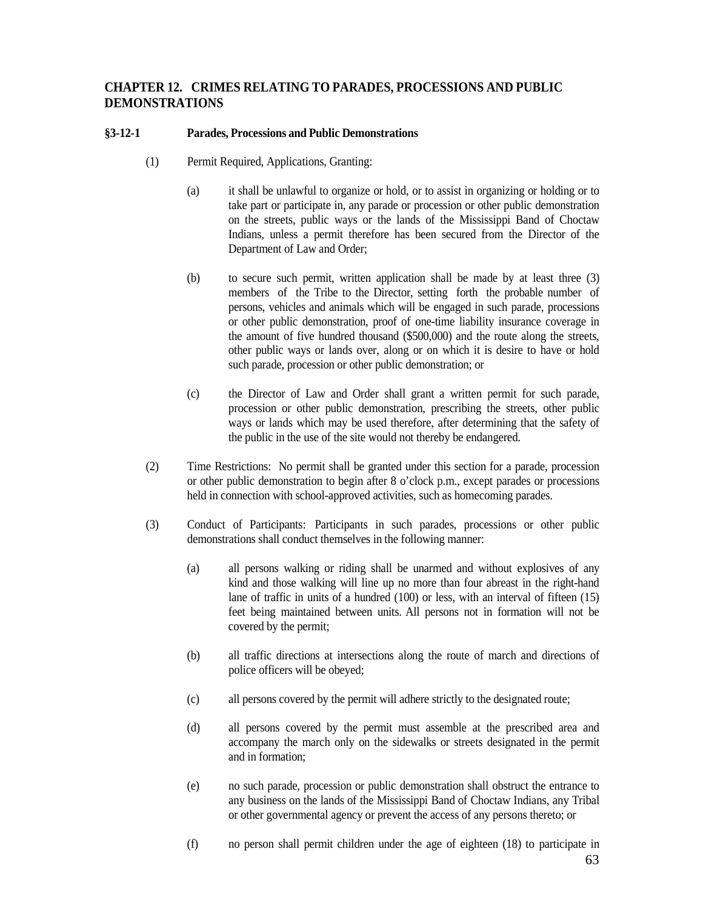## CHAPTER 12. CRIMES RELATING TO PARADES, PROCESSIONS AND PUBLIC DEMONSTRATIONS

### §3-12-1 Parades, Processions and Public Demonstrations

(1) Permit Required, Applications, Granting:

(a) it shall be unlawful to organize or hold, or to assist in organizing or holding or to take part or participate in, any parade or procession or other public demonstration on the streets, public ways or the lands of the Mississippi Band of Choctaw Indians, unless a permit therefore has been secured from the Director of the Department of Law and Order;

(b) to secure such permit, written application shall be made by at least three (3) members of the Tribe to the Director, setting forth the probable number of persons, vehicles and animals which will be engaged in such parade, processions or other public demonstration, proof of one-time liability insurance coverage in the amount of five hundred thousand ($500,000) and the route along the streets, other public ways or lands over, along or on which it is desire to have or hold such parade, procession or other public demonstration; or

(c) the Director of Law and Order shall grant a written permit for such parade, procession or other public demonstration, prescribing the streets, other public ways or lands which may be used therefore, after determining that the safety of the public in the use of the site would not thereby be endangered.

(2) Time Restrictions: No permit shall be granted under this section for a parade, procession or other public demonstration to begin after 8 o'clock p.m., except parades or processions held in connection with school-approved activities, such as homecoming parades.

(3) Conduct of Participants: Participants in such parades, processions or other public demonstrations shall conduct themselves in the following manner:

(a) all persons walking or riding shall be unarmed and without explosives of any kind and those walking will line up no more than four abreast in the right-hand lane of traffic in units of a hundred (100) or less, with an interval of fifteen (15) feet being maintained between units. All persons not in formation will not be covered by the permit;

(b) all traffic directions at intersections along the route of march and directions of police officers will be obeyed;

(c) all persons covered by the permit will adhere strictly to the designated route;

(d) all persons covered by the permit must assemble at the prescribed area and accompany the march only on the sidewalks or streets designated in the permit and in formation;

(e) no such parade, procession or public demonstration shall obstruct the entrance to any business on the lands of the Mississippi Band of Choctaw Indians, any Tribal or other governmental agency or prevent the access of any persons thereto; or

(f) no person shall permit children under the age of eighteen (18) to participate in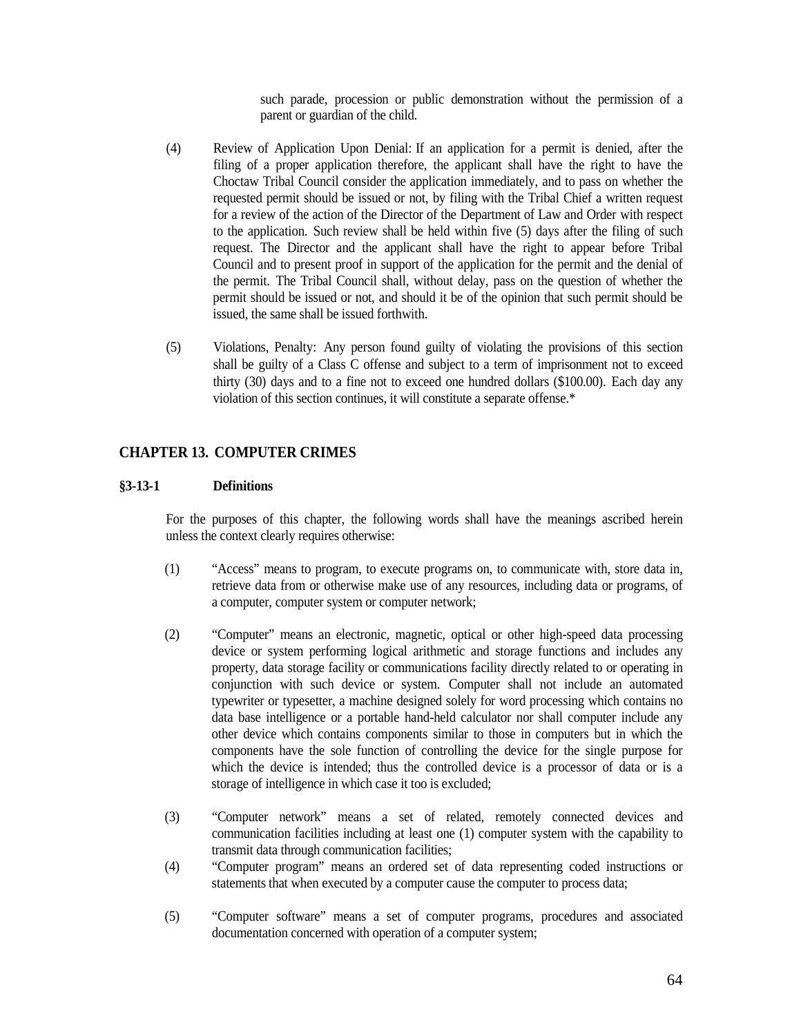such parade, procession or public demonstration without the permission of a parent or guardian of the child.

(4) Review of Application Upon Denial: If an application for a permit is denied, after the filing of a proper application therefore, the applicant shall have the right to have the Choctaw Tribal Council consider the application immediately, and to pass on whether the requested permit should be issued or not, by filing with the Tribal Chief a written request for a review of the action of the Director of the Department of Law and Order with respect to the application. Such review shall be held within five (5) days after the filing of such request. The Director and the applicant shall have the right to appear before Tribal Council and to present proof in support of the application for the permit and the denial of the permit. The Tribal Council shall, without delay, pass on the question of whether the permit should be issued or not, and should it be of the opinion that such permit should be issued, the same shall be issued forthwith.

(5) Violations, Penalty: Any person found guilty of violating the provisions of this section shall be guilty of a Class C offense and subject to a term of imprisonment not to exceed thirty (30) days and to a fine not to exceed one hundred dollars ($100.00). Each day any violation of this section continues, it will constitute a separate offense.*

## CHAPTER 13. COMPUTER CRIMES

### §3-13-1 Definitions

For the purposes of this chapter, the following words shall have the meanings ascribed herein unless the context clearly requires otherwise:

(1) "Access" means to program, to execute programs on, to communicate with, store data in, retrieve data from or otherwise make use of any resources, including data or programs, of a computer, computer system or computer network;

(2) "Computer" means an electronic, magnetic, optical or other high-speed data processing device or system performing logical arithmetic and storage functions and includes any property, data storage facility or communications facility directly related to or operating in conjunction with such device or system. Computer shall not include an automated typewriter or typesetter, a machine designed solely for word processing which contains no data base intelligence or a portable hand-held calculator nor shall computer include any other device which contains components similar to those in computers but in which the components have the sole function of controlling the device for the single purpose for which the device is intended; thus the controlled device is a processor of data or is a storage of intelligence in which case it too is excluded;

(3) "Computer network" means a set of related, remotely connected devices and communication facilities including at least one (1) computer system with the capability to transmit data through communication facilities;

(4) "Computer program" means an ordered set of data representing coded instructions or statements that when executed by a computer cause the computer to process data;

(5) "Computer software" means a set of computer programs, procedures and associated documentation concerned with operation of a computer system;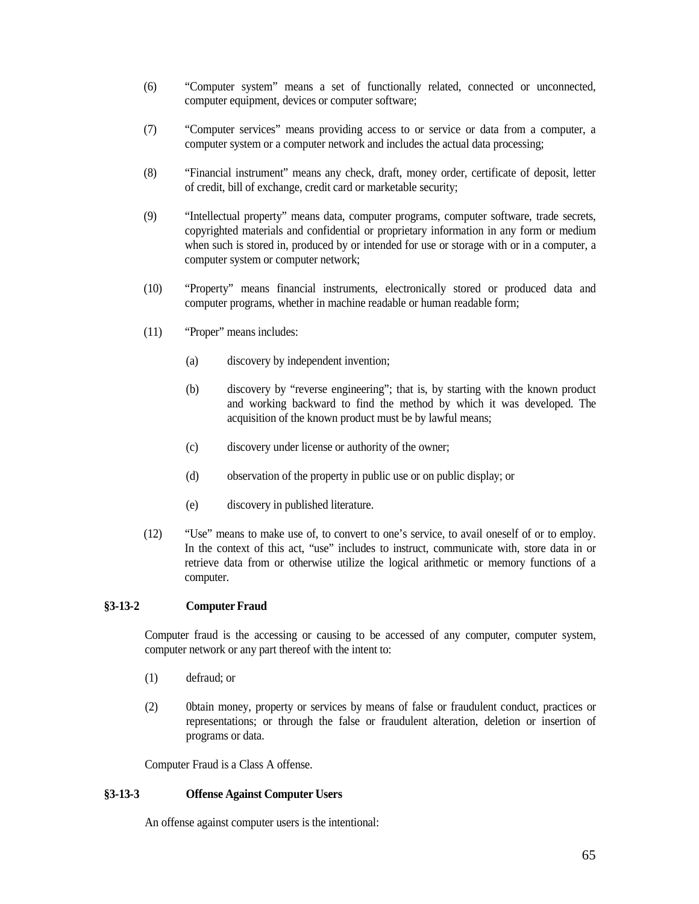(6) "Computer system" means a set of functionally related, connected or unconnected, computer equipment, devices or computer software;

(7) "Computer services" means providing access to or service or data from a computer, a computer system or a computer network and includes the actual data processing;

(8) "Financial instrument" means any check, draft, money order, certificate of deposit, letter of credit, bill of exchange, credit card or marketable security;

(9) "Intellectual property" means data, computer programs, computer software, trade secrets, copyrighted materials and confidential or proprietary information in any form or medium when such is stored in, produced by or intended for use or storage with or in a computer, a computer system or computer network;

(10) "Property" means financial instruments, electronically stored or produced data and computer programs, whether in machine readable or human readable form;

(11) "Proper" means includes:

   (a) discovery by independent invention;

   (b) discovery by "reverse engineering"; that is, by starting with the known product and working backward to find the method by which it was developed. The acquisition of the known product must be by lawful means;

   (c) discovery under license or authority of the owner;

   (d) observation of the property in public use or on public display; or

   (e) discovery in published literature.

(12) "Use" means to make use of, to convert to one's service, to avail oneself of or to employ. In the context of this act, "use" includes to instruct, communicate with, store data in or retrieve data from or otherwise utilize the logical arithmetic or memory functions of a computer.

### §3-13-2 Computer Fraud

Computer fraud is the accessing or causing to be accessed of any computer, computer system, computer network or any part thereof with the intent to:

(1) defraud; or

(2) 0btain money, property or services by means of false or fraudulent conduct, practices or representations; or through the false or fraudulent alteration, deletion or insertion of programs or data.

Computer Fraud is a Class A offense.

### §3-13-3 Offense Against Computer Users

An offense against computer users is the intentional: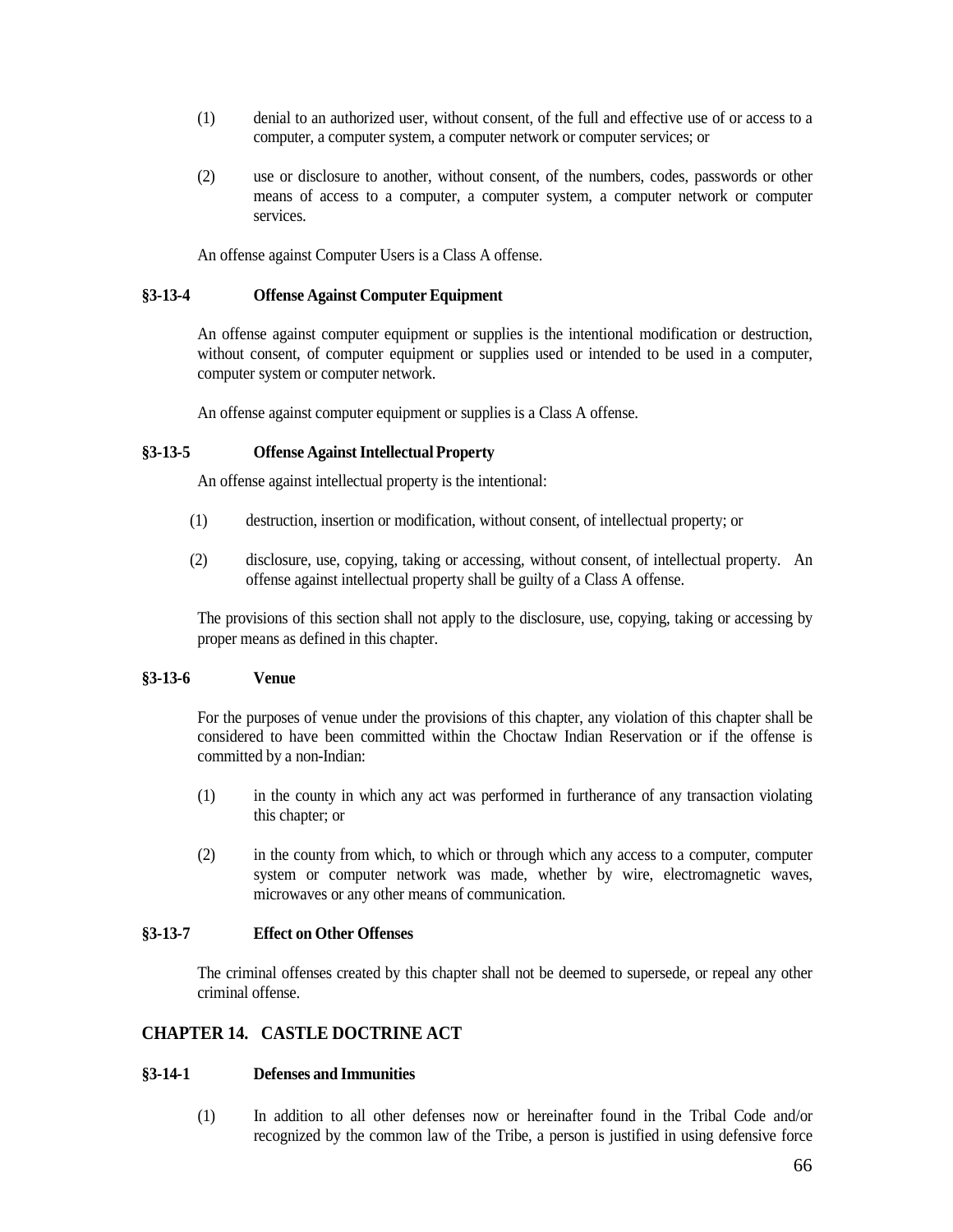(1) denial to an authorized user, without consent, of the full and effective use of or access to a computer, a computer system, a computer network or computer services; or

(2) use or disclosure to another, without consent, of the numbers, codes, passwords or other means of access to a computer, a computer system, a computer network or computer services.

An offense against Computer Users is a Class A offense.

**§3-13-4 Offense Against Computer Equipment**

An offense against computer equipment or supplies is the intentional modification or destruction, without consent, of computer equipment or supplies used or intended to be used in a computer, computer system or computer network.

An offense against computer equipment or supplies is a Class A offense.

**§3-13-5 Offense Against Intellectual Property**

An offense against intellectual property is the intentional:

(1) destruction, insertion or modification, without consent, of intellectual property; or

(2) disclosure, use, copying, taking or accessing, without consent, of intellectual property. An offense against intellectual property shall be guilty of a Class A offense.

The provisions of this section shall not apply to the disclosure, use, copying, taking or accessing by proper means as defined in this chapter.

**§3-13-6 Venue**

For the purposes of venue under the provisions of this chapter, any violation of this chapter shall be considered to have been committed within the Choctaw Indian Reservation or if the offense is committed by a non-Indian:

(1) in the county in which any act was performed in furtherance of any transaction violating this chapter; or

(2) in the county from which, to which or through which any access to a computer, computer system or computer network was made, whether by wire, electromagnetic waves, microwaves or any other means of communication.

**§3-13-7 Effect on Other Offenses**

The criminal offenses created by this chapter shall not be deemed to supersede, or repeal any other criminal offense.

## CHAPTER 14. CASTLE DOCTRINE ACT

**§3-14-1 Defenses and Immunities**

(1) In addition to all other defenses now or hereinafter found in the Tribal Code and/or recognized by the common law of the Tribe, a person is justified in using defensive force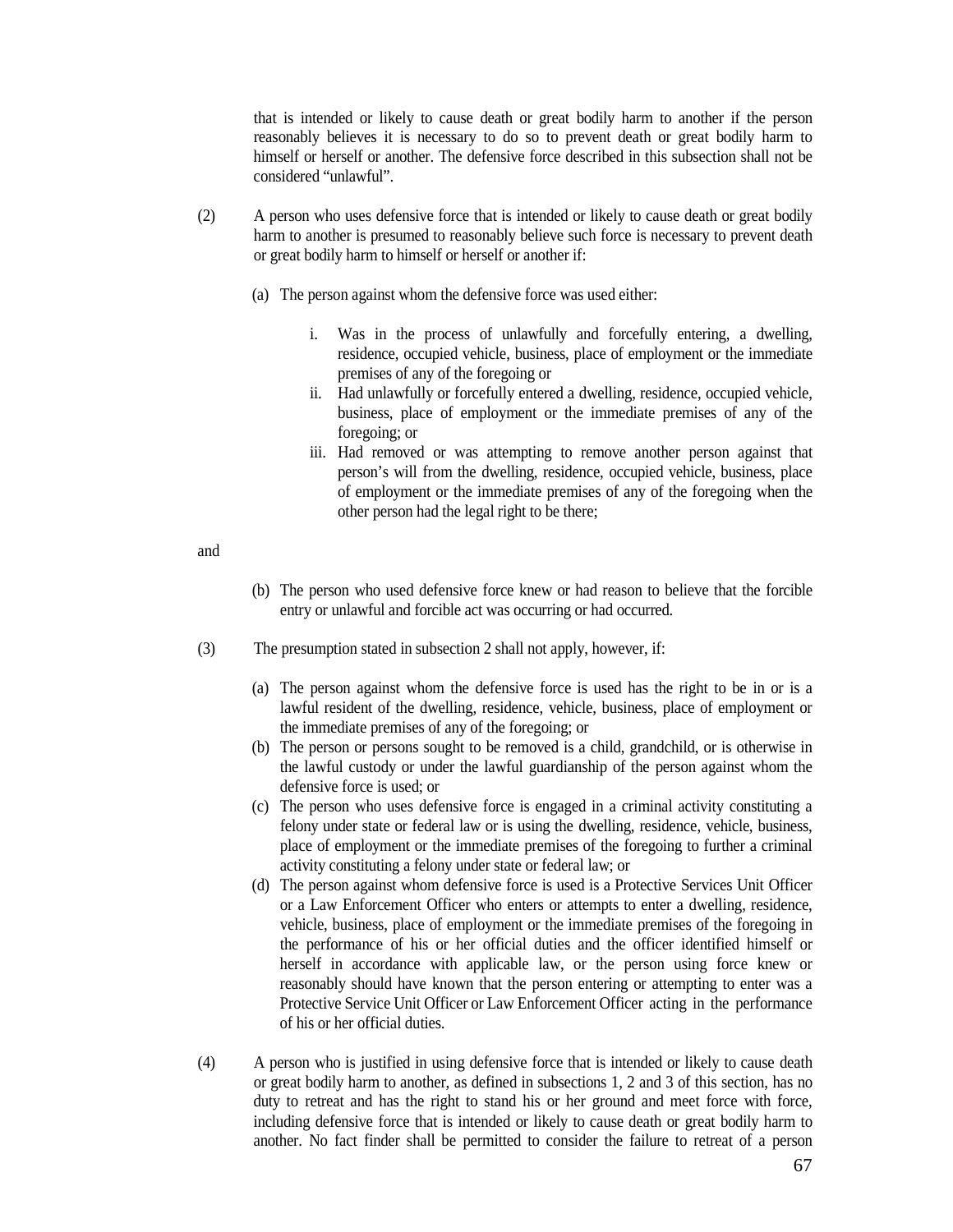that is intended or likely to cause death or great bodily harm to another if the person reasonably believes it is necessary to do so to prevent death or great bodily harm to himself or herself or another. The defensive force described in this subsection shall not be considered "unlawful".

(2) A person who uses defensive force that is intended or likely to cause death or great bodily harm to another is presumed to reasonably believe such force is necessary to prevent death or great bodily harm to himself or herself or another if:

(a) The person against whom the defensive force was used either:

i. Was in the process of unlawfully and forcefully entering, a dwelling, residence, occupied vehicle, business, place of employment or the immediate premises of any of the foregoing or
ii. Had unlawfully or forcefully entered a dwelling, residence, occupied vehicle, business, place of employment or the immediate premises of any of the foregoing; or
iii. Had removed or was attempting to remove another person against that person's will from the dwelling, residence, occupied vehicle, business, place of employment or the immediate premises of any of the foregoing when the other person had the legal right to be there;

and

(b) The person who used defensive force knew or had reason to believe that the forcible entry or unlawful and forcible act was occurring or had occurred.

(3) The presumption stated in subsection 2 shall not apply, however, if:

(a) The person against whom the defensive force is used has the right to be in or is a lawful resident of the dwelling, residence, vehicle, business, place of employment or the immediate premises of any of the foregoing; or
(b) The person or persons sought to be removed is a child, grandchild, or is otherwise in the lawful custody or under the lawful guardianship of the person against whom the defensive force is used; or
(c) The person who uses defensive force is engaged in a criminal activity constituting a felony under state or federal law or is using the dwelling, residence, vehicle, business, place of employment or the immediate premises of the foregoing to further a criminal activity constituting a felony under state or federal law; or
(d) The person against whom defensive force is used is a Protective Services Unit Officer or a Law Enforcement Officer who enters or attempts to enter a dwelling, residence, vehicle, business, place of employment or the immediate premises of the foregoing in the performance of his or her official duties and the officer identified himself or herself in accordance with applicable law, or the person using force knew or reasonably should have known that the person entering or attempting to enter was a Protective Service Unit Officer or Law Enforcement Officer acting in the performance of his or her official duties.

(4) A person who is justified in using defensive force that is intended or likely to cause death or great bodily harm to another, as defined in subsections 1, 2 and 3 of this section, has no duty to retreat and has the right to stand his or her ground and meet force with force, including defensive force that is intended or likely to cause death or great bodily harm to another. No fact finder shall be permitted to consider the failure to retreat of a person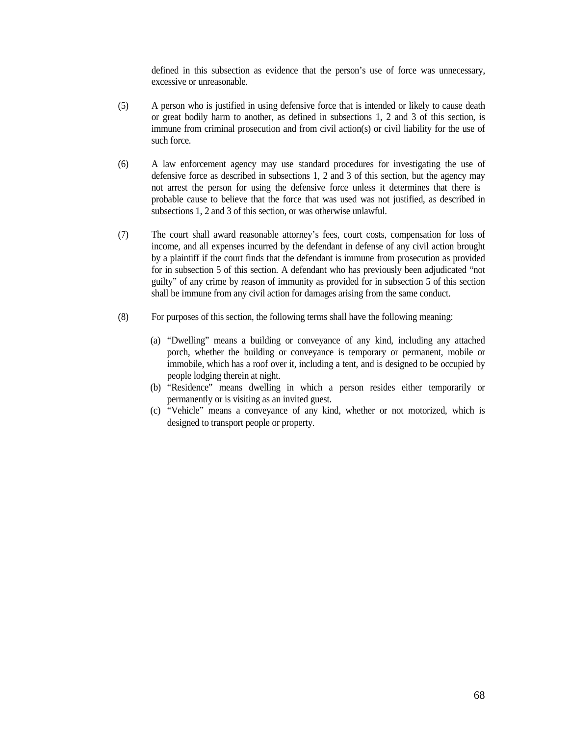defined in this subsection as evidence that the person's use of force was unnecessary, excessive or unreasonable.

(5) A person who is justified in using defensive force that is intended or likely to cause death or great bodily harm to another, as defined in subsections 1, 2 and 3 of this section, is immune from criminal prosecution and from civil action(s) or civil liability for the use of such force.

(6) A law enforcement agency may use standard procedures for investigating the use of defensive force as described in subsections 1, 2 and 3 of this section, but the agency may not arrest the person for using the defensive force unless it determines that there is probable cause to believe that the force that was used was not justified, as described in subsections 1, 2 and 3 of this section, or was otherwise unlawful.

(7) The court shall award reasonable attorney's fees, court costs, compensation for loss of income, and all expenses incurred by the defendant in defense of any civil action brought by a plaintiff if the court finds that the defendant is immune from prosecution as provided for in subsection 5 of this section. A defendant who has previously been adjudicated "not guilty" of any crime by reason of immunity as provided for in subsection 5 of this section shall be immune from any civil action for damages arising from the same conduct.

(8) For purposes of this section, the following terms shall have the following meaning:

(a) "Dwelling" means a building or conveyance of any kind, including any attached porch, whether the building or conveyance is temporary or permanent, mobile or immobile, which has a roof over it, including a tent, and is designed to be occupied by people lodging therein at night.
(b) "Residence" means dwelling in which a person resides either temporarily or permanently or is visiting as an invited guest.
(c) "Vehicle" means a conveyance of any kind, whether or not motorized, which is designed to transport people or property.